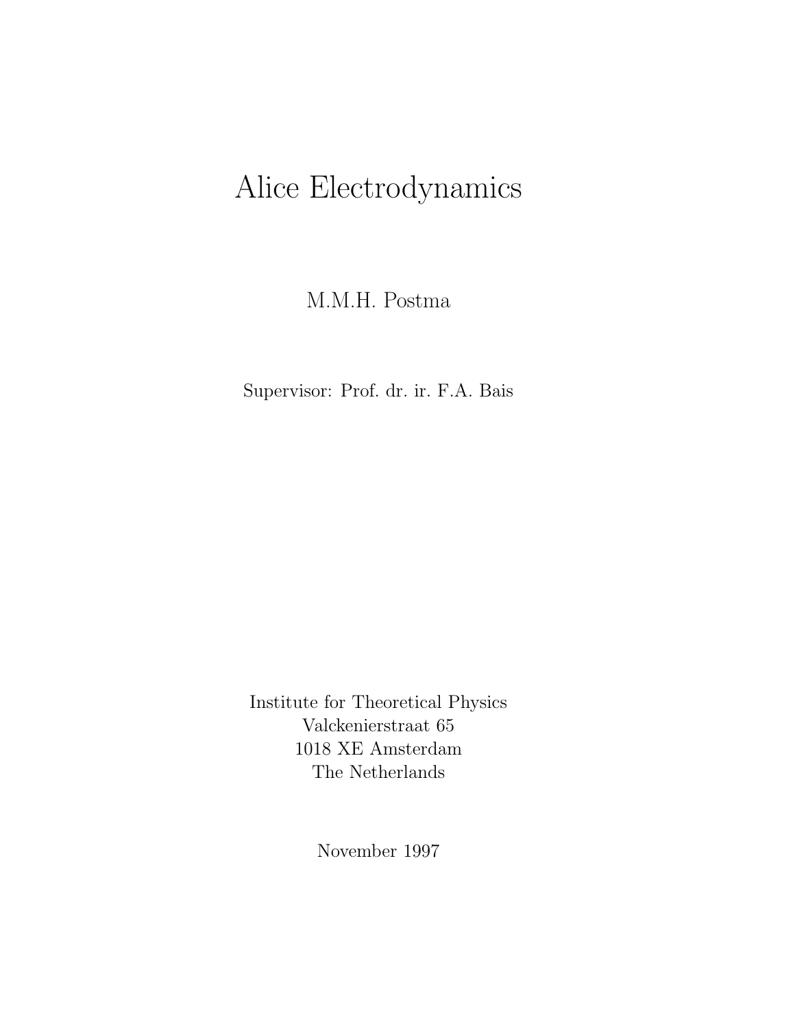# Alice Electrodynamics

M.M.H. Postma

Supervisor: Prof. dr. ir. F.A. Bais

Institute for Theoretical Physics
Valckenierstraat 65
1018 XE Amsterdam
The Netherlands

November 1997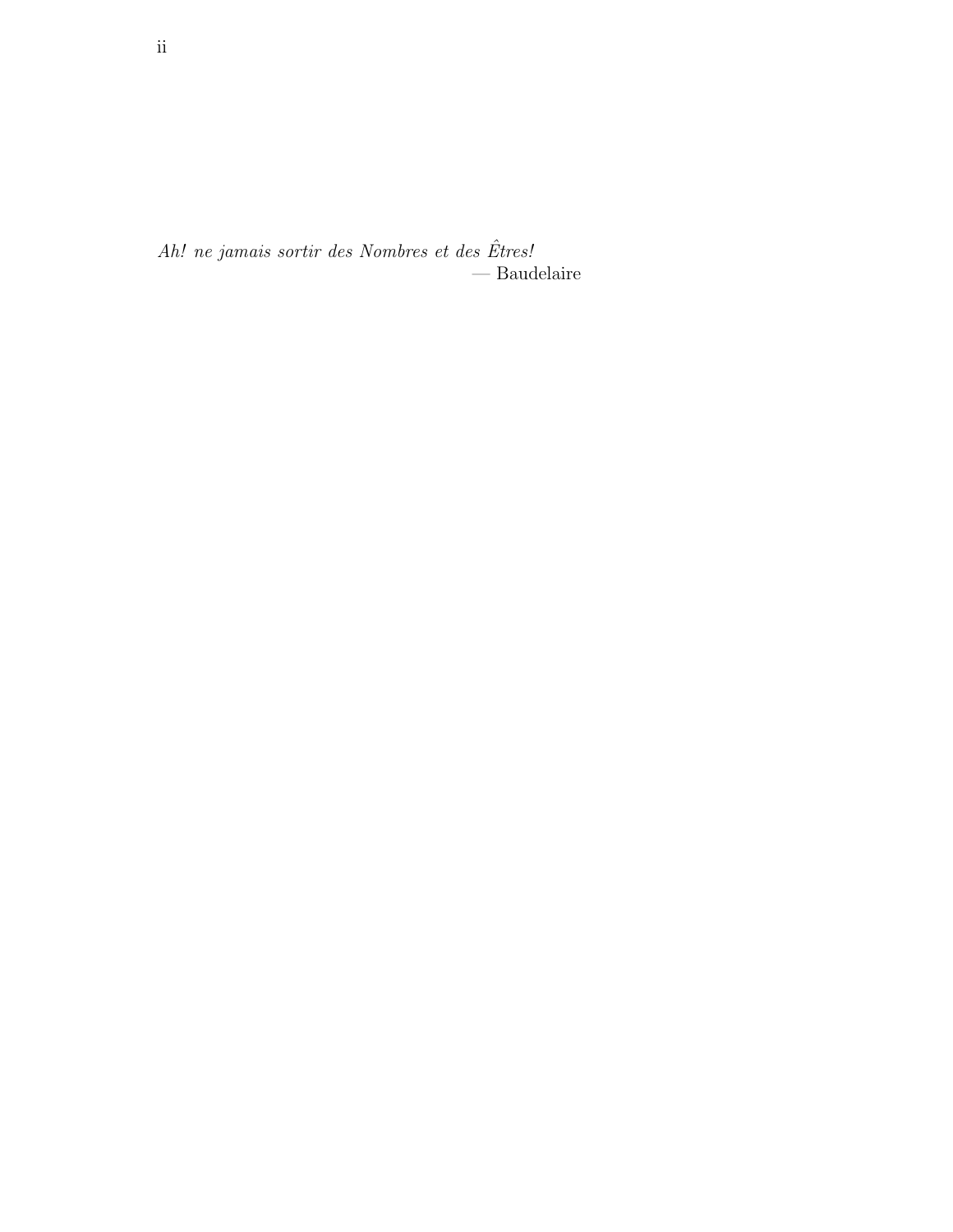*Ah! ne jamais sortir des Nombres et des Êtres!*

— Baudelaire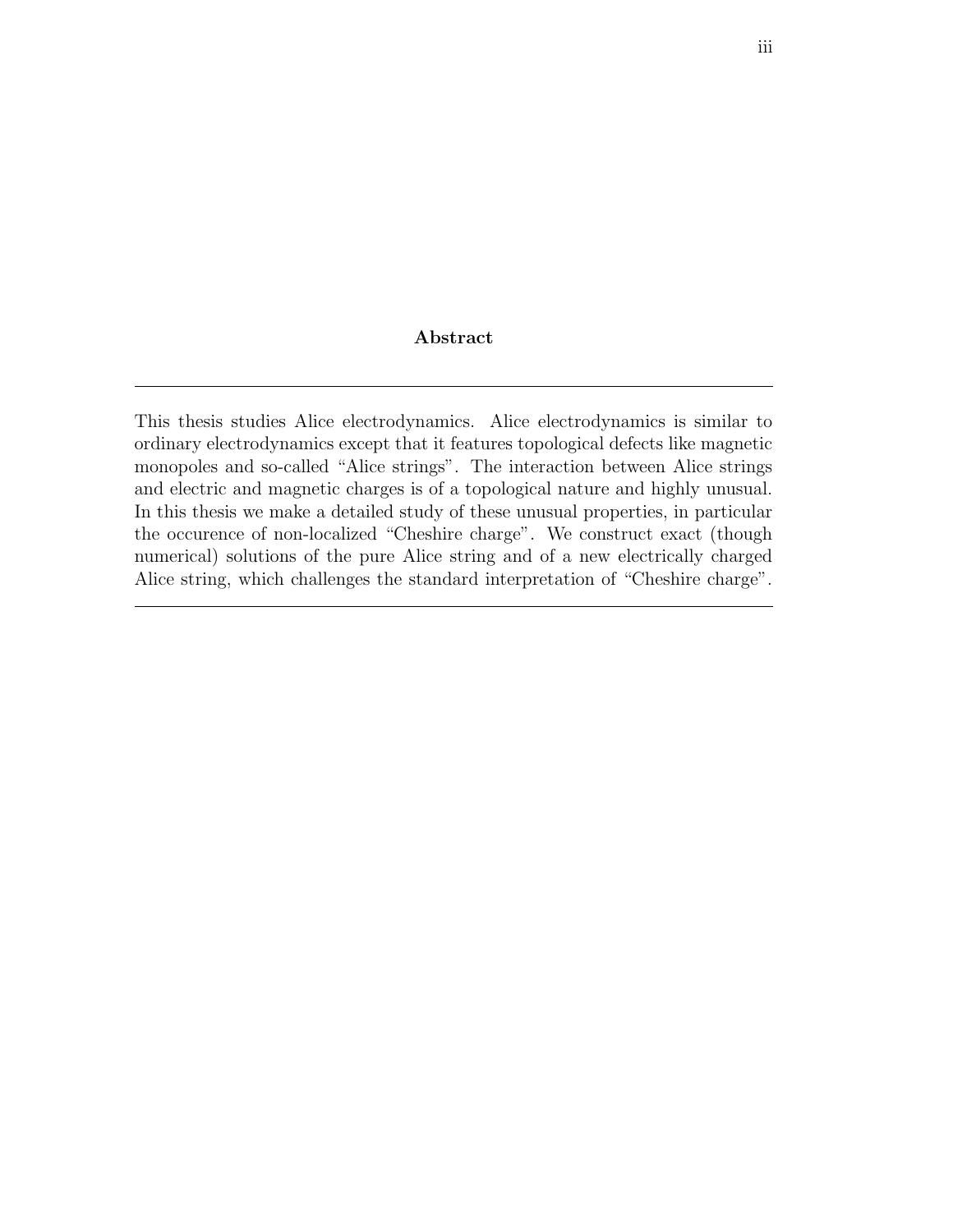# Abstract

---

This thesis studies Alice electrodynamics. Alice electrodynamics is similar to ordinary electrodynamics except that it features topological defects like magnetic monopoles and so-called "Alice strings". The interaction between Alice strings and electric and magnetic charges is of a topological nature and highly unusual. In this thesis we make a detailed study of these unusual properties, in particular the occurence of non-localized "Cheshire charge". We construct exact (though numerical) solutions of the pure Alice string and of a new electrically charged Alice string, which challenges the standard interpretation of "Cheshire charge".

---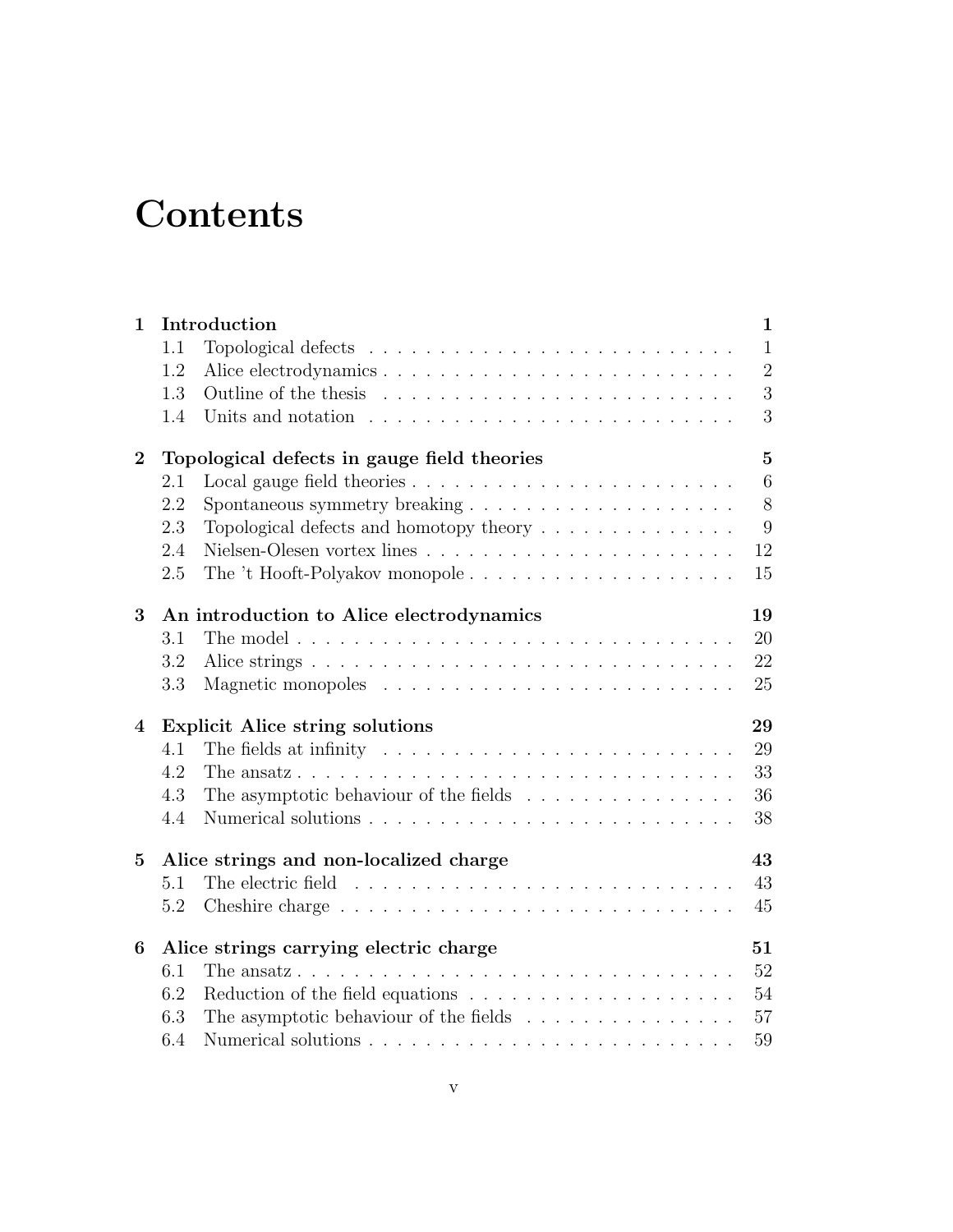# Contents

| | | |
|---|---|---|
| **1** | **Introduction** | **1** |
| 1.1 | Topological defects | 1 |
| 1.2 | Alice electrodynamics | 2 |
| 1.3 | Outline of the thesis | 3 |
| 1.4 | Units and notation | 3 |
| **2** | **Topological defects in gauge field theories** | **5** |
| 2.1 | Local gauge field theories | 6 |
| 2.2 | Spontaneous symmetry breaking | 8 |
| 2.3 | Topological defects and homotopy theory | 9 |
| 2.4 | Nielsen-Olesen vortex lines | 12 |
| 2.5 | The 't Hooft-Polyakov monopole | 15 |
| **3** | **An introduction to Alice electrodynamics** | **19** |
| 3.1 | The model | 20 |
| 3.2 | Alice strings | 22 |
| 3.3 | Magnetic monopoles | 25 |
| **4** | **Explicit Alice string solutions** | **29** |
| 4.1 | The fields at infinity | 29 |
| 4.2 | The ansatz | 33 |
| 4.3 | The asymptotic behaviour of the fields | 36 |
| 4.4 | Numerical solutions | 38 |
| **5** | **Alice strings and non-localized charge** | **43** |
| 5.1 | The electric field | 43 |
| 5.2 | Cheshire charge | 45 |
| **6** | **Alice strings carrying electric charge** | **51** |
| 6.1 | The ansatz | 52 |
| 6.2 | Reduction of the field equations | 54 |
| 6.3 | The asymptotic behaviour of the fields | 57 |
| 6.4 | Numerical solutions | 59 |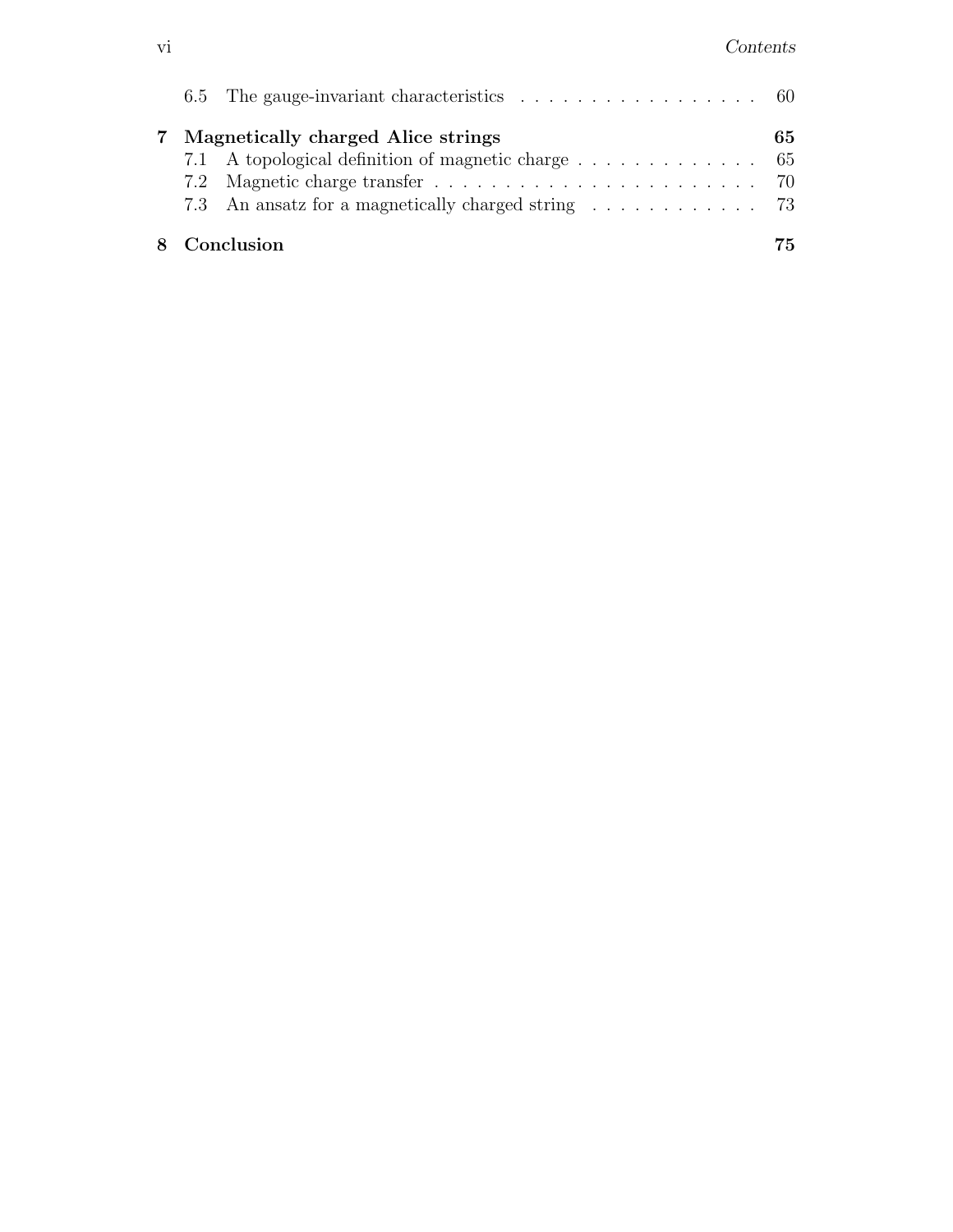6.5 The gauge-invariant characteristics . . . . . . . . . . . . . . . . . . 60

**7 Magnetically charged Alice strings** **65**

7.1 A topological definition of magnetic charge . . . . . . . . . . . . . . 65

7.2 Magnetic charge transfer . . . . . . . . . . . . . . . . . . . . . . . . 70

7.3 An ansatz for a magnetically charged string . . . . . . . . . . . . . 73

**8 Conclusion** **75**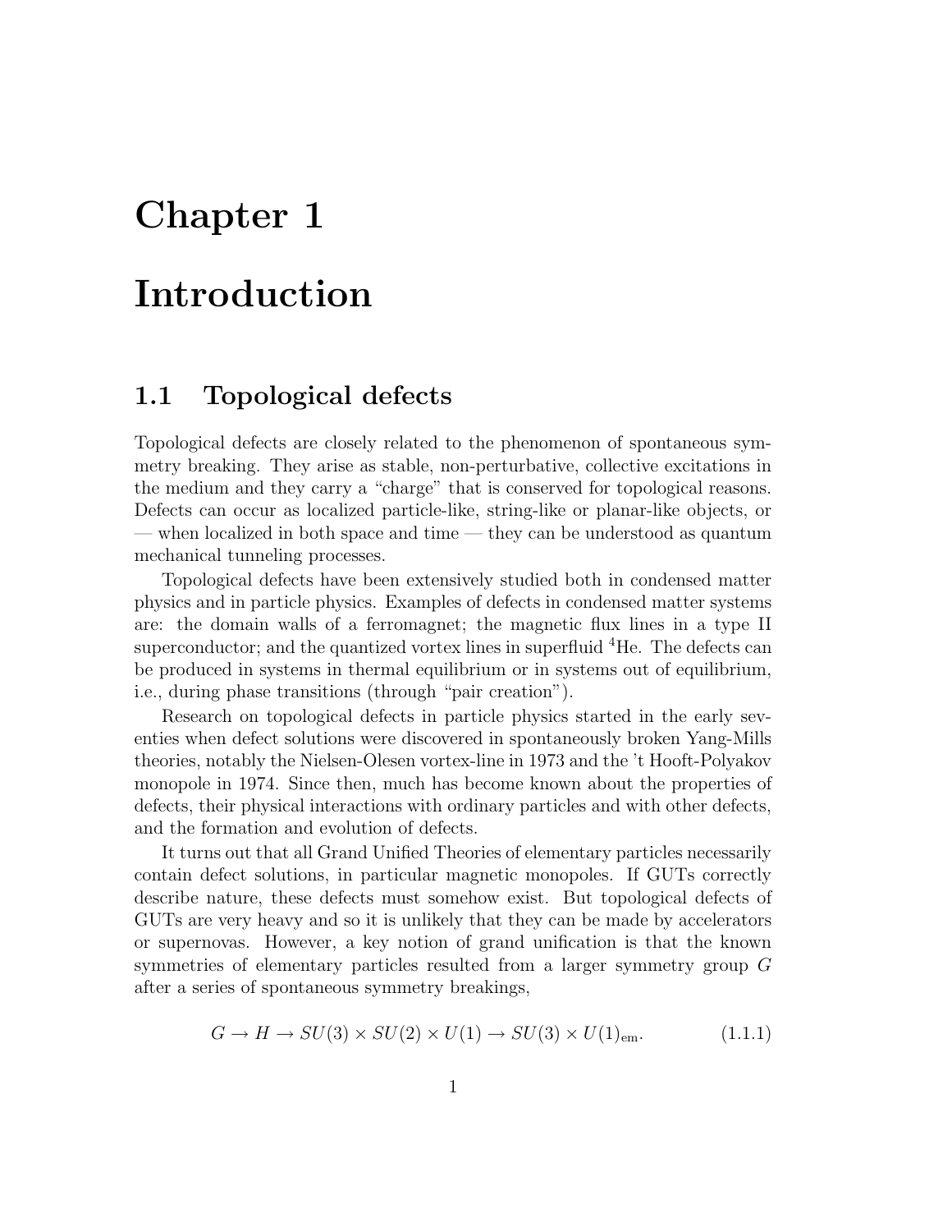# Chapter 1

# Introduction

## 1.1 Topological defects

Topological defects are closely related to the phenomenon of spontaneous symmetry breaking. They arise as stable, non-perturbative, collective excitations in the medium and they carry a "charge" that is conserved for topological reasons. Defects can occur as localized particle-like, string-like or planar-like objects, or — when localized in both space and time — they can be understood as quantum mechanical tunneling processes.

Topological defects have been extensively studied both in condensed matter physics and in particle physics. Examples of defects in condensed matter systems are: the domain walls of a ferromagnet; the magnetic flux lines in a type II superconductor; and the quantized vortex lines in superfluid $^4$He. The defects can be produced in systems in thermal equilibrium or in systems out of equilibrium, i.e., during phase transitions (through "pair creation").

Research on topological defects in particle physics started in the early seventies when defect solutions were discovered in spontaneously broken Yang-Mills theories, notably the Nielsen-Olesen vortex-line in 1973 and the 't Hooft-Polyakov monopole in 1974. Since then, much has become known about the properties of defects, their physical interactions with ordinary particles and with other defects, and the formation and evolution of defects.

It turns out that all Grand Unified Theories of elementary particles necessarily contain defect solutions, in particular magnetic monopoles. If GUTs correctly describe nature, these defects must somehow exist. But topological defects of GUTs are very heavy and so it is unlikely that they can be made by accelerators or supernovas. However, a key notion of grand unification is that the known symmetries of elementary particles resulted from a larger symmetry group $G$ after a series of spontaneous symmetry breakings,

$$G \to H \to SU(3) \times SU(2) \times U(1) \to SU(3) \times U(1)_{\text{em}}. \tag{1.1.1}$$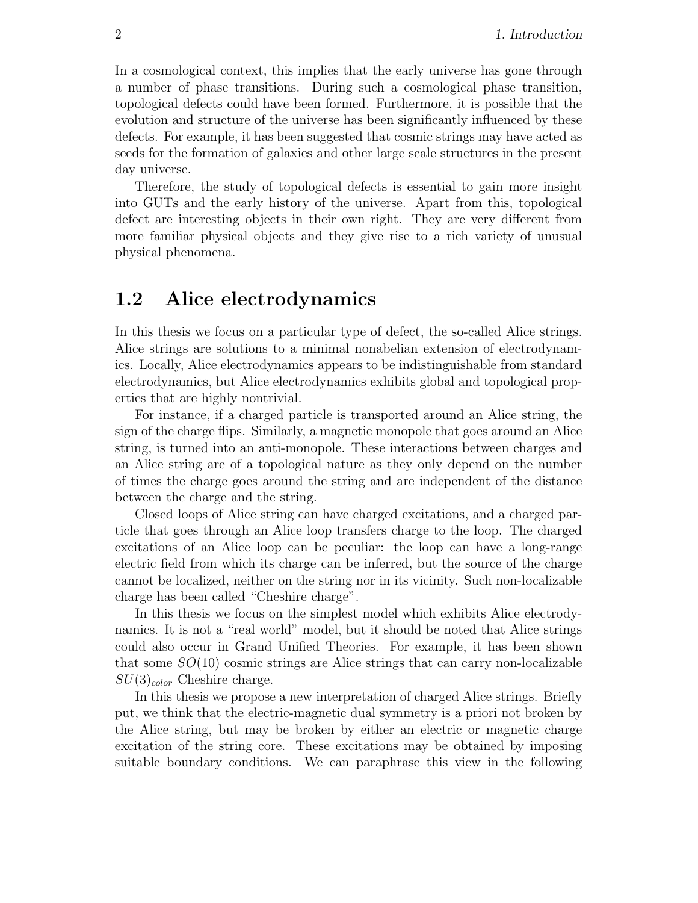In a cosmological context, this implies that the early universe has gone through a number of phase transitions. During such a cosmological phase transition, topological defects could have been formed. Furthermore, it is possible that the evolution and structure of the universe has been significantly influenced by these defects. For example, it has been suggested that cosmic strings may have acted as seeds for the formation of galaxies and other large scale structures in the present day universe.

Therefore, the study of topological defects is essential to gain more insight into GUTs and the early history of the universe. Apart from this, topological defect are interesting objects in their own right. They are very different from more familiar physical objects and they give rise to a rich variety of unusual physical phenomena.

## 1.2 Alice electrodynamics

In this thesis we focus on a particular type of defect, the so-called Alice strings. Alice strings are solutions to a minimal nonabelian extension of electrodynamics. Locally, Alice electrodynamics appears to be indistinguishable from standard electrodynamics, but Alice electrodynamics exhibits global and topological properties that are highly nontrivial.

For instance, if a charged particle is transported around an Alice string, the sign of the charge flips. Similarly, a magnetic monopole that goes around an Alice string, is turned into an anti-monopole. These interactions between charges and an Alice string are of a topological nature as they only depend on the number of times the charge goes around the string and are independent of the distance between the charge and the string.

Closed loops of Alice string can have charged excitations, and a charged particle that goes through an Alice loop transfers charge to the loop. The charged excitations of an Alice loop can be peculiar: the loop can have a long-range electric field from which its charge can be inferred, but the source of the charge cannot be localized, neither on the string nor in its vicinity. Such non-localizable charge has been called "Cheshire charge".

In this thesis we focus on the simplest model which exhibits Alice electrodynamics. It is not a "real world" model, but it should be noted that Alice strings could also occur in Grand Unified Theories. For example, it has been shown that some $SO(10)$ cosmic strings are Alice strings that can carry non-localizable $SU(3)_{color}$ Cheshire charge.

In this thesis we propose a new interpretation of charged Alice strings. Briefly put, we think that the electric-magnetic dual symmetry is a priori not broken by the Alice string, but may be broken by either an electric or magnetic charge excitation of the string core. These excitations may be obtained by imposing suitable boundary conditions. We can paraphrase this view in the following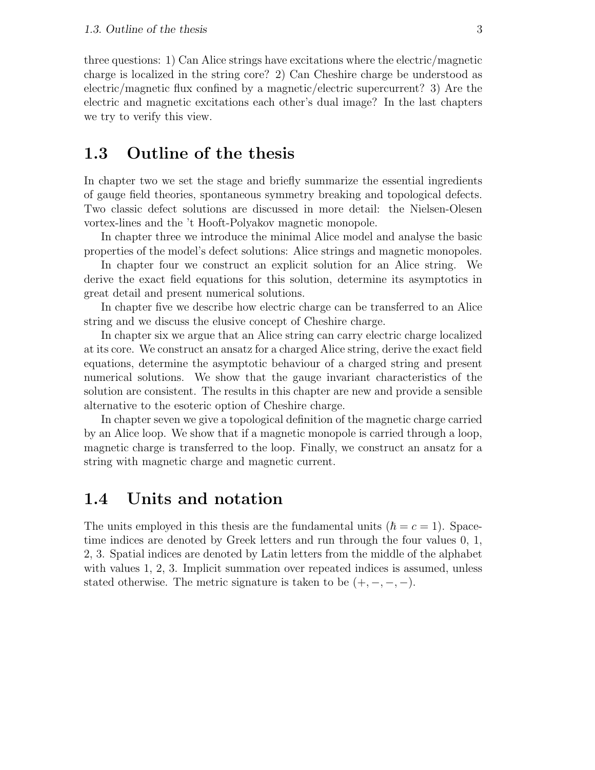three questions: 1) Can Alice strings have excitations where the electric/magnetic charge is localized in the string core? 2) Can Cheshire charge be understood as electric/magnetic flux confined by a magnetic/electric supercurrent? 3) Are the electric and magnetic excitations each other's dual image? In the last chapters we try to verify this view.

## 1.3 Outline of the thesis

In chapter two we set the stage and briefly summarize the essential ingredients of gauge field theories, spontaneous symmetry breaking and topological defects. Two classic defect solutions are discussed in more detail: the Nielsen-Olesen vortex-lines and the 't Hooft-Polyakov magnetic monopole.

In chapter three we introduce the minimal Alice model and analyse the basic properties of the model's defect solutions: Alice strings and magnetic monopoles.

In chapter four we construct an explicit solution for an Alice string. We derive the exact field equations for this solution, determine its asymptotics in great detail and present numerical solutions.

In chapter five we describe how electric charge can be transferred to an Alice string and we discuss the elusive concept of Cheshire charge.

In chapter six we argue that an Alice string can carry electric charge localized at its core. We construct an ansatz for a charged Alice string, derive the exact field equations, determine the asymptotic behaviour of a charged string and present numerical solutions. We show that the gauge invariant characteristics of the solution are consistent. The results in this chapter are new and provide a sensible alternative to the esoteric option of Cheshire charge.

In chapter seven we give a topological definition of the magnetic charge carried by an Alice loop. We show that if a magnetic monopole is carried through a loop, magnetic charge is transferred to the loop. Finally, we construct an ansatz for a string with magnetic charge and magnetic current.

## 1.4 Units and notation

The units employed in this thesis are the fundamental units ($\hbar = c = 1$). Space-time indices are denoted by Greek letters and run through the four values 0, 1, 2, 3. Spatial indices are denoted by Latin letters from the middle of the alphabet with values 1, 2, 3. Implicit summation over repeated indices is assumed, unless stated otherwise. The metric signature is taken to be $(+, -, -, -)$.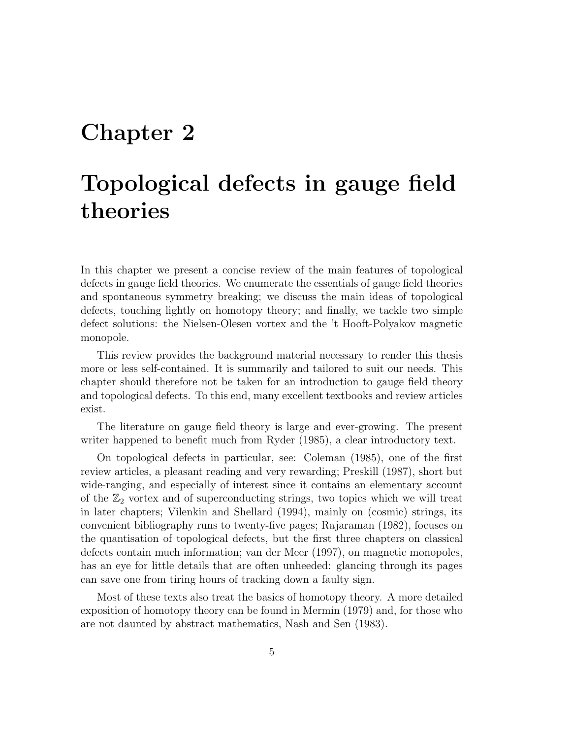# Chapter 2

# Topological defects in gauge field theories

In this chapter we present a concise review of the main features of topological defects in gauge field theories. We enumerate the essentials of gauge field theories and spontaneous symmetry breaking; we discuss the main ideas of topological defects, touching lightly on homotopy theory; and finally, we tackle two simple defect solutions: the Nielsen-Olesen vortex and the 't Hooft-Polyakov magnetic monopole.

This review provides the background material necessary to render this thesis more or less self-contained. It is summarily and tailored to suit our needs. This chapter should therefore not be taken for an introduction to gauge field theory and topological defects. To this end, many excellent textbooks and review articles exist.

The literature on gauge field theory is large and ever-growing. The present writer happened to benefit much from Ryder (1985), a clear introductory text.

On topological defects in particular, see: Coleman (1985), one of the first review articles, a pleasant reading and very rewarding; Preskill (1987), short but wide-ranging, and especially of interest since it contains an elementary account of the $\mathbb{Z}_2$ vortex and of superconducting strings, two topics which we will treat in later chapters; Vilenkin and Shellard (1994), mainly on (cosmic) strings, its convenient bibliography runs to twenty-five pages; Rajaraman (1982), focuses on the quantisation of topological defects, but the first three chapters on classical defects contain much information; van der Meer (1997), on magnetic monopoles, has an eye for little details that are often unheeded: glancing through its pages can save one from tiring hours of tracking down a faulty sign.

Most of these texts also treat the basics of homotopy theory. A more detailed exposition of homotopy theory can be found in Mermin (1979) and, for those who are not daunted by abstract mathematics, Nash and Sen (1983).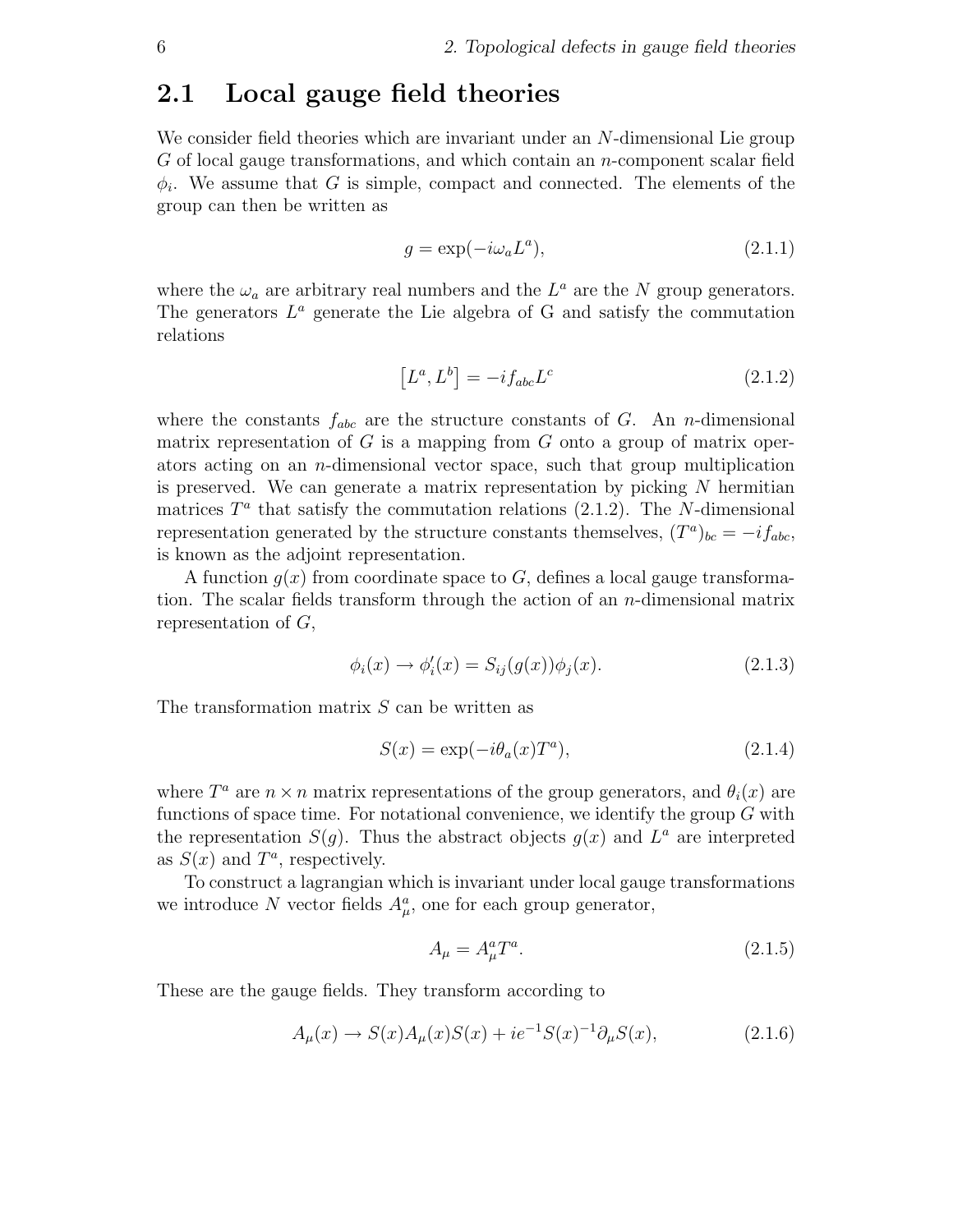## 2.1 Local gauge field theories

We consider field theories which are invariant under an $N$-dimensional Lie group $G$ of local gauge transformations, and which contain an $n$-component scalar field $\phi_i$. We assume that $G$ is simple, compact and connected. The elements of the group can then be written as

$$g = \exp(-i\omega_a L^a), \tag{2.1.1}$$

where the $\omega_a$ are arbitrary real numbers and the $L^a$ are the $N$ group generators. The generators $L^a$ generate the Lie algebra of G and satisfy the commutation relations

$$\left[L^a, L^b\right] = -i f_{abc} L^c \tag{2.1.2}$$

where the constants $f_{abc}$ are the structure constants of $G$. An $n$-dimensional matrix representation of $G$ is a mapping from $G$ onto a group of matrix operators acting on an $n$-dimensional vector space, such that group multiplication is preserved. We can generate a matrix representation by picking $N$ hermitian matrices $T^a$ that satisfy the commutation relations (2.1.2). The $N$-dimensional representation generated by the structure constants themselves, $(T^a)_{bc} = -i f_{abc}$, is known as the adjoint representation.

A function $g(x)$ from coordinate space to $G$, defines a local gauge transformation. The scalar fields transform through the action of an $n$-dimensional matrix representation of $G$,

$$\phi_i(x) \to \phi_i'(x) = S_{ij}(g(x))\phi_j(x). \tag{2.1.3}$$

The transformation matrix $S$ can be written as

$$S(x) = \exp(-i\theta_a(x)T^a), \tag{2.1.4}$$

where $T^a$ are $n \times n$ matrix representations of the group generators, and $\theta_i(x)$ are functions of space time. For notational convenience, we identify the group $G$ with the representation $S(g)$. Thus the abstract objects $g(x)$ and $L^a$ are interpreted as $S(x)$ and $T^a$, respectively.

To construct a lagrangian which is invariant under local gauge transformations we introduce $N$ vector fields $A^a_\mu$, one for each group generator,

$$A_\mu = A^a_\mu T^a. \tag{2.1.5}$$

These are the gauge fields. They transform according to

$$A_\mu(x) \to S(x)A_\mu(x)S(x) + ie^{-1}S(x)^{-1}\partial_\mu S(x), \tag{2.1.6}$$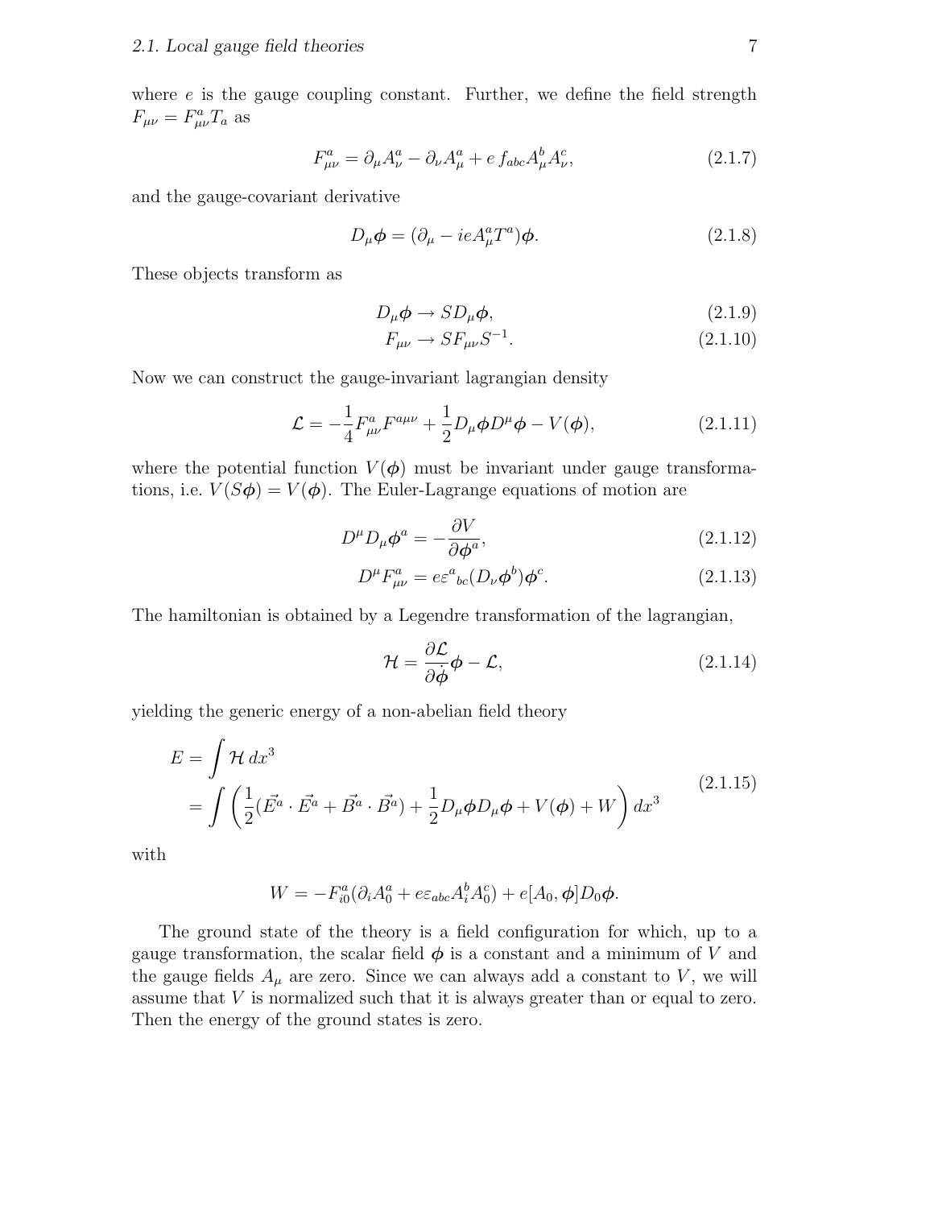where $e$ is the gauge coupling constant. Further, we define the field strength $F_{\mu\nu} = F^a_{\mu\nu} T_a$ as

$$F^a_{\mu\nu} = \partial_\mu A^a_\nu - \partial_\nu A^a_\mu + e\, f_{abc} A^b_\mu A^c_\nu, \tag{2.1.7}$$

and the gauge-covariant derivative

$$D_\mu \boldsymbol{\phi} = (\partial_\mu - ieA^a_\mu T^a)\boldsymbol{\phi}. \tag{2.1.8}$$

These objects transform as

$$D_\mu \boldsymbol{\phi} \to S D_\mu \boldsymbol{\phi}, \tag{2.1.9}$$

$$F_{\mu\nu} \to S F_{\mu\nu} S^{-1}. \tag{2.1.10}$$

Now we can construct the gauge-invariant lagrangian density

$$\mathcal{L} = -\frac{1}{4} F^a_{\mu\nu} F^{a\mu\nu} + \frac{1}{2} D_\mu \boldsymbol{\phi} D^\mu \boldsymbol{\phi} - V(\boldsymbol{\phi}), \tag{2.1.11}$$

where the potential function $V(\boldsymbol{\phi})$ must be invariant under gauge transformations, i.e. $V(S\boldsymbol{\phi}) = V(\boldsymbol{\phi})$. The Euler-Lagrange equations of motion are

$$D^\mu D_\mu \boldsymbol{\phi}^a = -\frac{\partial V}{\partial \boldsymbol{\phi}^a}, \tag{2.1.12}$$

$$D^\mu F^a_{\mu\nu} = e\varepsilon^a{}_{bc} (D_\nu \boldsymbol{\phi}^b) \boldsymbol{\phi}^c. \tag{2.1.13}$$

The hamiltonian is obtained by a Legendre transformation of the lagrangian,

$$\mathcal{H} = \frac{\partial \mathcal{L}}{\partial \dot{\boldsymbol{\phi}}} \boldsymbol{\phi} - \mathcal{L}, \tag{2.1.14}$$

yielding the generic energy of a non-abelian field theory

$$\begin{aligned} E &= \int \mathcal{H}\, dx^3 \\ &= \int \left( \frac{1}{2}(\vec{E^a} \cdot \vec{E^a} + \vec{B^a} \cdot \vec{B^a}) + \frac{1}{2} D_\mu \boldsymbol{\phi} D_\mu \boldsymbol{\phi} + V(\boldsymbol{\phi}) + W \right) dx^3 \end{aligned} \tag{2.1.15}$$

with

$$W = -F^a_{i0}(\partial_i A^a_0 + e\varepsilon_{abc} A^b_i A^c_0) + e[A_0, \boldsymbol{\phi}] D_0 \boldsymbol{\phi}.$$

The ground state of the theory is a field configuration for which, up to a gauge transformation, the scalar field $\boldsymbol{\phi}$ is a constant and a minimum of $V$ and the gauge fields $A_\mu$ are zero. Since we can always add a constant to $V$, we will assume that $V$ is normalized such that it is always greater than or equal to zero. Then the energy of the ground states is zero.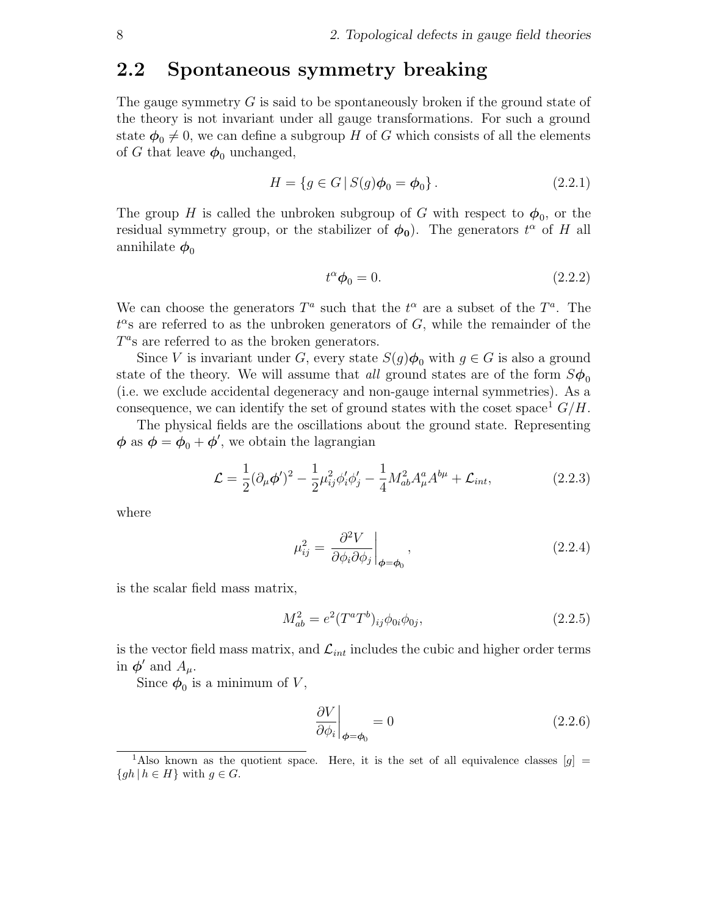## 2.2 Spontaneous symmetry breaking

The gauge symmetry $G$ is said to be spontaneously broken if the ground state of the theory is not invariant under all gauge transformations. For such a ground state $\boldsymbol{\phi}_0 \neq 0$, we can define a subgroup $H$ of $G$ which consists of all the elements of $G$ that leave $\boldsymbol{\phi}_0$ unchanged,

$$H = \{g \in G \,|\, S(g)\boldsymbol{\phi}_0 = \boldsymbol{\phi}_0\}\,. \tag{2.2.1}$$

The group $H$ is called the unbroken subgroup of $G$ with respect to $\boldsymbol{\phi}_0$, or the residual symmetry group, or the stabilizer of $\boldsymbol{\phi}_0$). The generators $t^\alpha$ of $H$ all annihilate $\boldsymbol{\phi}_0$

$$t^\alpha \boldsymbol{\phi}_0 = 0. \tag{2.2.2}$$

We can choose the generators $T^a$ such that the $t^\alpha$ are a subset of the $T^a$. The $t^\alpha$s are referred to as the unbroken generators of $G$, while the remainder of the $T^a$s are referred to as the broken generators.

Since $V$ is invariant under $G$, every state $S(g)\boldsymbol{\phi}_0$ with $g \in G$ is also a ground state of the theory. We will assume that *all* ground states are of the form $S\boldsymbol{\phi}_0$ (i.e. we exclude accidental degeneracy and non-gauge internal symmetries). As a consequence, we can identify the set of ground states with the coset space[1] $G/H$.

The physical fields are the oscillations about the ground state. Representing $\boldsymbol{\phi}$ as $\boldsymbol{\phi} = \boldsymbol{\phi}_0 + \boldsymbol{\phi}'$, we obtain the lagrangian

$$\mathcal{L} = \frac{1}{2}(\partial_\mu \boldsymbol{\phi}')^2 - \frac{1}{2}\mu^2_{ij}\phi'_i\phi'_j - \frac{1}{4}M^2_{ab}A^a_\mu A^{b\mu} + \mathcal{L}_{int}, \tag{2.2.3}$$

where

$$\mu^2_{ij} = \left.\frac{\partial^2 V}{\partial\phi_i \partial\phi_j}\right|_{\boldsymbol{\phi}=\boldsymbol{\phi}_0}, \tag{2.2.4}$$

is the scalar field mass matrix,

$$M^2_{ab} = e^2 (T^a T^b)_{ij}\phi_{0i}\phi_{0j}, \tag{2.2.5}$$

is the vector field mass matrix, and $\mathcal{L}_{int}$ includes the cubic and higher order terms in $\boldsymbol{\phi}'$ and $A_\mu$.

Since $\boldsymbol{\phi}_0$ is a minimum of $V$,

$$\left.\frac{\partial V}{\partial \phi_i}\right|_{\boldsymbol{\phi}=\boldsymbol{\phi}_0} = 0 \tag{2.2.6}$$

[1] Also known as the quotient space. Here, it is the set of all equivalence classes $[g] = \{gh \,|\, h \in H\}$ with $g \in G$.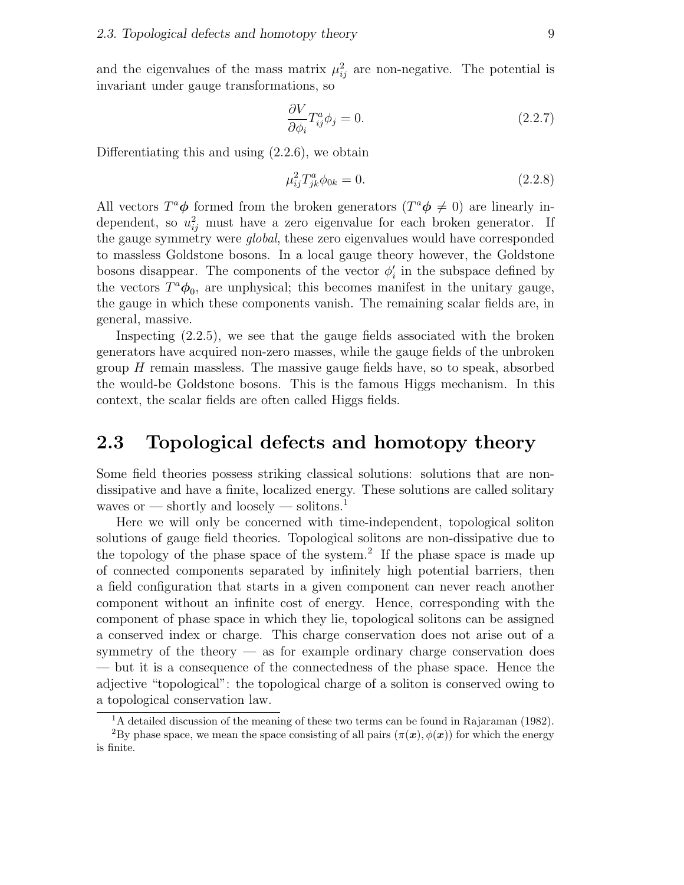and the eigenvalues of the mass matrix $\mu_{ij}^2$ are non-negative. The potential is invariant under gauge transformations, so

$$\frac{\partial V}{\partial \phi_i} T^a_{ij} \phi_j = 0. \tag{2.2.7}$$

Differentiating this and using (2.2.6), we obtain

$$\mu_{ij}^2 T^a_{jk} \phi_{0k} = 0. \tag{2.2.8}$$

All vectors $T^a \boldsymbol{\phi}$ formed from the broken generators ($T^a \boldsymbol{\phi} \neq 0$) are linearly independent, so $u_{ij}^2$ must have a zero eigenvalue for each broken generator. If the gauge symmetry were *global*, these zero eigenvalues would have corresponded to massless Goldstone bosons. In a local gauge theory however, the Goldstone bosons disappear. The components of the vector $\phi_i'$ in the subspace defined by the vectors $T^a \boldsymbol{\phi}_0$, are unphysical; this becomes manifest in the unitary gauge, the gauge in which these components vanish. The remaining scalar fields are, in general, massive.

Inspecting (2.2.5), we see that the gauge fields associated with the broken generators have acquired non-zero masses, while the gauge fields of the unbroken group $H$ remain massless. The massive gauge fields have, so to speak, absorbed the would-be Goldstone bosons. This is the famous Higgs mechanism. In this context, the scalar fields are often called Higgs fields.

## 2.3 Topological defects and homotopy theory

Some field theories possess striking classical solutions: solutions that are non-dissipative and have a finite, localized energy. These solutions are called solitary waves or — shortly and loosely — solitons.[1]

Here we will only be concerned with time-independent, topological soliton solutions of gauge field theories. Topological solitons are non-dissipative due to the topology of the phase space of the system.[2] If the phase space is made up of connected components separated by infinitely high potential barriers, then a field configuration that starts in a given component can never reach another component without an infinite cost of energy. Hence, corresponding with the component of phase space in which they lie, topological solitons can be assigned a conserved index or charge. This charge conservation does not arise out of a symmetry of the theory — as for example ordinary charge conservation does — but it is a consequence of the connectedness of the phase space. Hence the adjective "topological": the topological charge of a soliton is conserved owing to a topological conservation law.

[1] A detailed discussion of the meaning of these two terms can be found in Rajaraman (1982).

[2] By phase space, we mean the space consisting of all pairs $(\pi(\boldsymbol{x}), \phi(\boldsymbol{x}))$ for which the energy is finite.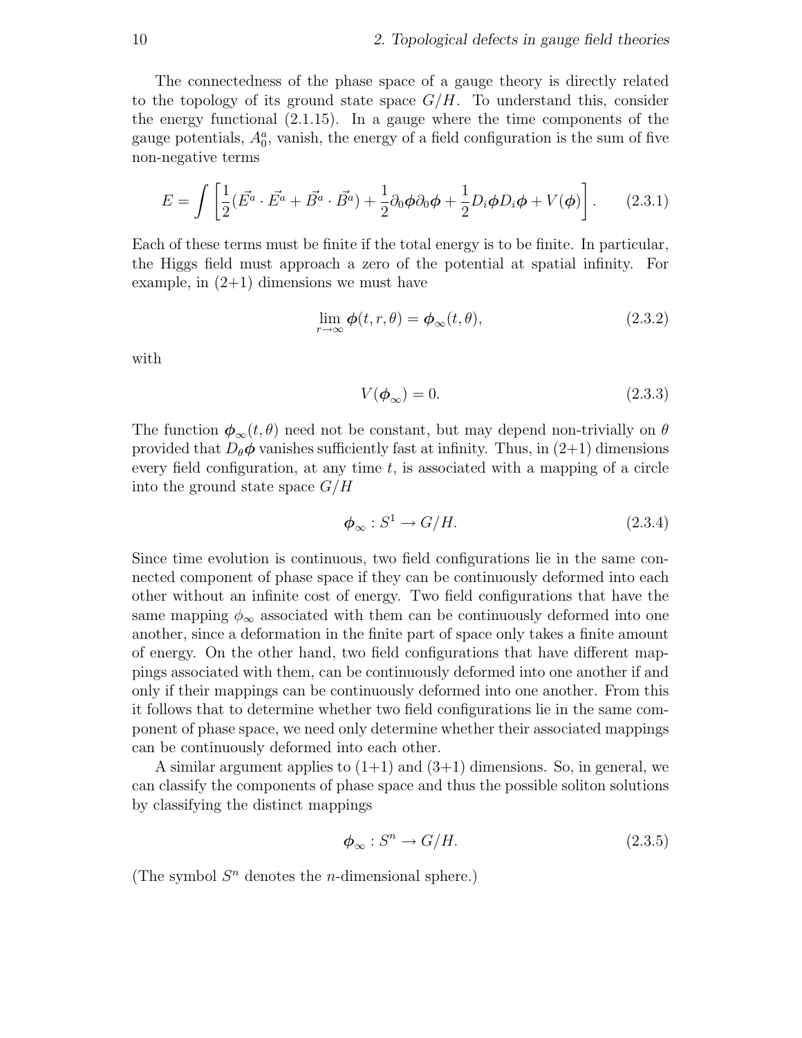The connectedness of the phase space of a gauge theory is directly related to the topology of its ground state space $G/H$. To understand this, consider the energy functional (2.1.15). In a gauge where the time components of the gauge potentials, $A_0^a$, vanish, the energy of a field configuration is the sum of five non-negative terms

$$E = \int \left[ \frac{1}{2}(\vec{E^a} \cdot \vec{E^a} + \vec{B^a} \cdot \vec{B^a}) + \frac{1}{2}\partial_0 \boldsymbol{\phi} \partial_0 \boldsymbol{\phi} + \frac{1}{2} D_i \boldsymbol{\phi} D_i \boldsymbol{\phi} + V(\boldsymbol{\phi}) \right]. \tag{2.3.1}$$

Each of these terms must be finite if the total energy is to be finite. In particular, the Higgs field must approach a zero of the potential at spatial infinity. For example, in (2+1) dimensions we must have

$$\lim_{r \to \infty} \boldsymbol{\phi}(t, r, \theta) = \boldsymbol{\phi}_\infty(t, \theta), \tag{2.3.2}$$

with

$$V(\boldsymbol{\phi}_\infty) = 0. \tag{2.3.3}$$

The function $\boldsymbol{\phi}_\infty(t, \theta)$ need not be constant, but may depend non-trivially on $\theta$ provided that $D_\theta \boldsymbol{\phi}$ vanishes sufficiently fast at infinity. Thus, in (2+1) dimensions every field configuration, at any time $t$, is associated with a mapping of a circle into the ground state space $G/H$

$$\boldsymbol{\phi}_\infty : S^1 \to G/H. \tag{2.3.4}$$

Since time evolution is continuous, two field configurations lie in the same connected component of phase space if they can be continuously deformed into each other without an infinite cost of energy. Two field configurations that have the same mapping $\phi_\infty$ associated with them can be continuously deformed into one another, since a deformation in the finite part of space only takes a finite amount of energy. On the other hand, two field configurations that have different mappings associated with them, can be continuously deformed into one another if and only if their mappings can be continuously deformed into one another. From this it follows that to determine whether two field configurations lie in the same component of phase space, we need only determine whether their associated mappings can be continuously deformed into each other.

A similar argument applies to (1+1) and (3+1) dimensions. So, in general, we can classify the components of phase space and thus the possible soliton solutions by classifying the distinct mappings

$$\boldsymbol{\phi}_\infty : S^n \to G/H. \tag{2.3.5}$$

(The symbol $S^n$ denotes the $n$-dimensional sphere.)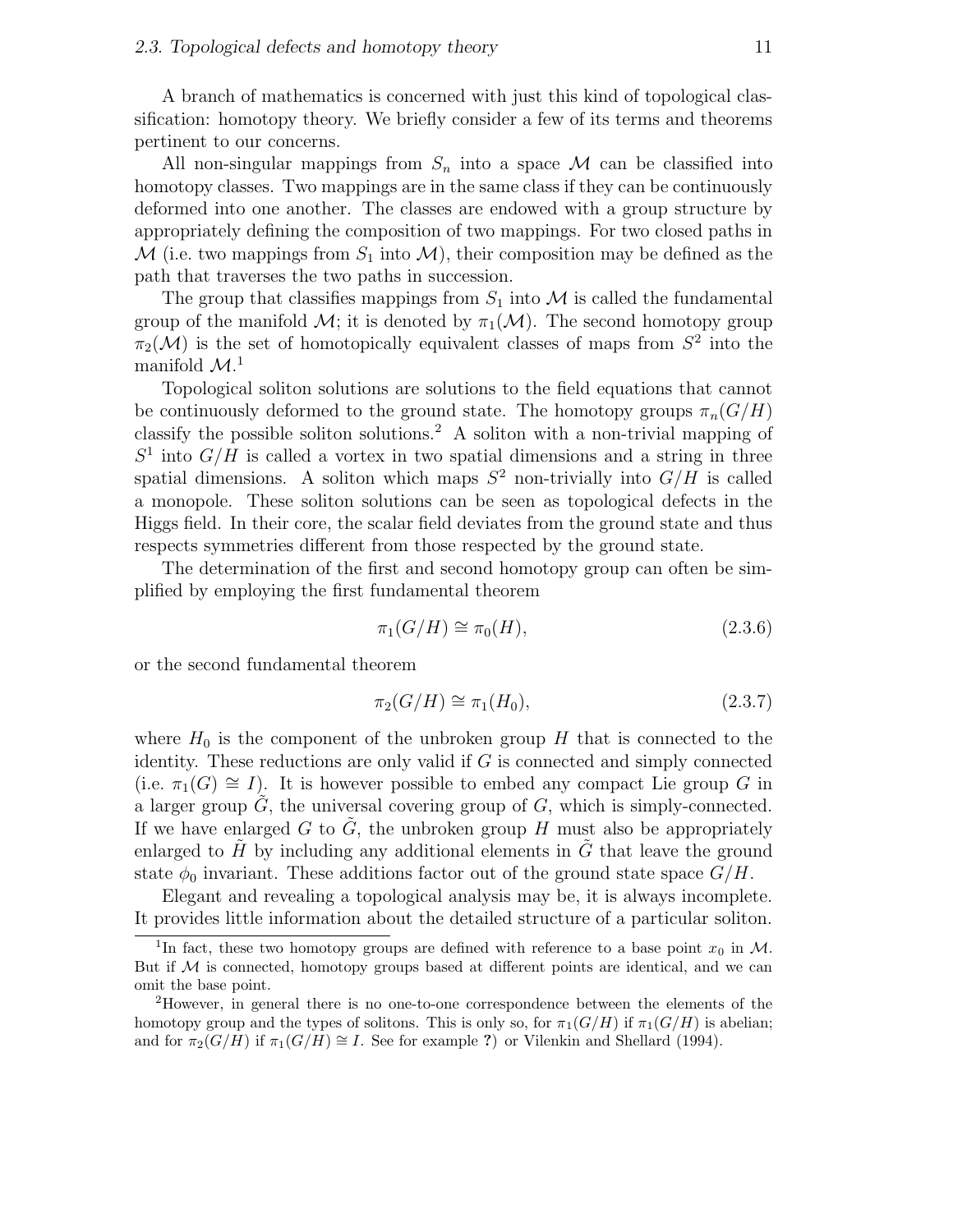A branch of mathematics is concerned with just this kind of topological classification: homotopy theory. We briefly consider a few of its terms and theorems pertinent to our concerns.

All non-singular mappings from $S_n$ into a space $\mathcal{M}$ can be classified into homotopy classes. Two mappings are in the same class if they can be continuously deformed into one another. The classes are endowed with a group structure by appropriately defining the composition of two mappings. For two closed paths in $\mathcal{M}$ (i.e. two mappings from $S_1$ into $\mathcal{M}$), their composition may be defined as the path that traverses the two paths in succession.

The group that classifies mappings from $S_1$ into $\mathcal{M}$ is called the fundamental group of the manifold $\mathcal{M}$; it is denoted by $\pi_1(\mathcal{M})$. The second homotopy group $\pi_2(\mathcal{M})$ is the set of homotopically equivalent classes of maps from $S^2$ into the manifold $\mathcal{M}$.[1]

Topological soliton solutions are solutions to the field equations that cannot be continuously deformed to the ground state. The homotopy groups $\pi_n(G/H)$ classify the possible soliton solutions.[2] A soliton with a non-trivial mapping of $S^1$ into $G/H$ is called a vortex in two spatial dimensions and a string in three spatial dimensions. A soliton which maps $S^2$ non-trivially into $G/H$ is called a monopole. These soliton solutions can be seen as topological defects in the Higgs field. In their core, the scalar field deviates from the ground state and thus respects symmetries different from those respected by the ground state.

The determination of the first and second homotopy group can often be simplified by employing the first fundamental theorem

$$\pi_1(G/H) \cong \pi_0(H), \tag{2.3.6}$$

or the second fundamental theorem

$$\pi_2(G/H) \cong \pi_1(H_0), \tag{2.3.7}$$

where $H_0$ is the component of the unbroken group $H$ that is connected to the identity. These reductions are only valid if $G$ is connected and simply connected (i.e. $\pi_1(G) \cong I$). It is however possible to embed any compact Lie group $G$ in a larger group $\tilde{G}$, the universal covering group of $G$, which is simply-connected. If we have enlarged $G$ to $\tilde{G}$, the unbroken group $H$ must also be appropriately enlarged to $\tilde{H}$ by including any additional elements in $\tilde{G}$ that leave the ground state $\phi_0$ invariant. These additions factor out of the ground state space $G/H$.

Elegant and revealing a topological analysis may be, it is always incomplete. It provides little information about the detailed structure of a particular soliton.

[1] In fact, these two homotopy groups are defined with reference to a base point $x_0$ in $\mathcal{M}$. But if $\mathcal{M}$ is connected, homotopy groups based at different points are identical, and we can omit the base point.

[2] However, in general there is no one-to-one correspondence between the elements of the homotopy group and the types of solitons. This is only so, for $\pi_1(G/H)$ if $\pi_1(G/H)$ is abelian; and for $\pi_2(G/H)$ if $\pi_1(G/H) \cong I$. See for example **?**) or Vilenkin and Shellard (1994).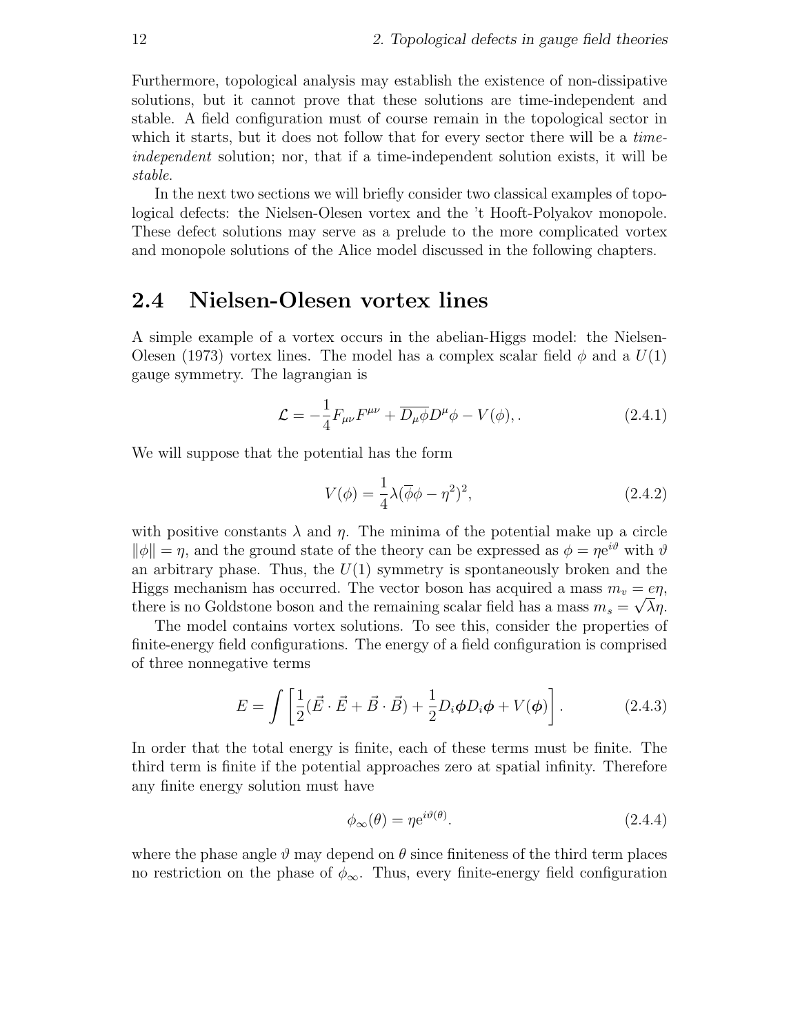Furthermore, topological analysis may establish the existence of non-dissipative solutions, but it cannot prove that these solutions are time-independent and stable. A field configuration must of course remain in the topological sector in which it starts, but it does not follow that for every sector there will be a *time-independent* solution; nor, that if a time-independent solution exists, it will be *stable*.

In the next two sections we will briefly consider two classical examples of topological defects: the Nielsen-Olesen vortex and the 't Hooft-Polyakov monopole. These defect solutions may serve as a prelude to the more complicated vortex and monopole solutions of the Alice model discussed in the following chapters.

## 2.4 Nielsen-Olesen vortex lines

A simple example of a vortex occurs in the abelian-Higgs model: the Nielsen-Olesen (1973) vortex lines. The model has a complex scalar field $\phi$ and a $U(1)$ gauge symmetry. The lagrangian is

$$\mathcal{L} = -\frac{1}{4}F_{\mu\nu}F^{\mu\nu} + \overline{D_\mu\phi}D^\mu\phi - V(\phi), . \tag{2.4.1}$$

We will suppose that the potential has the form

$$V(\phi) = \frac{1}{4}\lambda(\overline{\phi}\phi - \eta^2)^2, \tag{2.4.2}$$

with positive constants $\lambda$ and $\eta$. The minima of the potential make up a circle $\|\phi\| = \eta$, and the ground state of the theory can be expressed as $\phi = \eta e^{i\vartheta}$ with $\vartheta$ an arbitrary phase. Thus, the $U(1)$ symmetry is spontaneously broken and the Higgs mechanism has occurred. The vector boson has acquired a mass $m_v = e\eta$, there is no Goldstone boson and the remaining scalar field has a mass $m_s = \sqrt{\lambda}\eta$.

The model contains vortex solutions. To see this, consider the properties of finite-energy field configurations. The energy of a field configuration is comprised of three nonnegative terms

$$E = \int \left[\frac{1}{2}(\vec{E}\cdot\vec{E} + \vec{B}\cdot\vec{B}) + \frac{1}{2}D_i\boldsymbol{\phi}D_i\boldsymbol{\phi} + V(\boldsymbol{\phi})\right]. \tag{2.4.3}$$

In order that the total energy is finite, each of these terms must be finite. The third term is finite if the potential approaches zero at spatial infinity. Therefore any finite energy solution must have

$$\phi_\infty(\theta) = \eta e^{i\vartheta(\theta)}. \tag{2.4.4}$$

where the phase angle $\vartheta$ may depend on $\theta$ since finiteness of the third term places no restriction on the phase of $\phi_\infty$. Thus, every finite-energy field configuration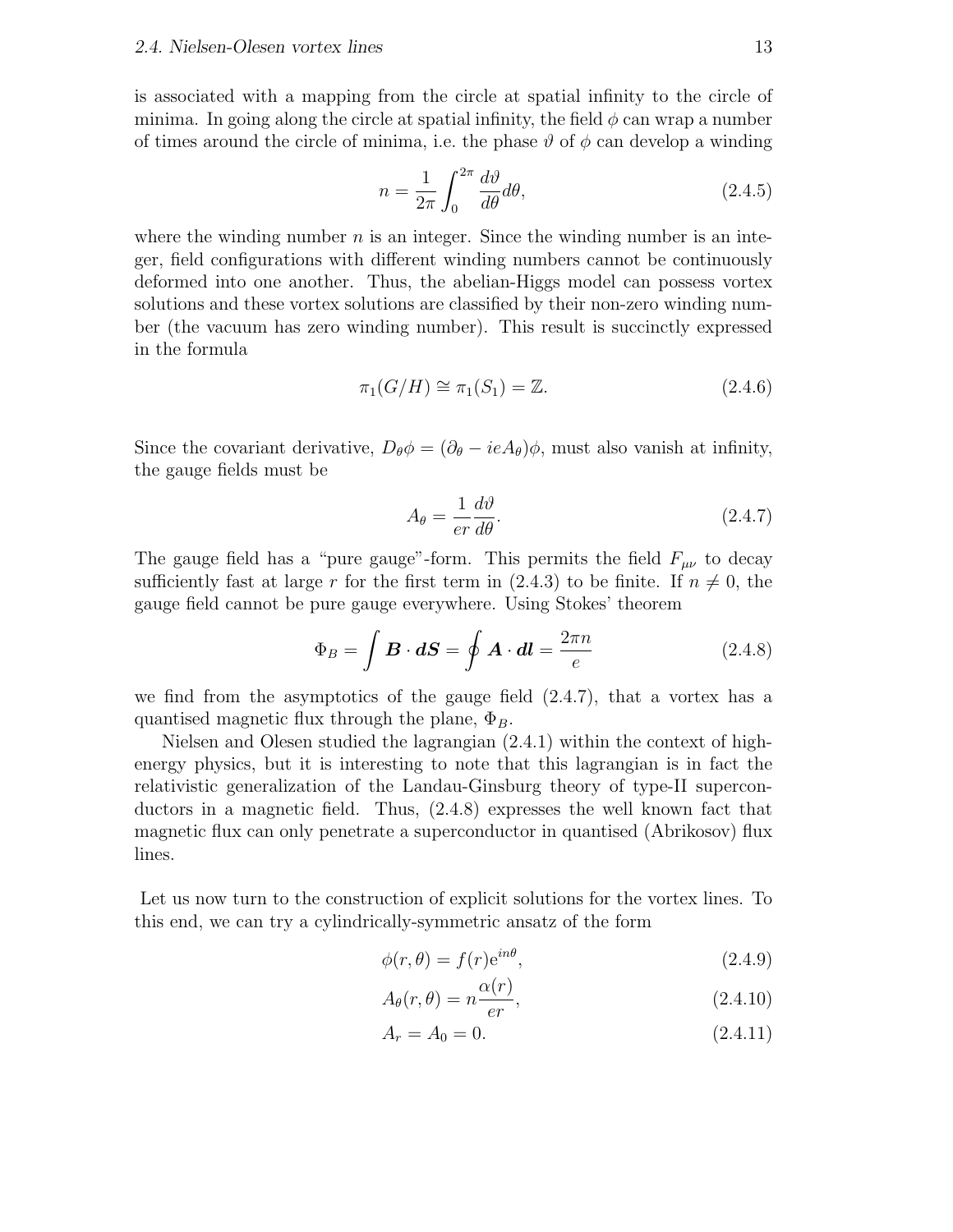is associated with a mapping from the circle at spatial infinity to the circle of minima. In going along the circle at spatial infinity, the field $\phi$ can wrap a number of times around the circle of minima, i.e. the phase $\vartheta$ of $\phi$ can develop a winding

$$n = \frac{1}{2\pi}\int_0^{2\pi} \frac{d\vartheta}{d\theta} d\theta, \tag{2.4.5}$$

where the winding number $n$ is an integer. Since the winding number is an integer, field configurations with different winding numbers cannot be continuously deformed into one another. Thus, the abelian-Higgs model can possess vortex solutions and these vortex solutions are classified by their non-zero winding number (the vacuum has zero winding number). This result is succinctly expressed in the formula

$$\pi_1(G/H) \cong \pi_1(S_1) = \mathbb{Z}. \tag{2.4.6}$$

Since the covariant derivative, $D_\theta \phi = (\partial_\theta - ieA_\theta)\phi$, must also vanish at infinity, the gauge fields must be

$$A_\theta = \frac{1}{er}\frac{d\vartheta}{d\theta}. \tag{2.4.7}$$

The gauge field has a "pure gauge"-form. This permits the field $F_{\mu\nu}$ to decay sufficiently fast at large $r$ for the first term in (2.4.3) to be finite. If $n \neq 0$, the gauge field cannot be pure gauge everywhere. Using Stokes' theorem

$$\Phi_B = \int \boldsymbol{B} \cdot \boldsymbol{dS} = \oint \boldsymbol{A} \cdot \boldsymbol{dl} = \frac{2\pi n}{e} \tag{2.4.8}$$

we find from the asymptotics of the gauge field (2.4.7), that a vortex has a quantised magnetic flux through the plane, $\Phi_B$.

Nielsen and Olesen studied the lagrangian (2.4.1) within the context of high-energy physics, but it is interesting to note that this lagrangian is in fact the relativistic generalization of the Landau-Ginsburg theory of type-II superconductors in a magnetic field. Thus, (2.4.8) expresses the well known fact that magnetic flux can only penetrate a superconductor in quantised (Abrikosov) flux lines.

Let us now turn to the construction of explicit solutions for the vortex lines. To this end, we can try a cylindrically-symmetric ansatz of the form

$$\phi(r,\theta) = f(r)\mathrm{e}^{in\theta}, \tag{2.4.9}$$

$$A_\theta(r,\theta) = n\frac{\alpha(r)}{er}, \tag{2.4.10}$$

$$A_r = A_0 = 0. \tag{2.4.11}$$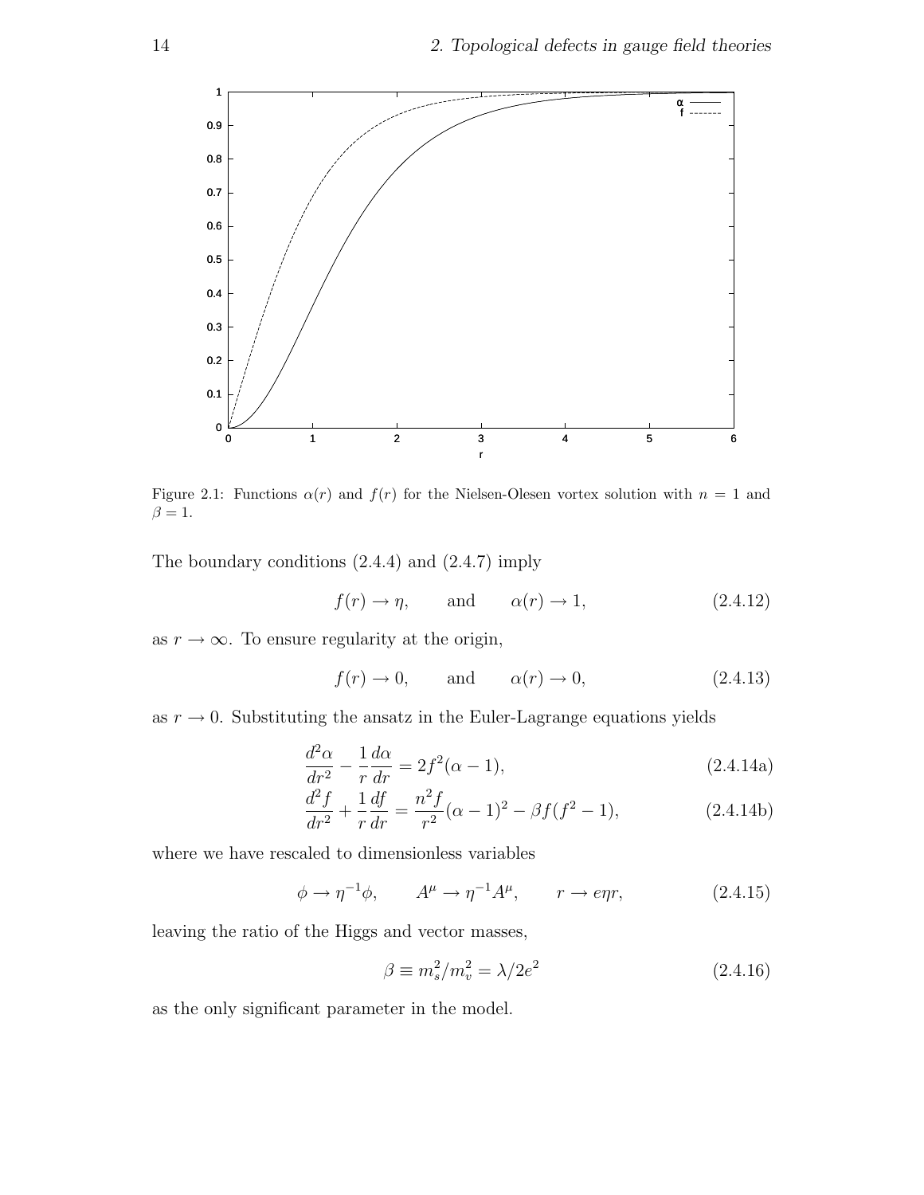Figure 2.1: Functions $\alpha(r)$ and $f(r)$ for the Nielsen-Olesen vortex solution with $n = 1$ and $\beta = 1$.

The boundary conditions (2.4.4) and (2.4.7) imply

$$f(r) \to \eta, \qquad \text{and} \qquad \alpha(r) \to 1, \tag{2.4.12}$$

as $r \to \infty$. To ensure regularity at the origin,

$$f(r) \to 0, \qquad \text{and} \qquad \alpha(r) \to 0, \tag{2.4.13}$$

as $r \to 0$. Substituting the ansatz in the Euler-Lagrange equations yields

$$\frac{d^2\alpha}{dr^2} - \frac{1}{r}\frac{d\alpha}{dr} = 2f^2(\alpha - 1), \tag{2.4.14a}$$

$$\frac{d^2 f}{dr^2} + \frac{1}{r}\frac{df}{dr} = \frac{n^2 f}{r^2}(\alpha - 1)^2 - \beta f(f^2 - 1), \tag{2.4.14b}$$

where we have rescaled to dimensionless variables

$$\phi \to \eta^{-1}\phi, \qquad A^\mu \to \eta^{-1}A^\mu, \qquad r \to e\eta r, \tag{2.4.15}$$

leaving the ratio of the Higgs and vector masses,

$$\beta \equiv m_s^2/m_v^2 = \lambda/2e^2 \tag{2.4.16}$$

as the only significant parameter in the model.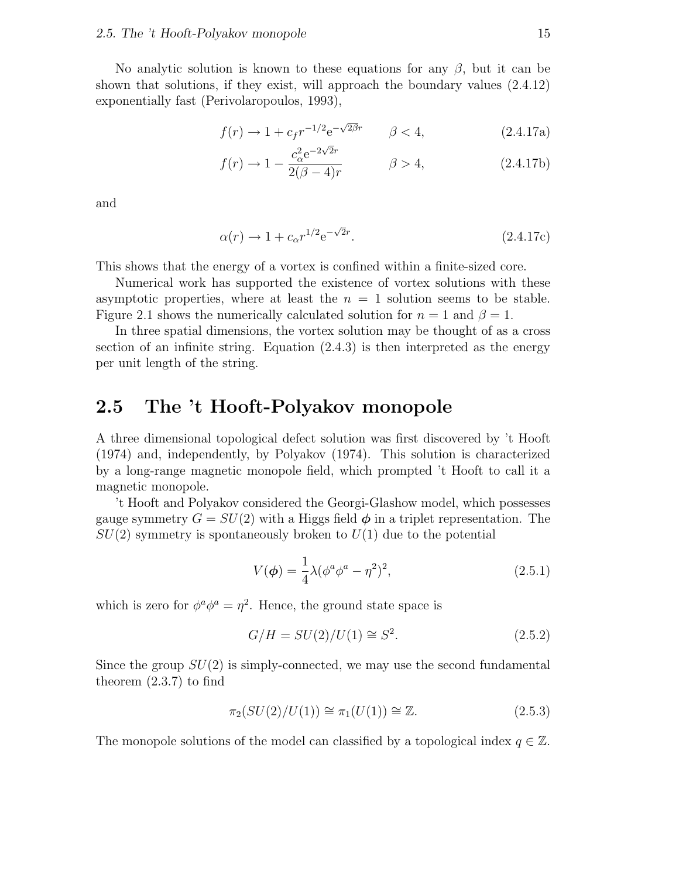No analytic solution is known to these equations for any $\beta$, but it can be shown that solutions, if they exist, will approach the boundary values (2.4.12) exponentially fast (Perivolaropoulos, 1993),

$$f(r) \to 1 + c_f r^{-1/2} \mathrm{e}^{-\sqrt{2\beta} r} \qquad \beta < 4, \tag{2.4.17a}$$

$$f(r) \to 1 - \frac{c_\alpha^2 \mathrm{e}^{-2\sqrt{2}r}}{2(\beta - 4)r} \qquad \beta > 4, \tag{2.4.17b}$$

and

$$\alpha(r) \to 1 + c_\alpha r^{1/2} \mathrm{e}^{-\sqrt{2}r}. \tag{2.4.17c}$$

This shows that the energy of a vortex is confined within a finite-sized core.

Numerical work has supported the existence of vortex solutions with these asymptotic properties, where at least the $n = 1$ solution seems to be stable. Figure 2.1 shows the numerically calculated solution for $n = 1$ and $\beta = 1$.

In three spatial dimensions, the vortex solution may be thought of as a cross section of an infinite string. Equation (2.4.3) is then interpreted as the energy per unit length of the string.

## 2.5 The 't Hooft-Polyakov monopole

A three dimensional topological defect solution was first discovered by 't Hooft (1974) and, independently, by Polyakov (1974). This solution is characterized by a long-range magnetic monopole field, which prompted 't Hooft to call it a magnetic monopole.

't Hooft and Polyakov considered the Georgi-Glashow model, which possesses gauge symmetry $G = SU(2)$ with a Higgs field $\boldsymbol{\phi}$ in a triplet representation. The $SU(2)$ symmetry is spontaneously broken to $U(1)$ due to the potential

$$V(\boldsymbol{\phi}) = \frac{1}{4}\lambda(\phi^a\phi^a - \eta^2)^2, \tag{2.5.1}$$

which is zero for $\phi^a\phi^a = \eta^2$. Hence, the ground state space is

$$G/H = SU(2)/U(1) \cong S^2. \tag{2.5.2}$$

Since the group $SU(2)$ is simply-connected, we may use the second fundamental theorem (2.3.7) to find

$$\pi_2(SU(2)/U(1)) \cong \pi_1(U(1)) \cong \mathbb{Z}. \tag{2.5.3}$$

The monopole solutions of the model can classified by a topological index $q \in \mathbb{Z}$.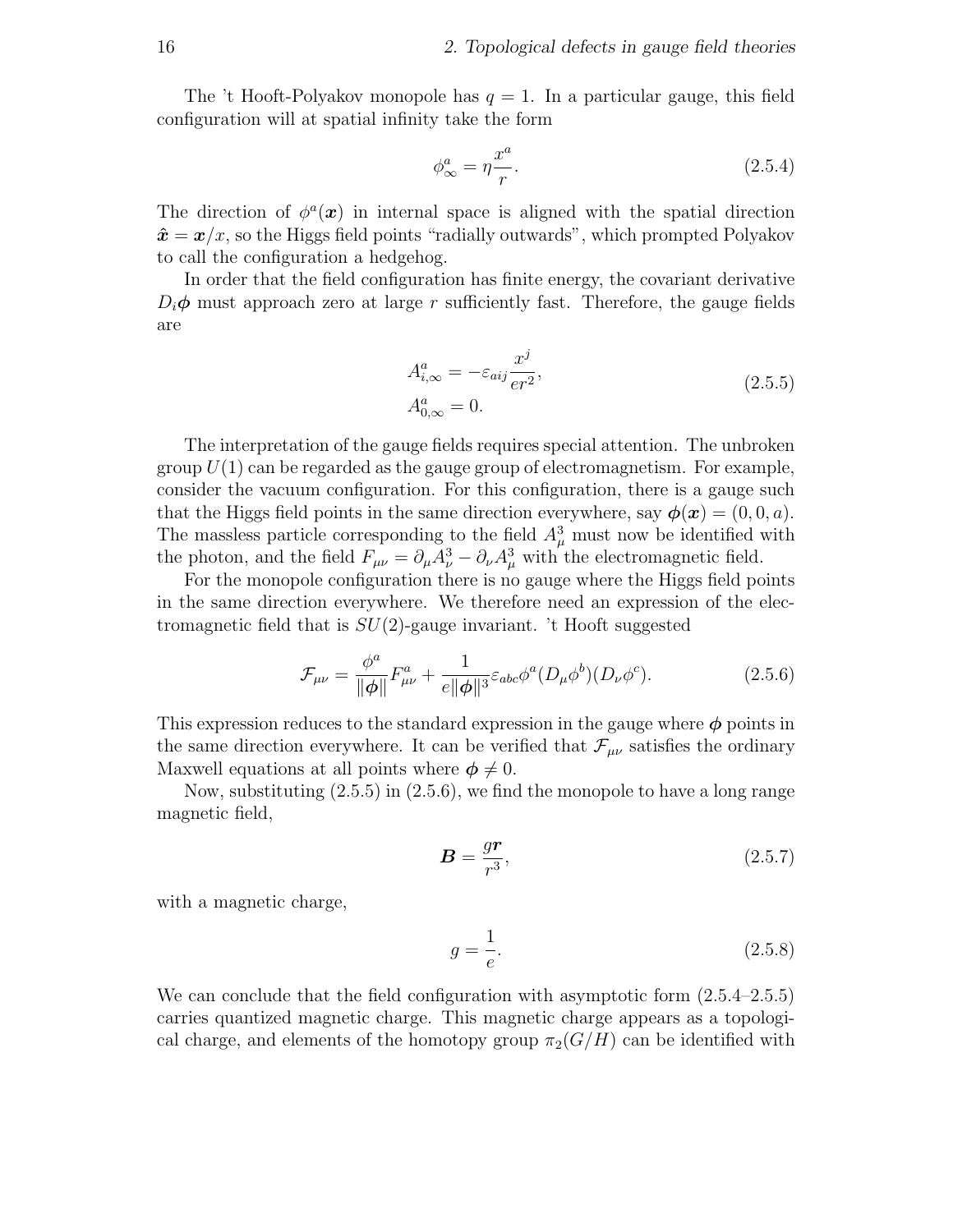The 't Hooft-Polyakov monopole has $q = 1$. In a particular gauge, this field configuration will at spatial infinity take the form

$$\phi^a_\infty = \eta \frac{x^a}{r}. \tag{2.5.4}$$

The direction of $\phi^a(\boldsymbol{x})$ in internal space is aligned with the spatial direction $\hat{\boldsymbol{x}} = \boldsymbol{x}/x$, so the Higgs field points "radially outwards", which prompted Polyakov to call the configuration a hedgehog.

In order that the field configuration has finite energy, the covariant derivative $D_i\boldsymbol{\phi}$ must approach zero at large $r$ sufficiently fast. Therefore, the gauge fields are

$$\begin{aligned} A^a_{i,\infty} &= -\varepsilon_{aij}\frac{x^j}{er^2}, \\ A^a_{0,\infty} &= 0. \end{aligned} \tag{2.5.5}$$

The interpretation of the gauge fields requires special attention. The unbroken group $U(1)$ can be regarded as the gauge group of electromagnetism. For example, consider the vacuum configuration. For this configuration, there is a gauge such that the Higgs field points in the same direction everywhere, say $\boldsymbol{\phi}(\boldsymbol{x}) = (0, 0, a)$. The massless particle corresponding to the field $A^3_\mu$ must now be identified with the photon, and the field $F_{\mu\nu} = \partial_\mu A^3_\nu - \partial_\nu A^3_\mu$ with the electromagnetic field.

For the monopole configuration there is no gauge where the Higgs field points in the same direction everywhere. We therefore need an expression of the electromagnetic field that is $SU(2)$-gauge invariant. 't Hooft suggested

$$\mathcal{F}_{\mu\nu} = \frac{\phi^a}{\|\boldsymbol{\phi}\|}F^a_{\mu\nu} + \frac{1}{e\|\boldsymbol{\phi}\|^3}\varepsilon_{abc}\phi^a(D_\mu\phi^b)(D_\nu\phi^c). \tag{2.5.6}$$

This expression reduces to the standard expression in the gauge where $\boldsymbol{\phi}$ points in the same direction everywhere. It can be verified that $\mathcal{F}_{\mu\nu}$ satisfies the ordinary Maxwell equations at all points where $\boldsymbol{\phi} \neq 0$.

Now, substituting (2.5.5) in (2.5.6), we find the monopole to have a long range magnetic field,

$$\boldsymbol{B} = \frac{g\boldsymbol{r}}{r^3}, \tag{2.5.7}$$

with a magnetic charge,

$$g = \frac{1}{e}. \tag{2.5.8}$$

We can conclude that the field configuration with asymptotic form (2.5.4–2.5.5) carries quantized magnetic charge. This magnetic charge appears as a topological charge, and elements of the homotopy group $\pi_2(G/H)$ can be identified with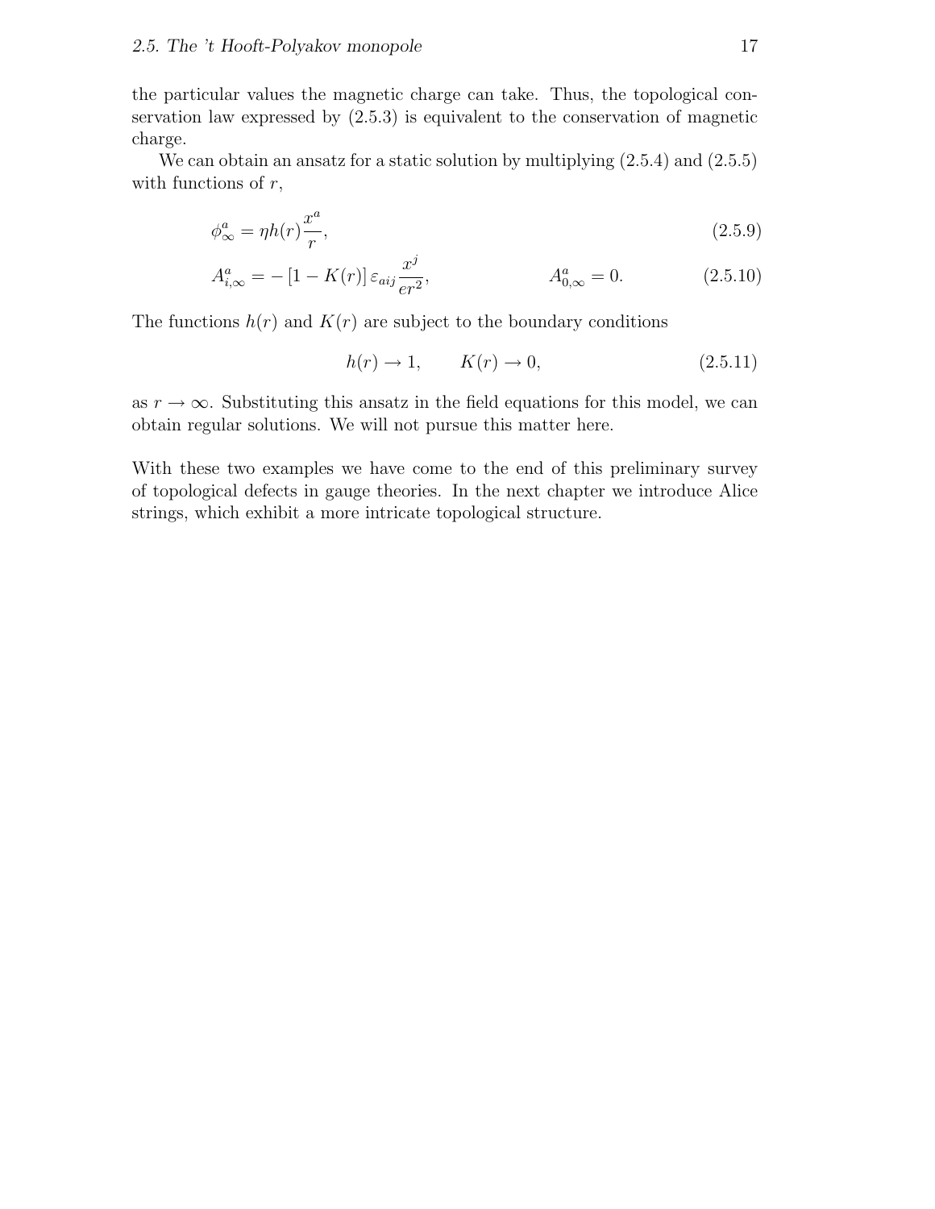the particular values the magnetic charge can take. Thus, the topological conservation law expressed by (2.5.3) is equivalent to the conservation of magnetic charge.

We can obtain an ansatz for a static solution by multiplying (2.5.4) and (2.5.5) with functions of $r$,

$$\phi^a_\infty = \eta h(r) \frac{x^a}{r}, \tag{2.5.9}$$

$$A^a_{i,\infty} = -\left[1 - K(r)\right] \varepsilon_{aij} \frac{x^j}{er^2}, \qquad A^a_{0,\infty} = 0. \tag{2.5.10}$$

The functions $h(r)$ and $K(r)$ are subject to the boundary conditions

$$h(r) \to 1, \qquad K(r) \to 0, \tag{2.5.11}$$

as $r \to \infty$. Substituting this ansatz in the field equations for this model, we can obtain regular solutions. We will not pursue this matter here.

With these two examples we have come to the end of this preliminary survey of topological defects in gauge theories. In the next chapter we introduce Alice strings, which exhibit a more intricate topological structure.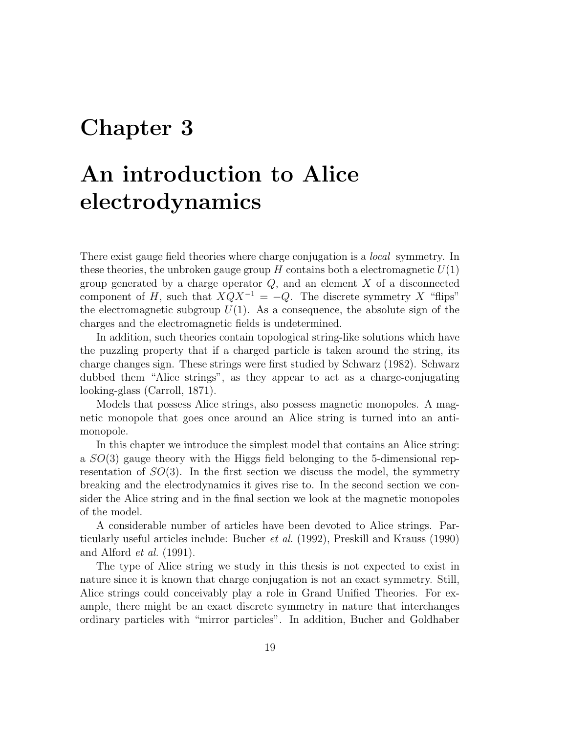# Chapter 3

# An introduction to Alice electrodynamics

There exist gauge field theories where charge conjugation is a *local* symmetry. In these theories, the unbroken gauge group $H$ contains both a electromagnetic $U(1)$ group generated by a charge operator $Q$, and an element $X$ of a disconnected component of $H$, such that $XQX^{-1} = -Q$. The discrete symmetry $X$ "flips" the electromagnetic subgroup $U(1)$. As a consequence, the absolute sign of the charges and the electromagnetic fields is undetermined.

In addition, such theories contain topological string-like solutions which have the puzzling property that if a charged particle is taken around the string, its charge changes sign. These strings were first studied by Schwarz (1982). Schwarz dubbed them "Alice strings", as they appear to act as a charge-conjugating looking-glass (Carroll, 1871).

Models that possess Alice strings, also possess magnetic monopoles. A magnetic monopole that goes once around an Alice string is turned into an anti-monopole.

In this chapter we introduce the simplest model that contains an Alice string: a $SO(3)$ gauge theory with the Higgs field belonging to the 5-dimensional representation of $SO(3)$. In the first section we discuss the model, the symmetry breaking and the electrodynamics it gives rise to. In the second section we consider the Alice string and in the final section we look at the magnetic monopoles of the model.

A considerable number of articles have been devoted to Alice strings. Particularly useful articles include: Bucher *et al.* (1992), Preskill and Krauss (1990) and Alford *et al.* (1991).

The type of Alice string we study in this thesis is not expected to exist in nature since it is known that charge conjugation is not an exact symmetry. Still, Alice strings could conceivably play a role in Grand Unified Theories. For example, there might be an exact discrete symmetry in nature that interchanges ordinary particles with "mirror particles". In addition, Bucher and Goldhaber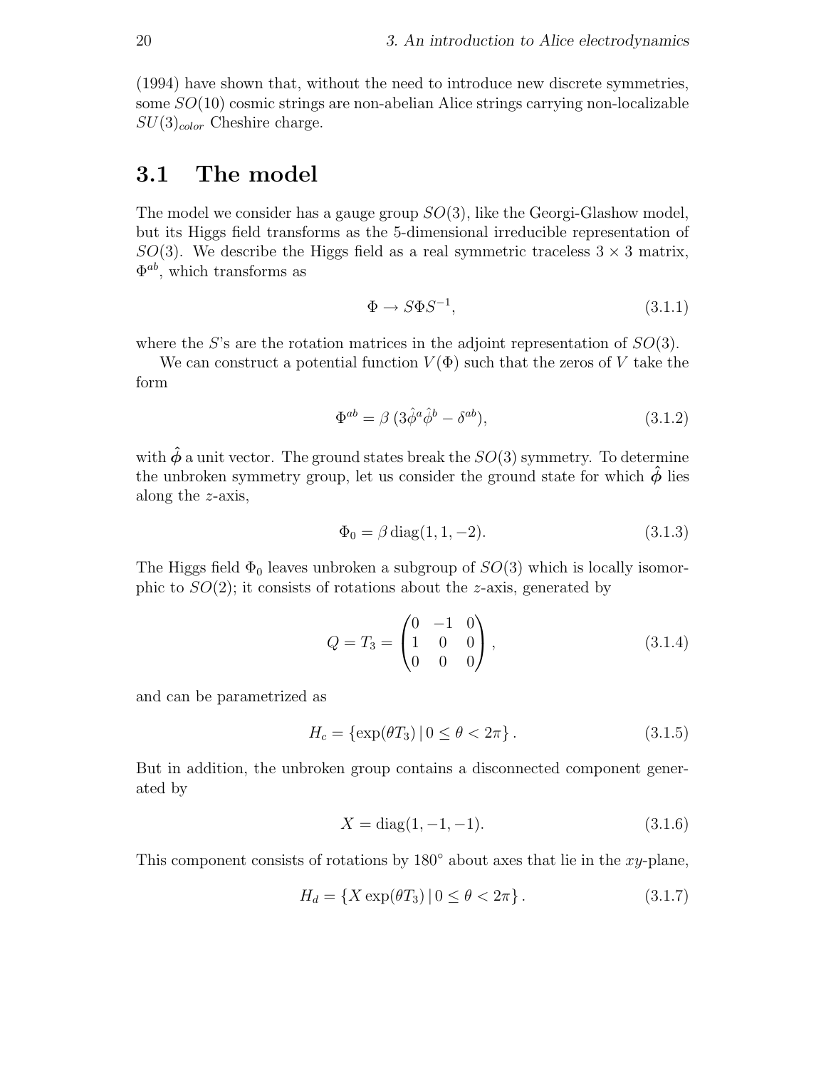(1994) have shown that, without the need to introduce new discrete symmetries, some $SO(10)$ cosmic strings are non-abelian Alice strings carrying non-localizable $SU(3)_{color}$ Cheshire charge.

## 3.1 The model

The model we consider has a gauge group $SO(3)$, like the Georgi-Glashow model, but its Higgs field transforms as the 5-dimensional irreducible representation of $SO(3)$. We describe the Higgs field as a real symmetric traceless $3 \times 3$ matrix, $\Phi^{ab}$, which transforms as

$$\Phi \rightarrow S \Phi S^{-1}, \tag{3.1.1}$$

where the $S$'s are the rotation matrices in the adjoint representation of $SO(3)$.

We can construct a potential function $V(\Phi)$ such that the zeros of $V$ take the form

$$\Phi^{ab} = \beta \, (3 \hat{\phi}^a \hat{\phi}^b - \delta^{ab}), \tag{3.1.2}$$

with $\hat{\boldsymbol{\phi}}$ a unit vector. The ground states break the $SO(3)$ symmetry. To determine the unbroken symmetry group, let us consider the ground state for which $\hat{\boldsymbol{\phi}}$ lies along the $z$-axis,

$$\Phi_0 = \beta \, \mathrm{diag}(1, 1, -2). \tag{3.1.3}$$

The Higgs field $\Phi_0$ leaves unbroken a subgroup of $SO(3)$ which is locally isomorphic to $SO(2)$; it consists of rotations about the $z$-axis, generated by

$$Q = T_3 = \begin{pmatrix} 0 & -1 & 0 \\ 1 & 0 & 0 \\ 0 & 0 & 0 \end{pmatrix}, \tag{3.1.4}$$

and can be parametrized as

$$H_c = \{ \exp(\theta T_3) \, | \, 0 \leq \theta < 2\pi \}. \tag{3.1.5}$$

But in addition, the unbroken group contains a disconnected component generated by

$$X = \mathrm{diag}(1, -1, -1). \tag{3.1.6}$$

This component consists of rotations by $180^\circ$ about axes that lie in the $xy$-plane,

$$H_d = \{ X \exp(\theta T_3) \, | \, 0 \leq \theta < 2\pi \}. \tag{3.1.7}$$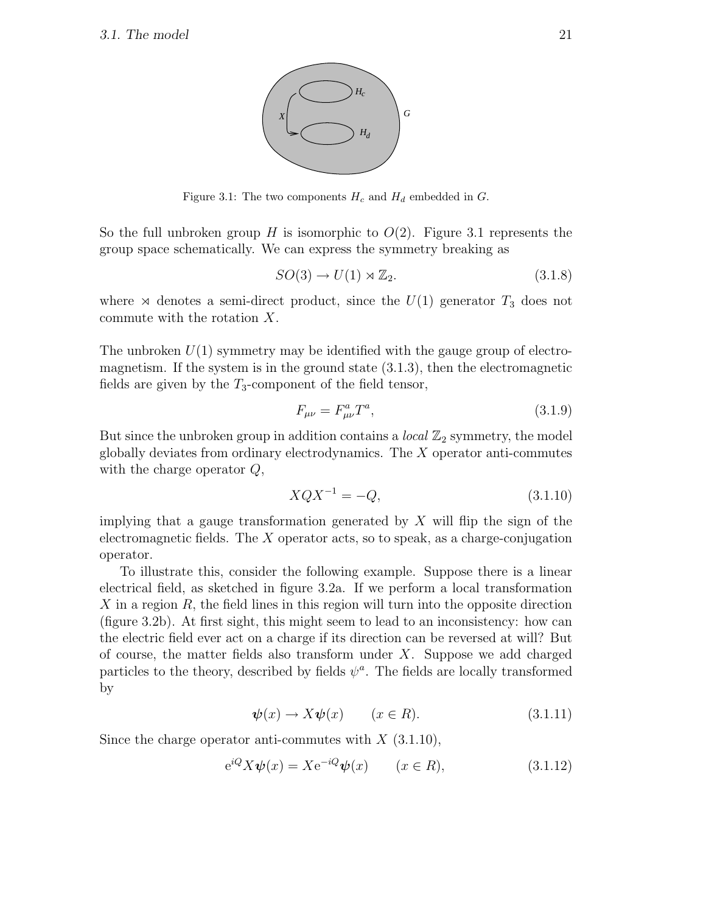Figure 3.1: The two components $H_c$ and $H_d$ embedded in $G$.

So the full unbroken group $H$ is isomorphic to $O(2)$. Figure 3.1 represents the group space schematically. We can express the symmetry breaking as

$$SO(3) \to U(1) \rtimes \mathbb{Z}_2. \tag{3.1.8}$$

where $\rtimes$ denotes a semi-direct product, since the $U(1)$ generator $T_3$ does not commute with the rotation $X$.

The unbroken $U(1)$ symmetry may be identified with the gauge group of electromagnetism. If the system is in the ground state (3.1.3), then the electromagnetic fields are given by the $T_3$-component of the field tensor,

$$F_{\mu\nu} = F^a_{\mu\nu} T^a, \tag{3.1.9}$$

But since the unbroken group in addition contains a *local* $\mathbb{Z}_2$ symmetry, the model globally deviates from ordinary electrodynamics. The $X$ operator anti-commutes with the charge operator $Q$,

$$XQX^{-1} = -Q, \tag{3.1.10}$$

implying that a gauge transformation generated by $X$ will flip the sign of the electromagnetic fields. The $X$ operator acts, so to speak, as a charge-conjugation operator.

To illustrate this, consider the following example. Suppose there is a linear electrical field, as sketched in figure 3.2a. If we perform a local transformation $X$ in a region $R$, the field lines in this region will turn into the opposite direction (figure 3.2b). At first sight, this might seem to lead to an inconsistency: how can the electric field ever act on a charge if its direction can be reversed at will? But of course, the matter fields also transform under $X$. Suppose we add charged particles to the theory, described by fields $\psi^a$. The fields are locally transformed by

$$\boldsymbol{\psi}(x) \to X\boldsymbol{\psi}(x) \qquad (x \in R). \tag{3.1.11}$$

Since the charge operator anti-commutes with $X$ (3.1.10),

$$\mathrm{e}^{iQ} X \boldsymbol{\psi}(x) = X \mathrm{e}^{-iQ} \boldsymbol{\psi}(x) \qquad (x \in R), \tag{3.1.12}$$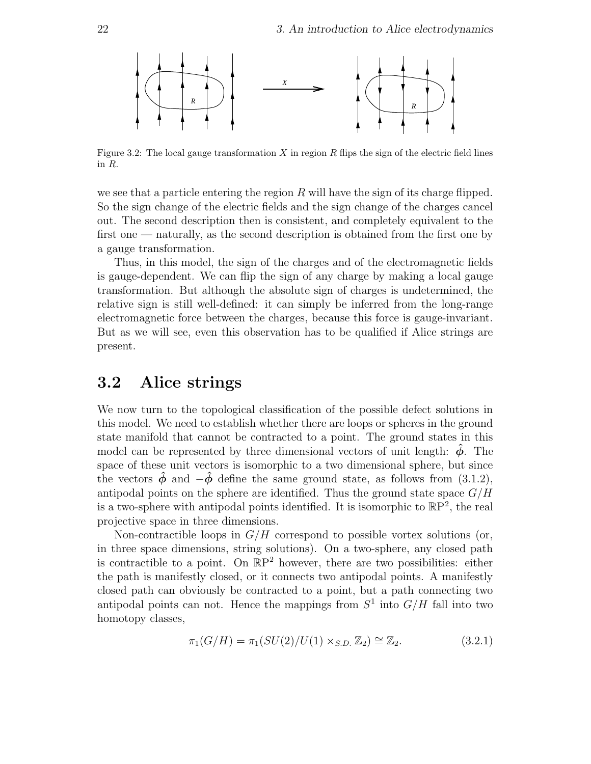Figure 3.2: The local gauge transformation $X$ in region $R$ flips the sign of the electric field lines in $R$.

we see that a particle entering the region $R$ will have the sign of its charge flipped. So the sign change of the electric fields and the sign change of the charges cancel out. The second description then is consistent, and completely equivalent to the first one — naturally, as the second description is obtained from the first one by a gauge transformation.

Thus, in this model, the sign of the charges and of the electromagnetic fields is gauge-dependent. We can flip the sign of any charge by making a local gauge transformation. But although the absolute sign of charges is undetermined, the relative sign is still well-defined: it can simply be inferred from the long-range electromagnetic force between the charges, because this force is gauge-invariant. But as we will see, even this observation has to be qualified if Alice strings are present.

## 3.2 Alice strings

We now turn to the topological classification of the possible defect solutions in this model. We need to establish whether there are loops or spheres in the ground state manifold that cannot be contracted to a point. The ground states in this model can be represented by three dimensional vectors of unit length: $\hat{\boldsymbol{\phi}}$. The space of these unit vectors is isomorphic to a two dimensional sphere, but since the vectors $\hat{\boldsymbol{\phi}}$ and $-\hat{\boldsymbol{\phi}}$ define the same ground state, as follows from (3.1.2), antipodal points on the sphere are identified. Thus the ground state space $G/H$ is a two-sphere with antipodal points identified. It is isomorphic to $\mathbb{RP}^2$, the real projective space in three dimensions.

Non-contractible loops in $G/H$ correspond to possible vortex solutions (or, in three space dimensions, string solutions). On a two-sphere, any closed path is contractible to a point. On $\mathbb{RP}^2$ however, there are two possibilities: either the path is manifestly closed, or it connects two antipodal points. A manifestly closed path can obviously be contracted to a point, but a path connecting two antipodal points can not. Hence the mappings from $S^1$ into $G/H$ fall into two homotopy classes,

$$\pi_1(G/H) = \pi_1(SU(2)/U(1) \times_{S.D.} \mathbb{Z}_2) \cong \mathbb{Z}_2. \tag{3.2.1}$$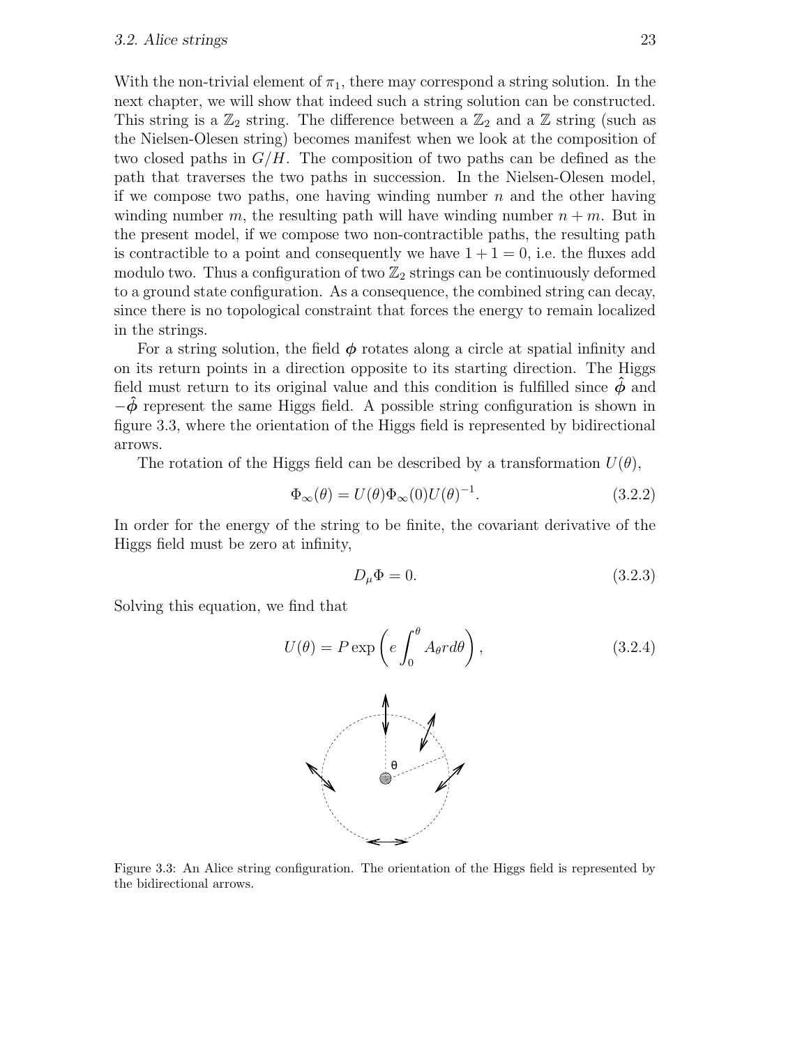With the non-trivial element of $\pi_1$, there may correspond a string solution. In the next chapter, we will show that indeed such a string solution can be constructed. This string is a $\mathbb{Z}_2$ string. The difference between a $\mathbb{Z}_2$ and a $\mathbb{Z}$ string (such as the Nielsen-Olesen string) becomes manifest when we look at the composition of two closed paths in $G/H$. The composition of two paths can be defined as the path that traverses the two paths in succession. In the Nielsen-Olesen model, if we compose two paths, one having winding number $n$ and the other having winding number $m$, the resulting path will have winding number $n+m$. But in the present model, if we compose two non-contractible paths, the resulting path is contractible to a point and consequently we have $1+1=0$, i.e. the fluxes add modulo two. Thus a configuration of two $\mathbb{Z}_2$ strings can be continuously deformed to a ground state configuration. As a consequence, the combined string can decay, since there is no topological constraint that forces the energy to remain localized in the strings.

For a string solution, the field $\boldsymbol{\phi}$ rotates along a circle at spatial infinity and on its return points in a direction opposite to its starting direction. The Higgs field must return to its original value and this condition is fulfilled since $\hat{\boldsymbol{\phi}}$ and $-\hat{\boldsymbol{\phi}}$ represent the same Higgs field. A possible string configuration is shown in figure 3.3, where the orientation of the Higgs field is represented by bidirectional arrows.

The rotation of the Higgs field can be described by a transformation $U(\theta)$,

$$\Phi_\infty(\theta) = U(\theta)\Phi_\infty(0)U(\theta)^{-1}. \tag{3.2.2}$$

In order for the energy of the string to be finite, the covariant derivative of the Higgs field must be zero at infinity,

$$D_\mu \Phi = 0. \tag{3.2.3}$$

Solving this equation, we find that

$$U(\theta) = P\exp\left(e\int_0^\theta A_\theta r d\theta\right), \tag{3.2.4}$$

Figure 3.3: An Alice string configuration. The orientation of the Higgs field is represented by the bidirectional arrows.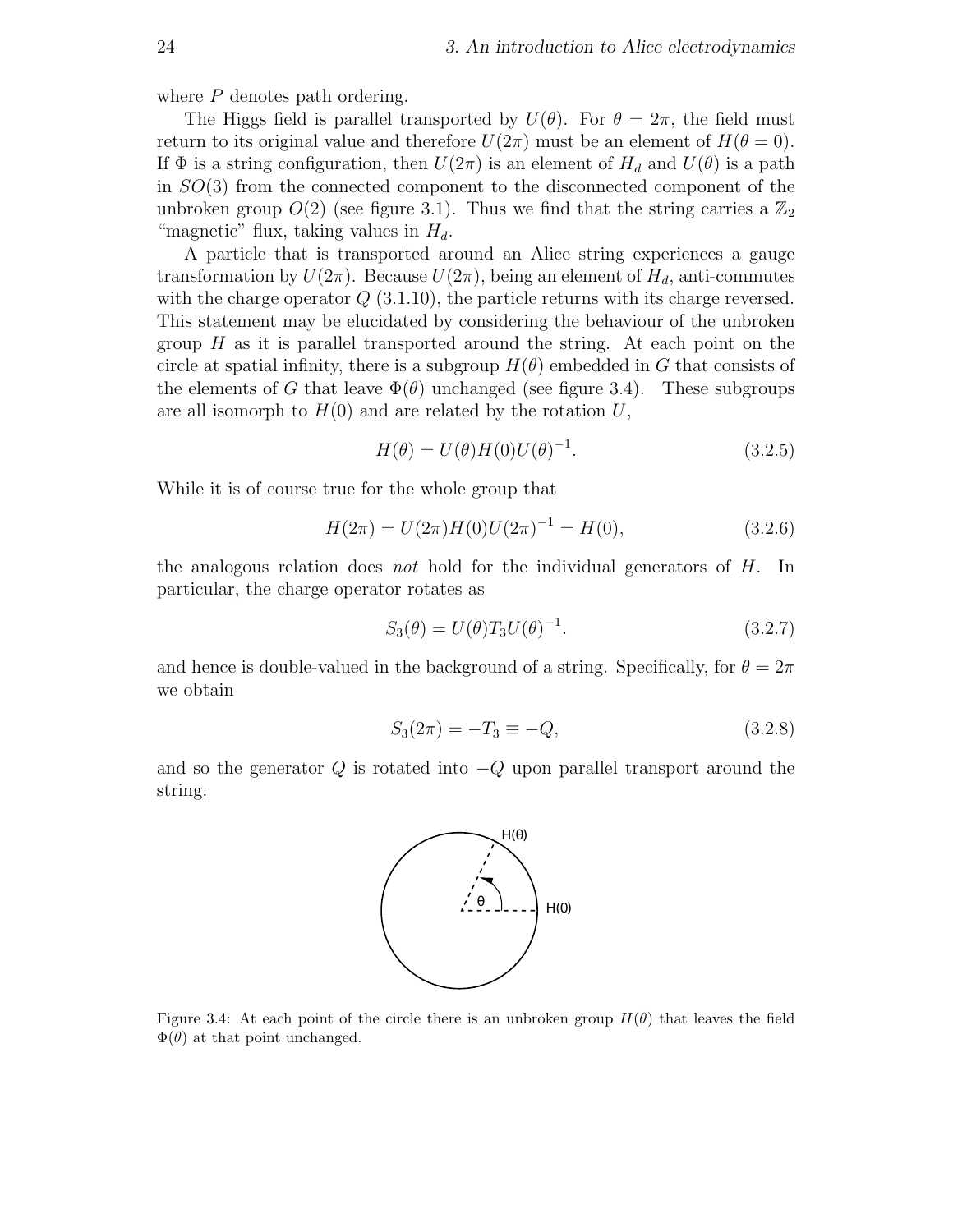where $P$ denotes path ordering.

The Higgs field is parallel transported by $U(\theta)$. For $\theta = 2\pi$, the field must return to its original value and therefore $U(2\pi)$ must be an element of $H(\theta = 0)$. If $\Phi$ is a string configuration, then $U(2\pi)$ is an element of $H_d$ and $U(\theta)$ is a path in $SO(3)$ from the connected component to the disconnected component of the unbroken group $O(2)$ (see figure 3.1). Thus we find that the string carries a $\mathbb{Z}_2$ "magnetic" flux, taking values in $H_d$.

A particle that is transported around an Alice string experiences a gauge transformation by $U(2\pi)$. Because $U(2\pi)$, being an element of $H_d$, anti-commutes with the charge operator $Q$ (3.1.10), the particle returns with its charge reversed. This statement may be elucidated by considering the behaviour of the unbroken group $H$ as it is parallel transported around the string. At each point on the circle at spatial infinity, there is a subgroup $H(\theta)$ embedded in $G$ that consists of the elements of $G$ that leave $\Phi(\theta)$ unchanged (see figure 3.4). These subgroups are all isomorph to $H(0)$ and are related by the rotation $U$,

$$H(\theta) = U(\theta)H(0)U(\theta)^{-1}. \tag{3.2.5}$$

While it is of course true for the whole group that

$$H(2\pi) = U(2\pi)H(0)U(2\pi)^{-1} = H(0), \tag{3.2.6}$$

the analogous relation does *not* hold for the individual generators of $H$. In particular, the charge operator rotates as

$$S_3(\theta) = U(\theta)T_3U(\theta)^{-1}. \tag{3.2.7}$$

and hence is double-valued in the background of a string. Specifically, for $\theta = 2\pi$ we obtain

$$S_3(2\pi) = -T_3 \equiv -Q, \tag{3.2.8}$$

and so the generator $Q$ is rotated into $-Q$ upon parallel transport around the string.

Figure 3.4: At each point of the circle there is an unbroken group $H(\theta)$ that leaves the field $\Phi(\theta)$ at that point unchanged.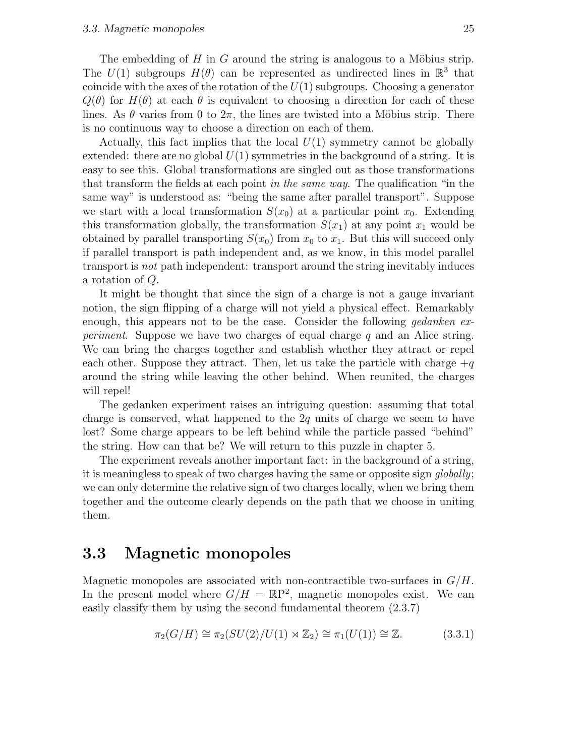The embedding of $H$ in $G$ around the string is analogous to a Möbius strip. The $U(1)$ subgroups $H(\theta)$ can be represented as undirected lines in $\mathbb{R}^3$ that coincide with the axes of the rotation of the $U(1)$ subgroups. Choosing a generator $Q(\theta)$ for $H(\theta)$ at each $\theta$ is equivalent to choosing a direction for each of these lines. As $\theta$ varies from 0 to $2\pi$, the lines are twisted into a Möbius strip. There is no continuous way to choose a direction on each of them.

Actually, this fact implies that the local $U(1)$ symmetry cannot be globally extended: there are no global $U(1)$ symmetries in the background of a string. It is easy to see this. Global transformations are singled out as those transformations that transform the fields at each point *in the same way*. The qualification "in the same way" is understood as: "being the same after parallel transport". Suppose we start with a local transformation $S(x_0)$ at a particular point $x_0$. Extending this transformation globally, the transformation $S(x_1)$ at any point $x_1$ would be obtained by parallel transporting $S(x_0)$ from $x_0$ to $x_1$. But this will succeed only if parallel transport is path independent and, as we know, in this model parallel transport is *not* path independent: transport around the string inevitably induces a rotation of $Q$.

It might be thought that since the sign of a charge is not a gauge invariant notion, the sign flipping of a charge will not yield a physical effect. Remarkably enough, this appears not to be the case. Consider the following *gedanken experiment*. Suppose we have two charges of equal charge $q$ and an Alice string. We can bring the charges together and establish whether they attract or repel each other. Suppose they attract. Then, let us take the particle with charge $+q$ around the string while leaving the other behind. When reunited, the charges will repel!

The gedanken experiment raises an intriguing question: assuming that total charge is conserved, what happened to the $2q$ units of charge we seem to have lost? Some charge appears to be left behind while the particle passed "behind" the string. How can that be? We will return to this puzzle in chapter 5.

The experiment reveals another important fact: in the background of a string, it is meaningless to speak of two charges having the same or opposite sign *globally*; we can only determine the relative sign of two charges locally, when we bring them together and the outcome clearly depends on the path that we choose in uniting them.

## 3.3 Magnetic monopoles

Magnetic monopoles are associated with non-contractible two-surfaces in $G/H$. In the present model where $G/H = \mathbb{RP}^2$, magnetic monopoles exist. We can easily classify them by using the second fundamental theorem (2.3.7)

$$\pi_2(G/H) \cong \pi_2(SU(2)/U(1) \rtimes \mathbb{Z}_2) \cong \pi_1(U(1)) \cong \mathbb{Z}. \tag{3.3.1}$$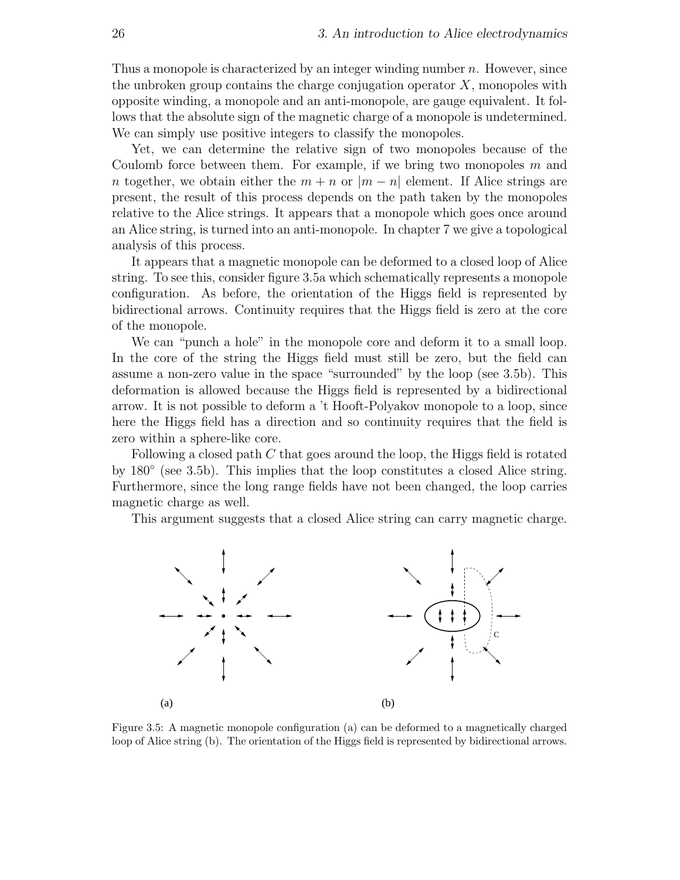Thus a monopole is characterized by an integer winding number $n$. However, since the unbroken group contains the charge conjugation operator $X$, monopoles with opposite winding, a monopole and an anti-monopole, are gauge equivalent. It follows that the absolute sign of the magnetic charge of a monopole is undetermined. We can simply use positive integers to classify the monopoles.

Yet, we can determine the relative sign of two monopoles because of the Coulomb force between them. For example, if we bring two monopoles $m$ and $n$ together, we obtain either the $m + n$ or $|m - n|$ element. If Alice strings are present, the result of this process depends on the path taken by the monopoles relative to the Alice strings. It appears that a monopole which goes once around an Alice string, is turned into an anti-monopole. In chapter 7 we give a topological analysis of this process.

It appears that a magnetic monopole can be deformed to a closed loop of Alice string. To see this, consider figure 3.5a which schematically represents a monopole configuration. As before, the orientation of the Higgs field is represented by bidirectional arrows. Continuity requires that the Higgs field is zero at the core of the monopole.

We can "punch a hole" in the monopole core and deform it to a small loop. In the core of the string the Higgs field must still be zero, but the field can assume a non-zero value in the space "surrounded" by the loop (see 3.5b). This deformation is allowed because the Higgs field is represented by a bidirectional arrow. It is not possible to deform a 't Hooft-Polyakov monopole to a loop, since here the Higgs field has a direction and so continuity requires that the field is zero within a sphere-like core.

Following a closed path $C$ that goes around the loop, the Higgs field is rotated by 180° (see 3.5b). This implies that the loop constitutes a closed Alice string. Furthermore, since the long range fields have not been changed, the loop carries magnetic charge as well.

This argument suggests that a closed Alice string can carry magnetic charge.

Figure 3.5: A magnetic monopole configuration (a) can be deformed to a magnetically charged loop of Alice string (b). The orientation of the Higgs field is represented by bidirectional arrows.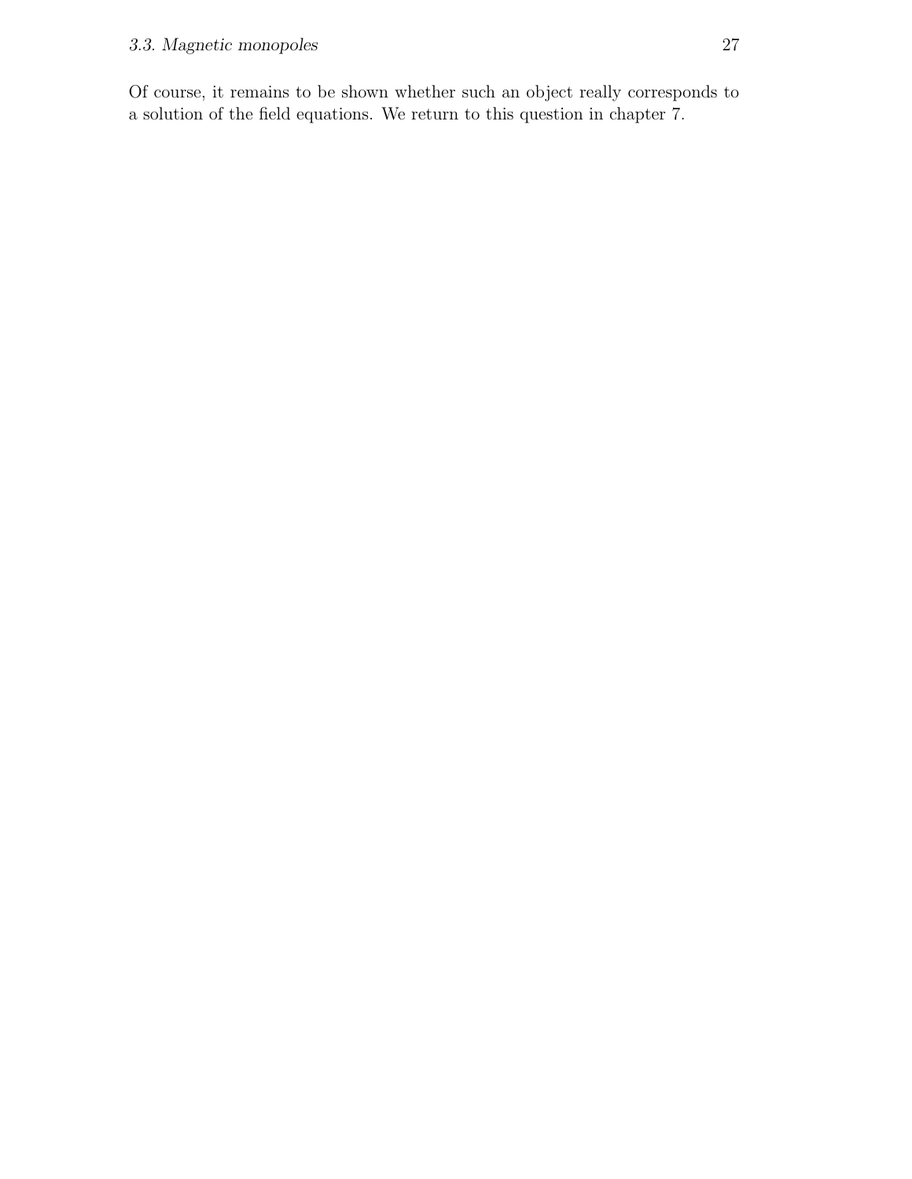Of course, it remains to be shown whether such an object really corresponds to a solution of the field equations. We return to this question in chapter 7.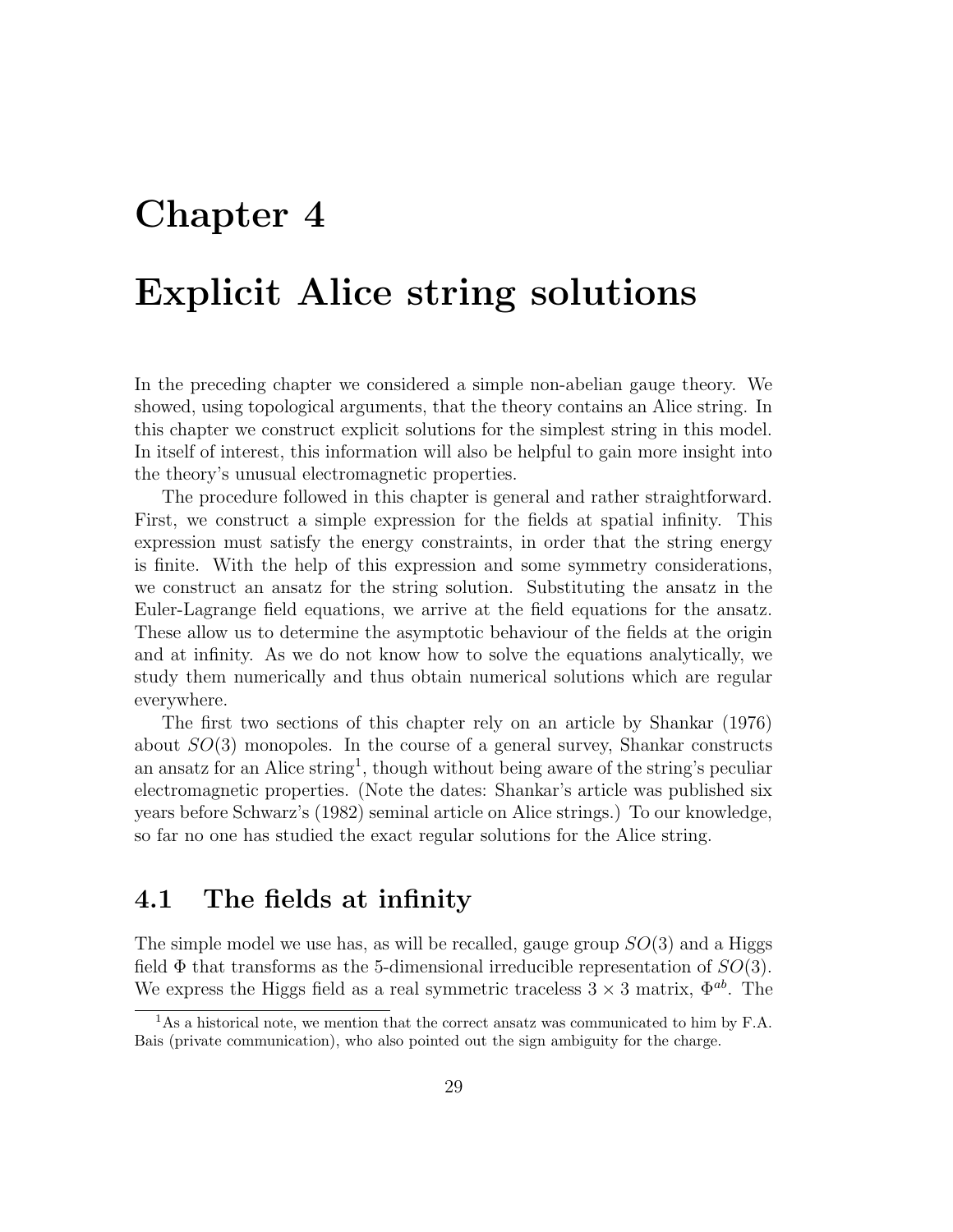# Chapter 4

# Explicit Alice string solutions

In the preceding chapter we considered a simple non-abelian gauge theory. We showed, using topological arguments, that the theory contains an Alice string. In this chapter we construct explicit solutions for the simplest string in this model. In itself of interest, this information will also be helpful to gain more insight into the theory's unusual electromagnetic properties.

The procedure followed in this chapter is general and rather straightforward. First, we construct a simple expression for the fields at spatial infinity. This expression must satisfy the energy constraints, in order that the string energy is finite. With the help of this expression and some symmetry considerations, we construct an ansatz for the string solution. Substituting the ansatz in the Euler-Lagrange field equations, we arrive at the field equations for the ansatz. These allow us to determine the asymptotic behaviour of the fields at the origin and at infinity. As we do not know how to solve the equations analytically, we study them numerically and thus obtain numerical solutions which are regular everywhere.

The first two sections of this chapter rely on an article by Shankar (1976) about $SO(3)$ monopoles. In the course of a general survey, Shankar constructs an ansatz for an Alice string[1], though without being aware of the string's peculiar electromagnetic properties. (Note the dates: Shankar's article was published six years before Schwarz's (1982) seminal article on Alice strings.) To our knowledge, so far no one has studied the exact regular solutions for the Alice string.

## 4.1 The fields at infinity

The simple model we use has, as will be recalled, gauge group $SO(3)$ and a Higgs field $\Phi$ that transforms as the 5-dimensional irreducible representation of $SO(3)$. We express the Higgs field as a real symmetric traceless $3 \times 3$ matrix, $\Phi^{ab}$. The

[1] As a historical note, we mention that the correct ansatz was communicated to him by F.A. Bais (private communication), who also pointed out the sign ambiguity for the charge.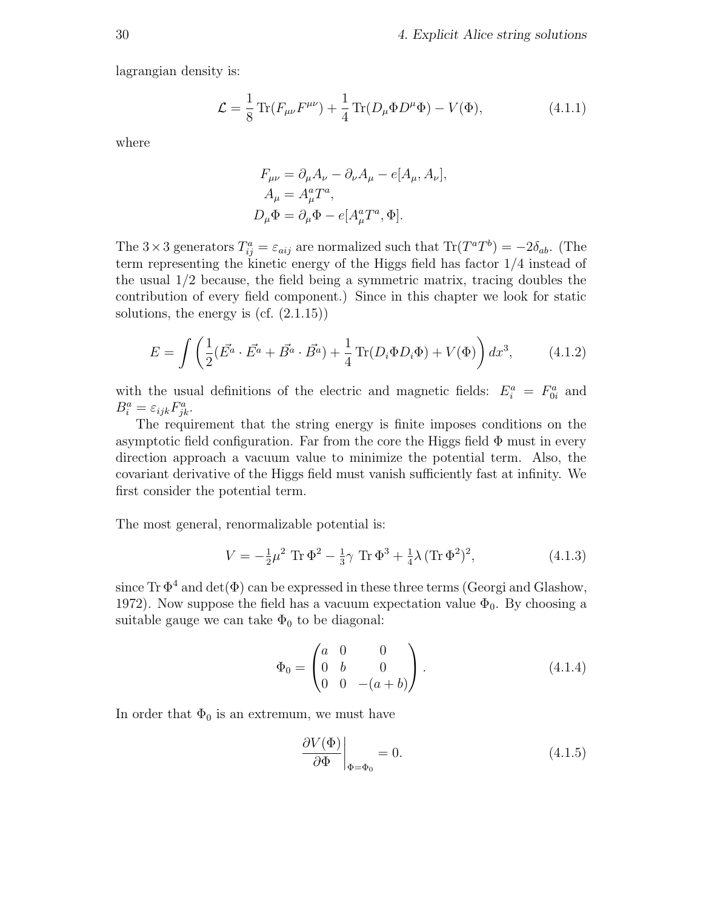lagrangian density is:

$$\mathcal{L} = \frac{1}{8}\,\mathrm{Tr}(F_{\mu\nu}F^{\mu\nu}) + \frac{1}{4}\,\mathrm{Tr}(D_\mu\Phi D^\mu\Phi) - V(\Phi), \tag{4.1.1}$$

where

$$\begin{aligned}
F_{\mu\nu} &= \partial_\mu A_\nu - \partial_\nu A_\mu - e[A_\mu, A_\nu],\\
A_\mu &= A^a_\mu T^a,\\
D_\mu\Phi &= \partial_\mu\Phi - e[A^a_\mu T^a, \Phi].
\end{aligned}$$

The $3\times 3$ generators $T^a_{ij} = \varepsilon_{aij}$ are normalized such that $\mathrm{Tr}(T^aT^b) = -2\delta_{ab}$. (The term representing the kinetic energy of the Higgs field has factor 1/4 instead of the usual 1/2 because, the field being a symmetric matrix, tracing doubles the contribution of every field component.) Since in this chapter we look for static solutions, the energy is (cf. (2.1.15))

$$E = \int \left( \frac{1}{2}(\vec{E^a}\cdot\vec{E^a} + \vec{B^a}\cdot\vec{B^a}) + \frac{1}{4}\,\mathrm{Tr}(D_i\Phi D_i\Phi) + V(\Phi) \right) dx^3, \tag{4.1.2}$$

with the usual definitions of the electric and magnetic fields: $E^a_i = F^a_{0i}$ and $B^a_i = \varepsilon_{ijk}F^a_{jk}$.

The requirement that the string energy is finite imposes conditions on the asymptotic field configuration. Far from the core the Higgs field $\Phi$ must in every direction approach a vacuum value to minimize the potential term. Also, the covariant derivative of the Higgs field must vanish sufficiently fast at infinity. We first consider the potential term.

The most general, renormalizable potential is:

$$V = -\tfrac{1}{2}\mu^2\ \mathrm{Tr}\,\Phi^2 - \tfrac{1}{3}\gamma\ \mathrm{Tr}\,\Phi^3 + \tfrac{1}{4}\lambda\,(\mathrm{Tr}\,\Phi^2)^2, \tag{4.1.3}$$

since $\mathrm{Tr}\,\Phi^4$ and $\det(\Phi)$ can be expressed in these three terms (Georgi and Glashow, 1972). Now suppose the field has a vacuum expectation value $\Phi_0$. By choosing a suitable gauge we can take $\Phi_0$ to be diagonal:

$$\Phi_0 = \begin{pmatrix} a & 0 & 0 \\ 0 & b & 0 \\ 0 & 0 & -(a+b) \end{pmatrix}. \tag{4.1.4}$$

In order that $\Phi_0$ is an extremum, we must have

$$\left.\frac{\partial V(\Phi)}{\partial \Phi}\right|_{\Phi=\Phi_0} = 0. \tag{4.1.5}$$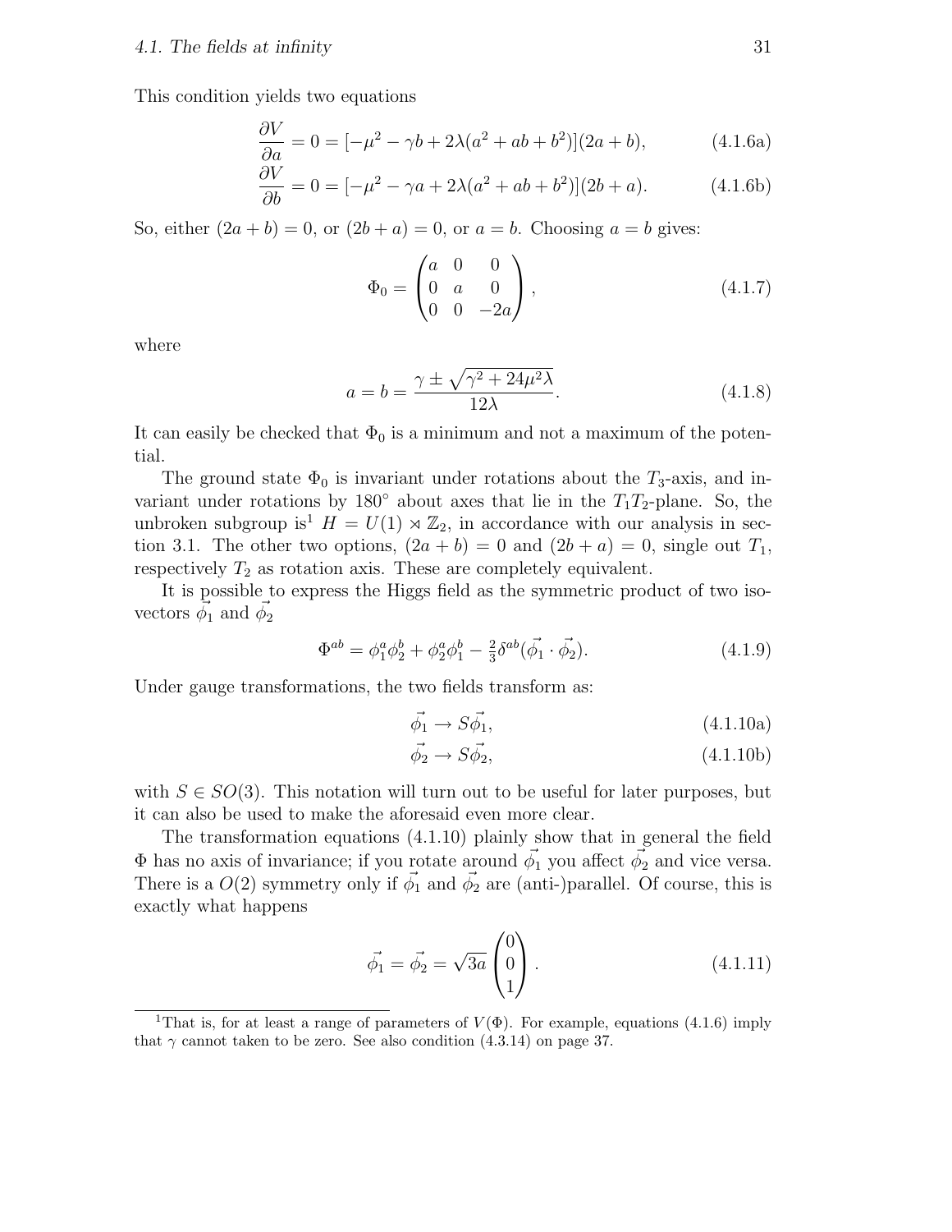This condition yields two equations

$$\frac{\partial V}{\partial a} = 0 = [-\mu^2 - \gamma b + 2\lambda(a^2 + ab + b^2)](2a + b), \tag{4.1.6a}$$

$$\frac{\partial V}{\partial b} = 0 = [-\mu^2 - \gamma a + 2\lambda(a^2 + ab + b^2)](2b + a). \tag{4.1.6b}$$

So, either $(2a + b) = 0$, or $(2b + a) = 0$, or $a = b$. Choosing $a = b$ gives:

$$\Phi_0 = \begin{pmatrix} a & 0 & 0 \\ 0 & a & 0 \\ 0 & 0 & -2a \end{pmatrix}, \tag{4.1.7}$$

where

$$a = b = \frac{\gamma \pm \sqrt{\gamma^2 + 24\mu^2\lambda}}{12\lambda}. \tag{4.1.8}$$

It can easily be checked that $\Phi_0$ is a minimum and not a maximum of the potential.

The ground state $\Phi_0$ is invariant under rotations about the $T_3$-axis, and invariant under rotations by 180° about axes that lie in the $T_1T_2$-plane. So, the unbroken subgroup is[1] $H = U(1) \rtimes \mathbb{Z}_2$, in accordance with our analysis in section 3.1. The other two options, $(2a + b) = 0$ and $(2b + a) = 0$, single out $T_1$, respectively $T_2$ as rotation axis. These are completely equivalent.

It is possible to express the Higgs field as the symmetric product of two isovectors $\vec{\phi_1}$ and $\vec{\phi_2}$

$$\Phi^{ab} = \phi_1^a\phi_2^b + \phi_2^a\phi_1^b - \tfrac{2}{3}\delta^{ab}(\vec{\phi_1} \cdot \vec{\phi_2}). \tag{4.1.9}$$

Under gauge transformations, the two fields transform as:

$$\vec{\phi_1} \to S\vec{\phi_1}, \tag{4.1.10a}$$

$$\vec{\phi_2} \to S\vec{\phi_2}, \tag{4.1.10b}$$

with $S \in SO(3)$. This notation will turn out to be useful for later purposes, but it can also be used to make the aforesaid even more clear.

The transformation equations (4.1.10) plainly show that in general the field $\Phi$ has no axis of invariance; if you rotate around $\vec{\phi_1}$ you affect $\vec{\phi_2}$ and vice versa. There is a $O(2)$ symmetry only if $\vec{\phi_1}$ and $\vec{\phi_2}$ are (anti-)parallel. Of course, this is exactly what happens

$$\vec{\phi_1} = \vec{\phi_2} = \sqrt{3a}\begin{pmatrix} 0 \\ 0 \\ 1 \end{pmatrix}. \tag{4.1.11}$$

[1] That is, for at least a range of parameters of $V(\Phi)$. For example, equations (4.1.6) imply that $\gamma$ cannot taken to be zero. See also condition (4.3.14) on page 37.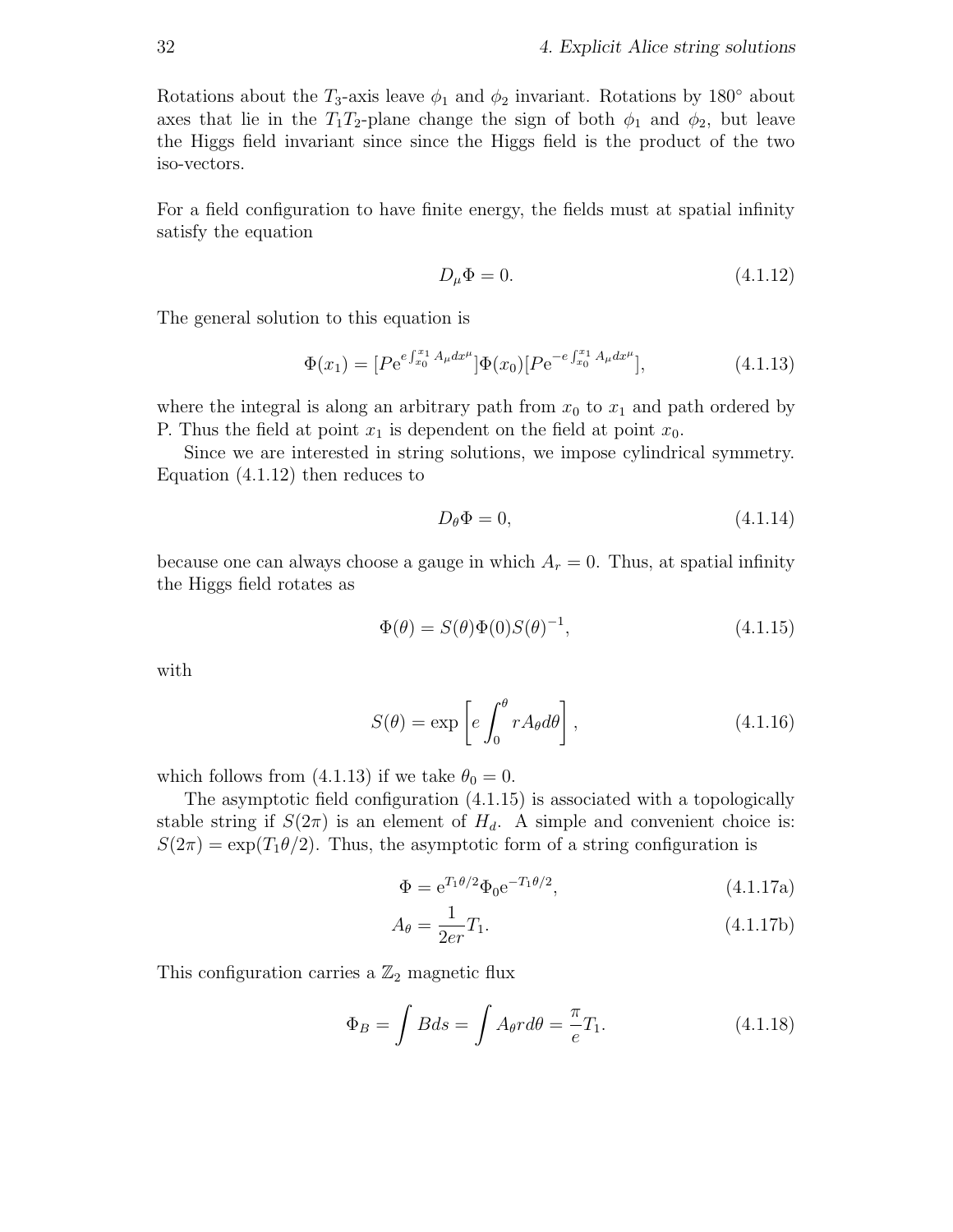Rotations about the $T_3$-axis leave $\phi_1$ and $\phi_2$ invariant. Rotations by 180° about axes that lie in the $T_1T_2$-plane change the sign of both $\phi_1$ and $\phi_2$, but leave the Higgs field invariant since since the Higgs field is the product of the two iso-vectors.

For a field configuration to have finite energy, the fields must at spatial infinity satisfy the equation

$$D_\mu \Phi = 0. \tag{4.1.12}$$

The general solution to this equation is

$$\Phi(x_1) = [P\mathrm{e}^{e\int_{x_0}^{x_1} A_\mu dx^\mu}]\Phi(x_0)[P\mathrm{e}^{-e\int_{x_0}^{x_1} A_\mu dx^\mu}], \tag{4.1.13}$$

where the integral is along an arbitrary path from $x_0$ to $x_1$ and path ordered by P. Thus the field at point $x_1$ is dependent on the field at point $x_0$.

Since we are interested in string solutions, we impose cylindrical symmetry. Equation (4.1.12) then reduces to

$$D_\theta \Phi = 0, \tag{4.1.14}$$

because one can always choose a gauge in which $A_r = 0$. Thus, at spatial infinity the Higgs field rotates as

$$\Phi(\theta) = S(\theta)\Phi(0)S(\theta)^{-1}, \tag{4.1.15}$$

with

$$S(\theta) = \exp\left[e\int_0^\theta rA_\theta d\theta\right], \tag{4.1.16}$$

which follows from (4.1.13) if we take $\theta_0 = 0$.

The asymptotic field configuration (4.1.15) is associated with a topologically stable string if $S(2\pi)$ is an element of $H_d$. A simple and convenient choice is: $S(2\pi) = \exp(T_1\theta/2)$. Thus, the asymptotic form of a string configuration is

$$\Phi = \mathrm{e}^{T_1\theta/2}\Phi_0\mathrm{e}^{-T_1\theta/2}, \tag{4.1.17a}$$

$$A_\theta = \frac{1}{2er}T_1. \tag{4.1.17b}$$

This configuration carries a $\mathbb{Z}_2$ magnetic flux

$$\Phi_B = \int Bds = \int A_\theta rd\theta = \frac{\pi}{e}T_1. \tag{4.1.18}$$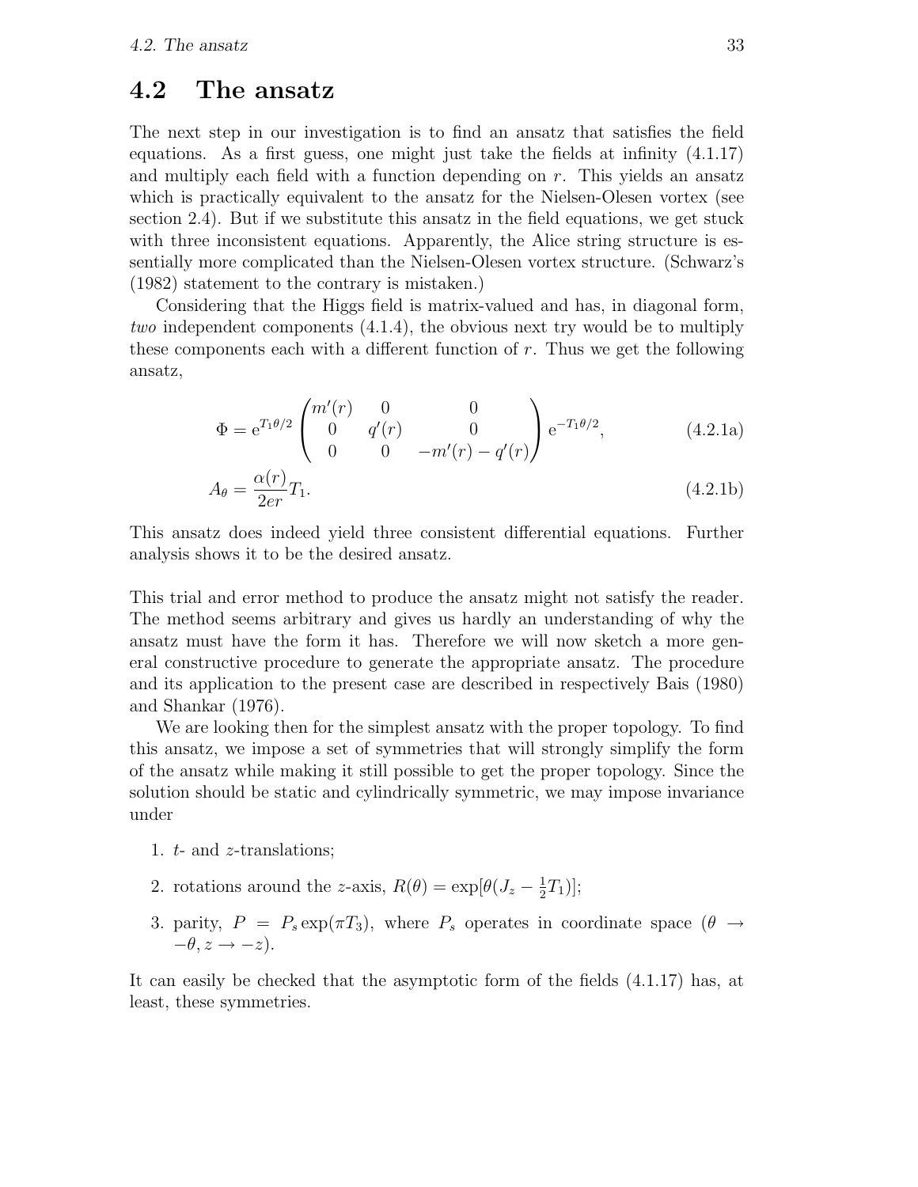## 4.2 The ansatz

The next step in our investigation is to find an ansatz that satisfies the field equations. As a first guess, one might just take the fields at infinity (4.1.17) and multiply each field with a function depending on $r$. This yields an ansatz which is practically equivalent to the ansatz for the Nielsen-Olesen vortex (see section 2.4). But if we substitute this ansatz in the field equations, we get stuck with three inconsistent equations. Apparently, the Alice string structure is essentially more complicated than the Nielsen-Olesen vortex structure. (Schwarz's (1982) statement to the contrary is mistaken.)

Considering that the Higgs field is matrix-valued and has, in diagonal form, *two* independent components (4.1.4), the obvious next try would be to multiply these components each with a different function of $r$. Thus we get the following ansatz,

$$\Phi = \mathrm{e}^{T_1\theta/2} \begin{pmatrix} m'(r) & 0 & 0 \\ 0 & q'(r) & 0 \\ 0 & 0 & -m'(r) - q'(r) \end{pmatrix} \mathrm{e}^{-T_1\theta/2}, \tag{4.2.1a}$$

$$A_\theta = \frac{\alpha(r)}{2er} T_1. \tag{4.2.1b}$$

This ansatz does indeed yield three consistent differential equations. Further analysis shows it to be the desired ansatz.

This trial and error method to produce the ansatz might not satisfy the reader. The method seems arbitrary and gives us hardly an understanding of why the ansatz must have the form it has. Therefore we will now sketch a more general constructive procedure to generate the appropriate ansatz. The procedure and its application to the present case are described in respectively Bais (1980) and Shankar (1976).

We are looking then for the simplest ansatz with the proper topology. To find this ansatz, we impose a set of symmetries that will strongly simplify the form of the ansatz while making it still possible to get the proper topology. Since the solution should be static and cylindrically symmetric, we may impose invariance under

1. $t$- and $z$-translations;
2. rotations around the $z$-axis, $R(\theta) = \exp[\theta(J_z - \frac{1}{2}T_1)]$;
3. parity, $P = P_s \exp(\pi T_3)$, where $P_s$ operates in coordinate space ($\theta \to -\theta, z \to -z$).

It can easily be checked that the asymptotic form of the fields (4.1.17) has, at least, these symmetries.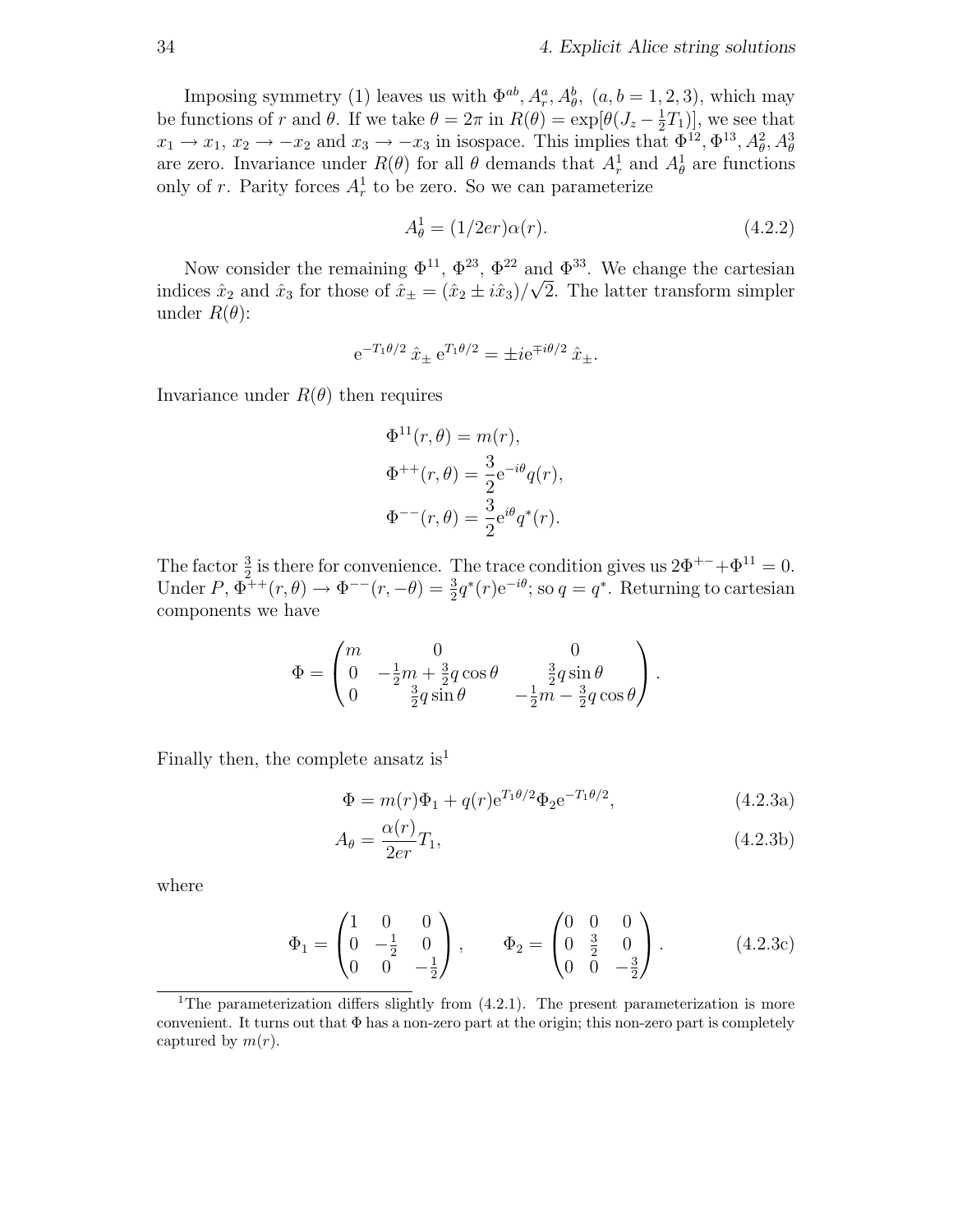Imposing symmetry (1) leaves us with $\Phi^{ab}, A_r^a, A_\theta^b$, $(a, b = 1, 2, 3)$, which may be functions of $r$ and $\theta$. If we take $\theta = 2\pi$ in $R(\theta) = \exp[\theta(J_z - \frac{1}{2}T_1)]$, we see that $x_1 \to x_1$, $x_2 \to -x_2$ and $x_3 \to -x_3$ in isospace. This implies that $\Phi^{12}, \Phi^{13}, A_\theta^2, A_\theta^3$ are zero. Invariance under $R(\theta)$ for all $\theta$ demands that $A_r^1$ and $A_\theta^1$ are functions only of $r$. Parity forces $A_r^1$ to be zero. So we can parameterize

$$A_\theta^1 = (1/2er)\alpha(r). \tag{4.2.2}$$

Now consider the remaining $\Phi^{11}$, $\Phi^{23}$, $\Phi^{22}$ and $\Phi^{33}$. We change the cartesian indices $\hat{x}_2$ and $\hat{x}_3$ for those of $\hat{x}_\pm = (\hat{x}_2 \pm i\hat{x}_3)/\sqrt{2}$. The latter transform simpler under $R(\theta)$:

$$\mathrm{e}^{-T_1\theta/2}\,\hat{x}_\pm\,\mathrm{e}^{T_1\theta/2} = \pm i\mathrm{e}^{\mp i\theta/2}\,\hat{x}_\pm.$$

Invariance under $R(\theta)$ then requires

$$\Phi^{11}(r,\theta) = m(r),$$
$$\Phi^{++}(r,\theta) = \frac{3}{2}\mathrm{e}^{-i\theta}q(r),$$
$$\Phi^{--}(r,\theta) = \frac{3}{2}\mathrm{e}^{i\theta}q^*(r).$$

The factor $\frac{3}{2}$ is there for convenience. The trace condition gives us $2\Phi^{+-} + \Phi^{11} = 0$. Under $P$, $\Phi^{++}(r,\theta) \to \Phi^{--}(r,-\theta) = \frac{3}{2}q^*(r)\mathrm{e}^{-i\theta}$; so $q = q^*$. Returning to cartesian components we have

$$\Phi = \begin{pmatrix} m & 0 & 0 \\ 0 & -\frac{1}{2}m + \frac{3}{2}q\cos\theta & \frac{3}{2}q\sin\theta \\ 0 & \frac{3}{2}q\sin\theta & -\frac{1}{2}m - \frac{3}{2}q\cos\theta \end{pmatrix}.$$

Finally then, the complete ansatz is[1]

$$\Phi = m(r)\Phi_1 + q(r)\mathrm{e}^{T_1\theta/2}\Phi_2\mathrm{e}^{-T_1\theta/2}, \tag{4.2.3a}$$

$$A_\theta = \frac{\alpha(r)}{2er}T_1, \tag{4.2.3b}$$

where

$$\Phi_1 = \begin{pmatrix} 1 & 0 & 0 \\ 0 & -\frac{1}{2} & 0 \\ 0 & 0 & -\frac{1}{2} \end{pmatrix}, \qquad \Phi_2 = \begin{pmatrix} 0 & 0 & 0 \\ 0 & \frac{3}{2} & 0 \\ 0 & 0 & -\frac{3}{2} \end{pmatrix}. \tag{4.2.3c}$$

---

[1] The parameterization differs slightly from (4.2.1). The present parameterization is more convenient. It turns out that $\Phi$ has a non-zero part at the origin; this non-zero part is completely captured by $m(r)$.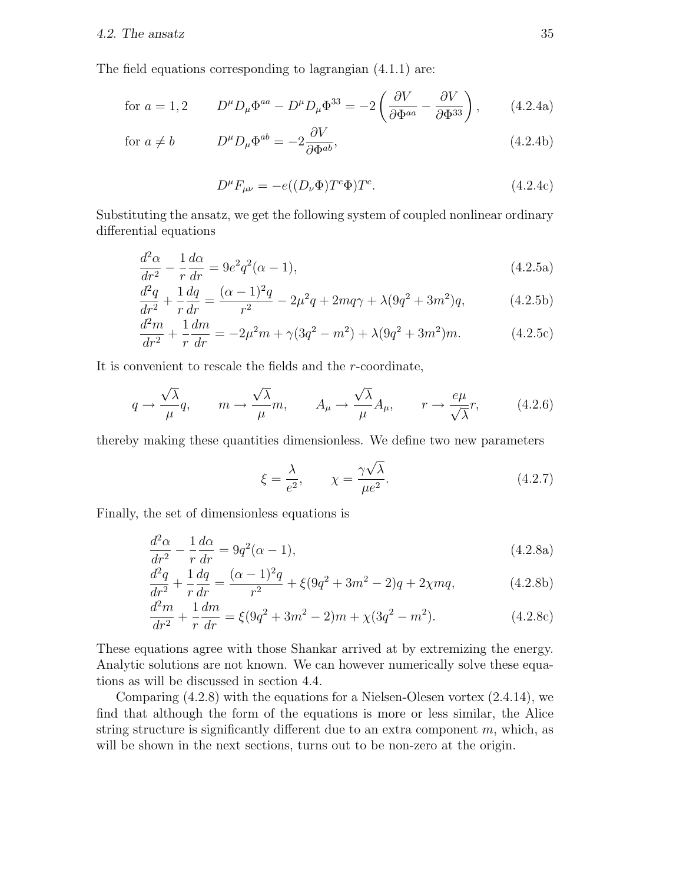The field equations corresponding to lagrangian (4.1.1) are:

$$\text{for } a = 1, 2 \qquad D^\mu D_\mu \Phi^{aa} - D^\mu D_\mu \Phi^{33} = -2\left(\frac{\partial V}{\partial \Phi^{aa}} - \frac{\partial V}{\partial \Phi^{33}}\right), \tag{4.2.4a}$$

$$\text{for } a \neq b \qquad D^\mu D_\mu \Phi^{ab} = -2\frac{\partial V}{\partial \Phi^{ab}}, \tag{4.2.4b}$$

$$D^\mu F_{\mu\nu} = -e((D_\nu \Phi)T^c \Phi)T^c. \tag{4.2.4c}$$

Substituting the ansatz, we get the following system of coupled nonlinear ordinary differential equations

$$\frac{d^2\alpha}{dr^2} - \frac{1}{r}\frac{d\alpha}{dr} = 9e^2q^2(\alpha - 1), \tag{4.2.5a}$$

$$\frac{d^2q}{dr^2} + \frac{1}{r}\frac{dq}{dr} = \frac{(\alpha-1)^2 q}{r^2} - 2\mu^2 q + 2mq\gamma + \lambda(9q^2 + 3m^2)q, \tag{4.2.5b}$$

$$\frac{d^2m}{dr^2} + \frac{1}{r}\frac{dm}{dr} = -2\mu^2 m + \gamma(3q^2 - m^2) + \lambda(9q^2 + 3m^2)m. \tag{4.2.5c}$$

It is convenient to rescale the fields and the $r$-coordinate,

$$q \to \frac{\sqrt{\lambda}}{\mu}q, \qquad m \to \frac{\sqrt{\lambda}}{\mu}m, \qquad A_\mu \to \frac{\sqrt{\lambda}}{\mu}A_\mu, \qquad r \to \frac{e\mu}{\sqrt{\lambda}}r, \tag{4.2.6}$$

thereby making these quantities dimensionless. We define two new parameters

$$\xi = \frac{\lambda}{e^2}, \qquad \chi = \frac{\gamma\sqrt{\lambda}}{\mu e^2}. \tag{4.2.7}$$

Finally, the set of dimensionless equations is

$$\frac{d^2\alpha}{dr^2} - \frac{1}{r}\frac{d\alpha}{dr} = 9q^2(\alpha - 1), \tag{4.2.8a}$$

$$\frac{d^2q}{dr^2} + \frac{1}{r}\frac{dq}{dr} = \frac{(\alpha-1)^2 q}{r^2} + \xi(9q^2 + 3m^2 - 2)q + 2\chi mq, \tag{4.2.8b}$$

$$\frac{d^2m}{dr^2} + \frac{1}{r}\frac{dm}{dr} = \xi(9q^2 + 3m^2 - 2)m + \chi(3q^2 - m^2). \tag{4.2.8c}$$

These equations agree with those Shankar arrived at by extremizing the energy. Analytic solutions are not known. We can however numerically solve these equations as will be discussed in section 4.4.

Comparing (4.2.8) with the equations for a Nielsen-Olesen vortex (2.4.14), we find that although the form of the equations is more or less similar, the Alice string structure is significantly different due to an extra component $m$, which, as will be shown in the next sections, turns out to be non-zero at the origin.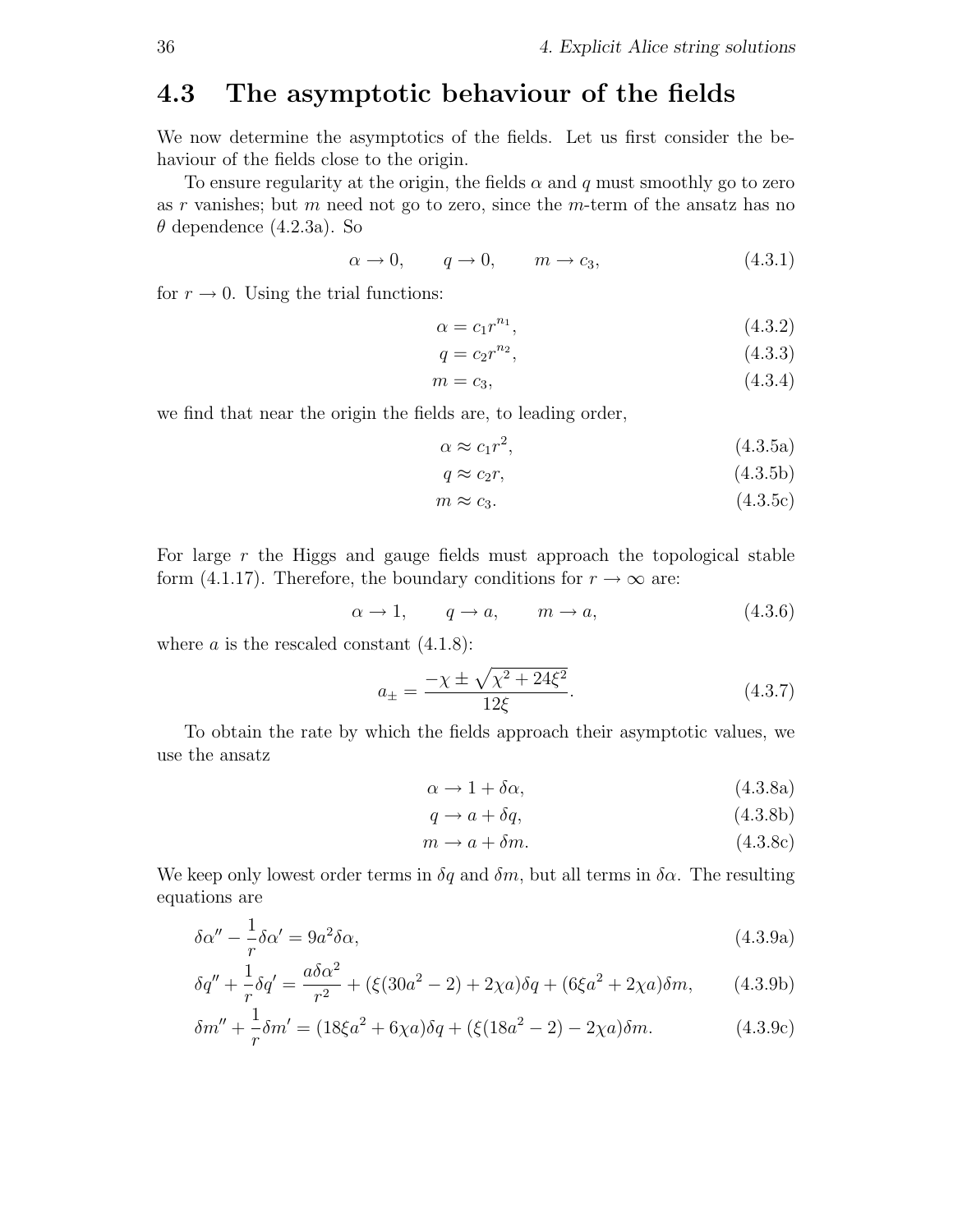## 4.3 The asymptotic behaviour of the fields

We now determine the asymptotics of the fields. Let us first consider the behaviour of the fields close to the origin.

To ensure regularity at the origin, the fields $\alpha$ and $q$ must smoothly go to zero as $r$ vanishes; but $m$ need not go to zero, since the $m$-term of the ansatz has no $\theta$ dependence (4.2.3a). So

$$\alpha \to 0, \qquad q \to 0, \qquad m \to c_3, \tag{4.3.1}$$

for $r \to 0$. Using the trial functions:

$$\alpha = c_1 r^{n_1}, \tag{4.3.2}$$

$$q = c_2 r^{n_2}, \tag{4.3.3}$$

$$m = c_3, \tag{4.3.4}$$

we find that near the origin the fields are, to leading order,

$$\alpha \approx c_1 r^2, \tag{4.3.5a}$$

$$q \approx c_2 r, \tag{4.3.5b}$$

$$m \approx c_3. \tag{4.3.5c}$$

For large $r$ the Higgs and gauge fields must approach the topological stable form (4.1.17). Therefore, the boundary conditions for $r \to \infty$ are:

$$\alpha \to 1, \qquad q \to a, \qquad m \to a, \tag{4.3.6}$$

where $a$ is the rescaled constant (4.1.8):

$$a_\pm = \frac{-\chi \pm \sqrt{\chi^2 + 24\xi^2}}{12\xi}. \tag{4.3.7}$$

To obtain the rate by which the fields approach their asymptotic values, we use the ansatz

$$\alpha \to 1 + \delta\alpha, \tag{4.3.8a}$$

$$q \to a + \delta q, \tag{4.3.8b}$$

$$m \to a + \delta m. \tag{4.3.8c}$$

We keep only lowest order terms in $\delta q$ and $\delta m$, but all terms in $\delta\alpha$. The resulting equations are

$$\delta\alpha'' - \frac{1}{r}\delta\alpha' = 9a^2\delta\alpha, \tag{4.3.9a}$$

$$\delta q'' + \frac{1}{r}\delta q' = \frac{a\delta\alpha^2}{r^2} + (\xi(30a^2 - 2) + 2\chi a)\delta q + (6\xi a^2 + 2\chi a)\delta m, \tag{4.3.9b}$$

$$\delta m'' + \frac{1}{r}\delta m' = (18\xi a^2 + 6\chi a)\delta q + (\xi(18a^2 - 2) - 2\chi a)\delta m. \tag{4.3.9c}$$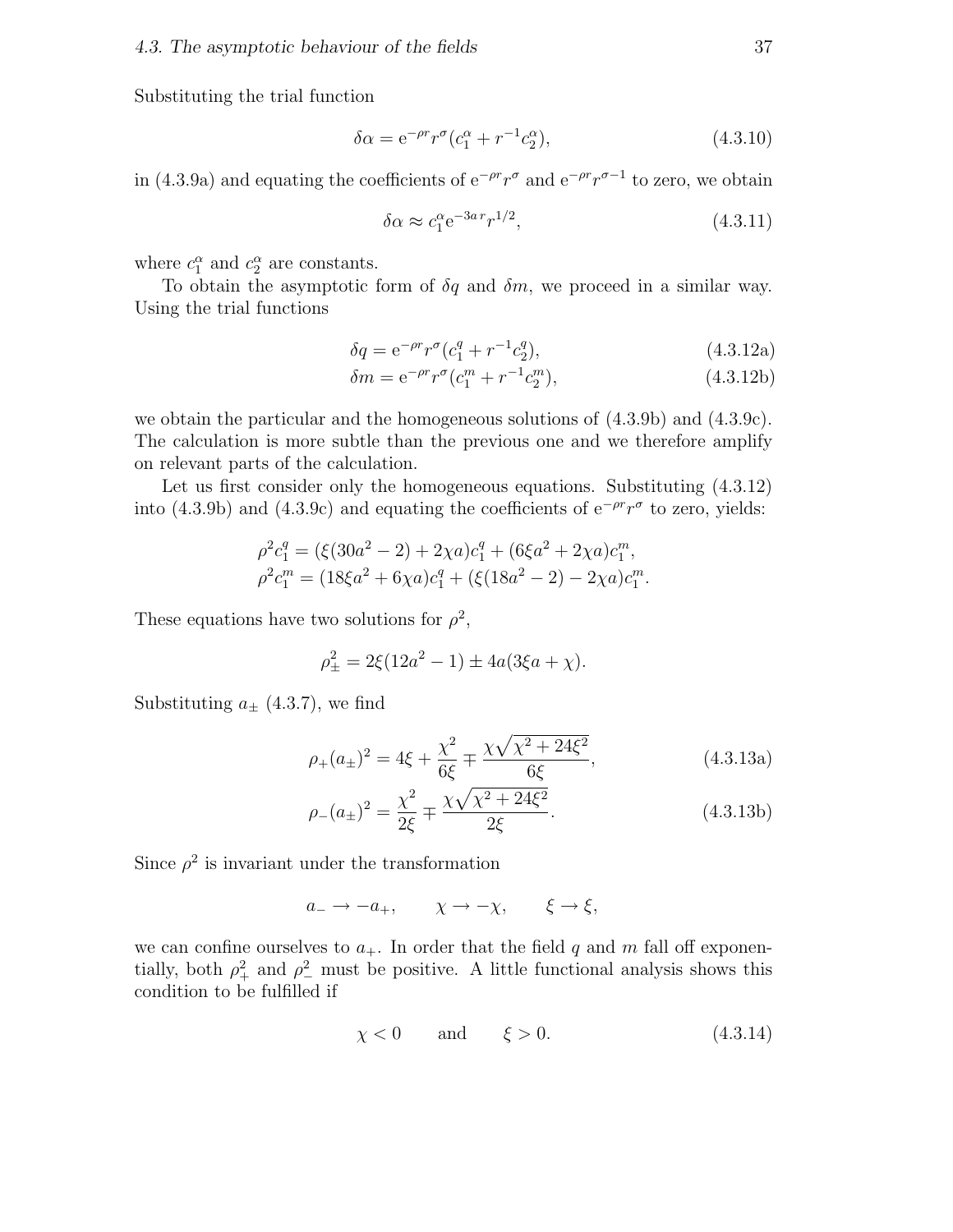Substituting the trial function

$$\delta\alpha = \mathrm{e}^{-\rho r} r^{\sigma}(c_1^{\alpha} + r^{-1} c_2^{\alpha}), \tag{4.3.10}$$

in (4.3.9a) and equating the coefficients of $\mathrm{e}^{-\rho r} r^{\sigma}$ and $\mathrm{e}^{-\rho r} r^{\sigma-1}$ to zero, we obtain

$$\delta\alpha \approx c_1^{\alpha} \mathrm{e}^{-3a\,r} r^{1/2}, \tag{4.3.11}$$

where $c_1^{\alpha}$ and $c_2^{\alpha}$ are constants.

To obtain the asymptotic form of $\delta q$ and $\delta m$, we proceed in a similar way. Using the trial functions

$$\delta q = \mathrm{e}^{-\rho r} r^{\sigma}(c_1^{q} + r^{-1} c_2^{q}), \tag{4.3.12a}$$

$$\delta m = \mathrm{e}^{-\rho r} r^{\sigma}(c_1^{m} + r^{-1} c_2^{m}), \tag{4.3.12b}$$

we obtain the particular and the homogeneous solutions of (4.3.9b) and (4.3.9c). The calculation is more subtle than the previous one and we therefore amplify on relevant parts of the calculation.

Let us first consider only the homogeneous equations. Substituting (4.3.12) into (4.3.9b) and (4.3.9c) and equating the coefficients of $\mathrm{e}^{-\rho r} r^{\sigma}$ to zero, yields:

$$\rho^2 c_1^{q} = (\xi(30a^2 - 2) + 2\chi a)c_1^{q} + (6\xi a^2 + 2\chi a)c_1^{m},$$
$$\rho^2 c_1^{m} = (18\xi a^2 + 6\chi a)c_1^{q} + (\xi(18a^2 - 2) - 2\chi a)c_1^{m}.$$

These equations have two solutions for $\rho^2$,

$$\rho_{\pm}^2 = 2\xi(12a^2 - 1) \pm 4a(3\xi a + \chi).$$

Substituting $a_{\pm}$ (4.3.7), we find

$$\rho_{+}(a_{\pm})^2 = 4\xi + \frac{\chi^2}{6\xi} \mp \frac{\chi\sqrt{\chi^2 + 24\xi^2}}{6\xi}, \tag{4.3.13a}$$

$$\rho_{-}(a_{\pm})^2 = \frac{\chi^2}{2\xi} \mp \frac{\chi\sqrt{\chi^2 + 24\xi^2}}{2\xi}. \tag{4.3.13b}$$

Since $\rho^2$ is invariant under the transformation

$$a_{-} \to -a_{+}, \qquad \chi \to -\chi, \qquad \xi \to \xi,$$

we can confine ourselves to $a_{+}$. In order that the field $q$ and $m$ fall off exponentially, both $\rho_{+}^2$ and $\rho_{-}^2$ must be positive. A little functional analysis shows this condition to be fulfilled if

$$\chi < 0 \qquad \text{and} \qquad \xi > 0. \tag{4.3.14}$$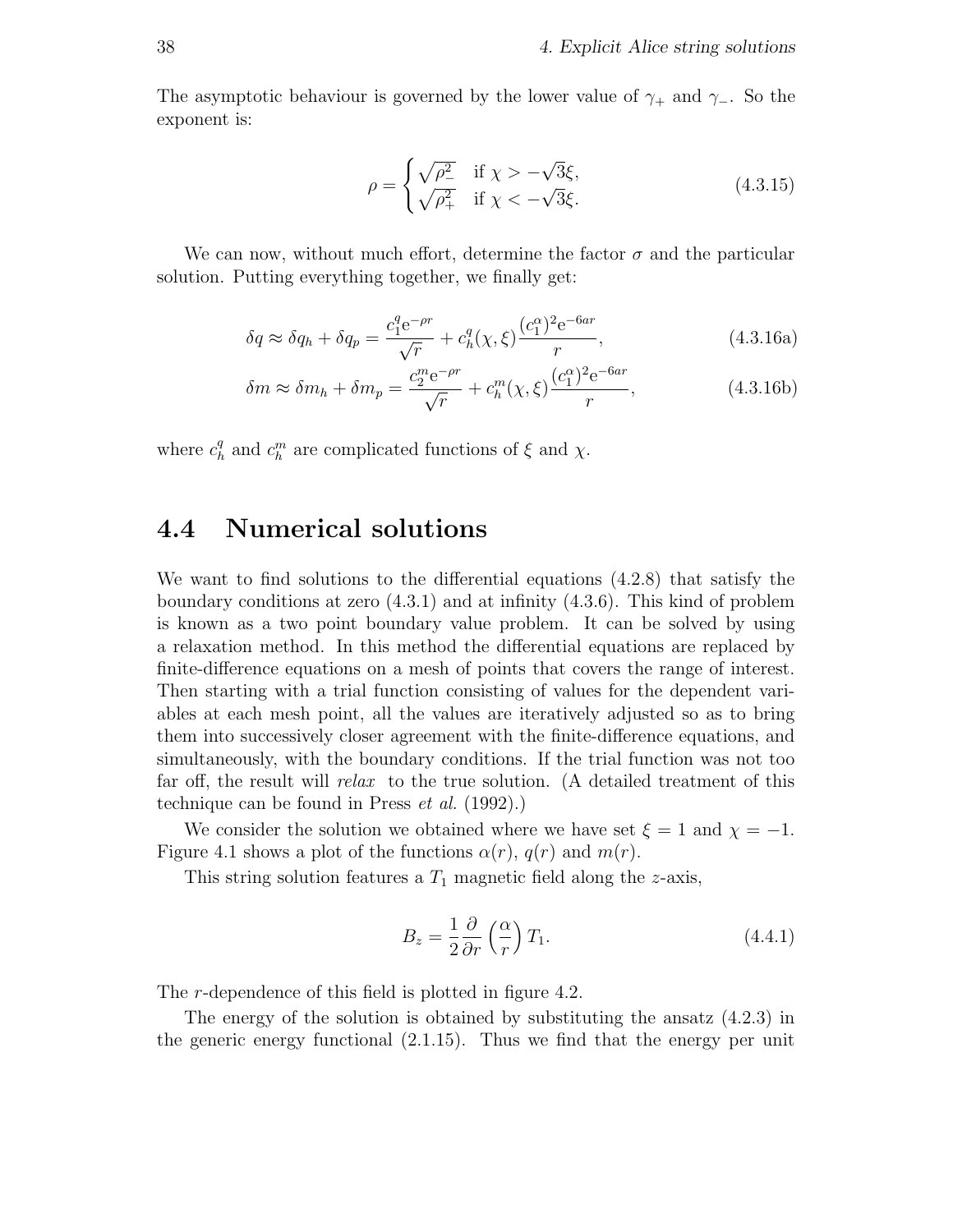The asymptotic behaviour is governed by the lower value of $\gamma_+$ and $\gamma_-$. So the exponent is:

$$\rho = \begin{cases} \sqrt{\rho_-^2} & \text{if } \chi > -\sqrt{3}\xi, \\ \sqrt{\rho_+^2} & \text{if } \chi < -\sqrt{3}\xi. \end{cases} \tag{4.3.15}$$

We can now, without much effort, determine the factor $\sigma$ and the particular solution. Putting everything together, we finally get:

$$\delta q \approx \delta q_h + \delta q_p = \frac{c_1^q \mathrm{e}^{-\rho r}}{\sqrt{r}} + c_h^q(\chi, \xi) \frac{(c_1^\alpha)^2 \mathrm{e}^{-6ar}}{r}, \tag{4.3.16a}$$

$$\delta m \approx \delta m_h + \delta m_p = \frac{c_2^m \mathrm{e}^{-\rho r}}{\sqrt{r}} + c_h^m(\chi, \xi) \frac{(c_1^\alpha)^2 \mathrm{e}^{-6ar}}{r}, \tag{4.3.16b}$$

where $c_h^q$ and $c_h^m$ are complicated functions of $\xi$ and $\chi$.

## 4.4 Numerical solutions

We want to find solutions to the differential equations (4.2.8) that satisfy the boundary conditions at zero (4.3.1) and at infinity (4.3.6). This kind of problem is known as a two point boundary value problem. It can be solved by using a relaxation method. In this method the differential equations are replaced by finite-difference equations on a mesh of points that covers the range of interest. Then starting with a trial function consisting of values for the dependent variables at each mesh point, all the values are iteratively adjusted so as to bring them into successively closer agreement with the finite-difference equations, and simultaneously, with the boundary conditions. If the trial function was not too far off, the result will *relax* to the true solution. (A detailed treatment of this technique can be found in Press *et al.* (1992).)

We consider the solution we obtained where we have set $\xi = 1$ and $\chi = -1$. Figure 4.1 shows a plot of the functions $\alpha(r)$, $q(r)$ and $m(r)$.

This string solution features a $T_1$ magnetic field along the $z$-axis,

$$B_z = \frac{1}{2} \frac{\partial}{\partial r} \left( \frac{\alpha}{r} \right) T_1. \tag{4.4.1}$$

The $r$-dependence of this field is plotted in figure 4.2.

The energy of the solution is obtained by substituting the ansatz (4.2.3) in the generic energy functional (2.1.15). Thus we find that the energy per unit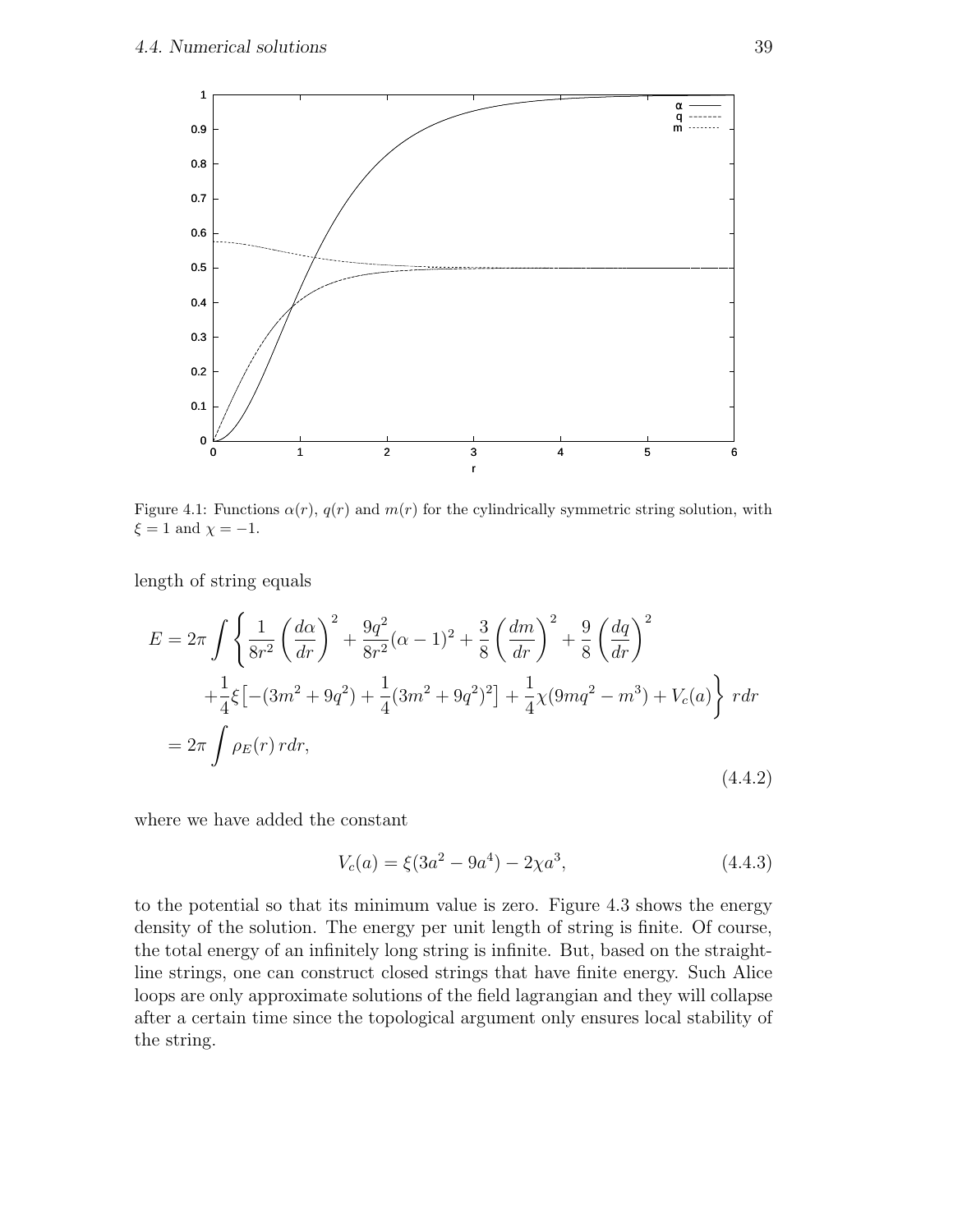Figure 4.1: Functions $\alpha(r)$, $q(r)$ and $m(r)$ for the cylindrically symmetric string solution, with $\xi = 1$ and $\chi = -1$.

length of string equals

$$
\begin{aligned}
E = 2\pi \int \Bigg\{ & \frac{1}{8r^2}\left(\frac{d\alpha}{dr}\right)^2 + \frac{9q^2}{8r^2}(\alpha - 1)^2 + \frac{3}{8}\left(\frac{dm}{dr}\right)^2 + \frac{9}{8}\left(\frac{dq}{dr}\right)^2 \\
& + \frac{1}{4}\xi\big[-(3m^2 + 9q^2) + \frac{1}{4}(3m^2 + 9q^2)^2\big] + \frac{1}{4}\chi(9mq^2 - m^3) + V_c(a)\Bigg\}\, r dr \\
= 2\pi \int & \rho_E(r)\, r dr,
\end{aligned}
\tag{4.4.2}
$$

where we have added the constant

$$
V_c(a) = \xi(3a^2 - 9a^4) - 2\chi a^3, \tag{4.4.3}
$$

to the potential so that its minimum value is zero. Figure 4.3 shows the energy density of the solution. The energy per unit length of string is finite. Of course, the total energy of an infinitely long string is infinite. But, based on the straight-line strings, one can construct closed strings that have finite energy. Such Alice loops are only approximate solutions of the field lagrangian and they will collapse after a certain time since the topological argument only ensures local stability of the string.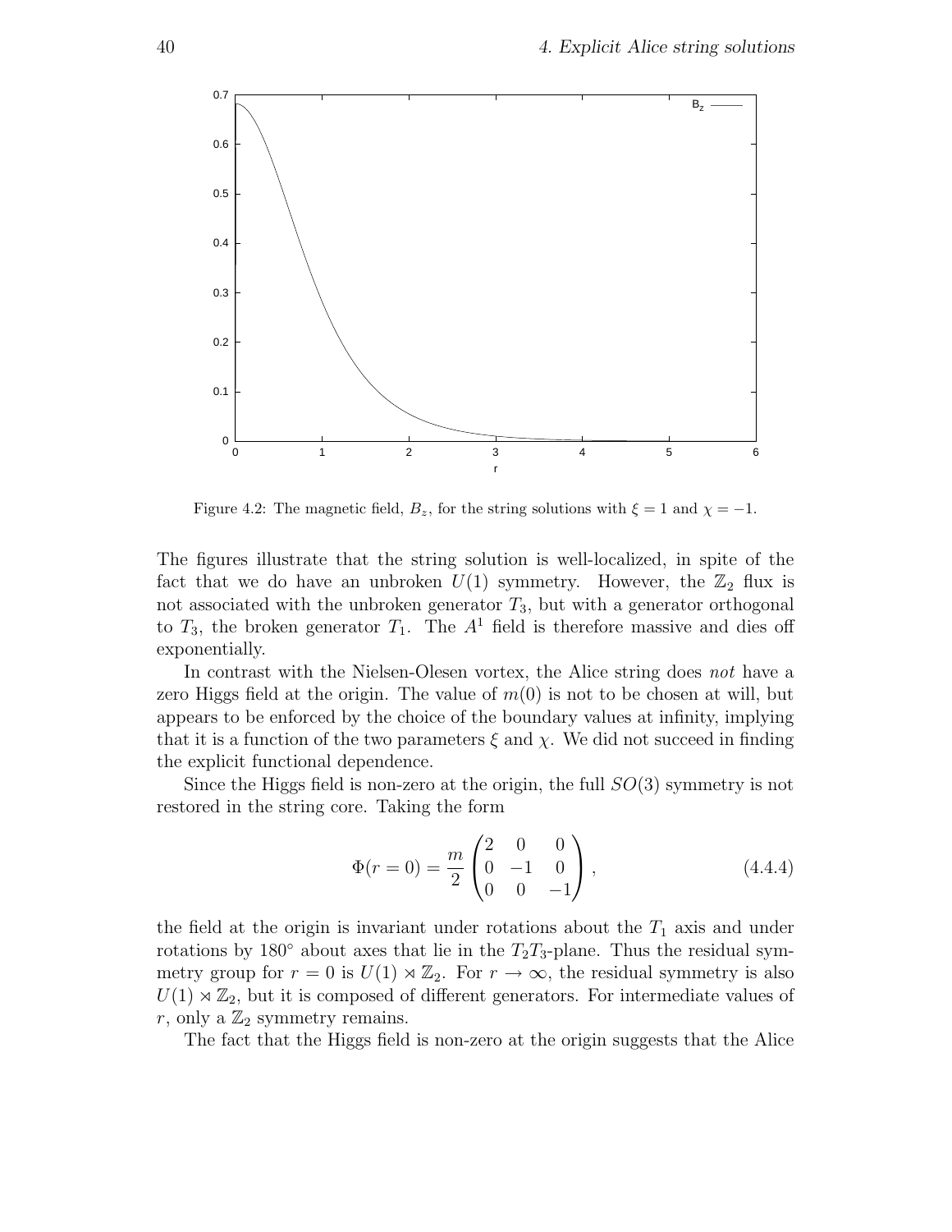Figure 4.2: The magnetic field, $B_z$, for the string solutions with $\xi = 1$ and $\chi = -1$.

The figures illustrate that the string solution is well-localized, in spite of the fact that we do have an unbroken $U(1)$ symmetry. However, the $\mathbb{Z}_2$ flux is not associated with the unbroken generator $T_3$, but with a generator orthogonal to $T_3$, the broken generator $T_1$. The $A^1$ field is therefore massive and dies off exponentially.

In contrast with the Nielsen-Olesen vortex, the Alice string does *not* have a zero Higgs field at the origin. The value of $m(0)$ is not to be chosen at will, but appears to be enforced by the choice of the boundary values at infinity, implying that it is a function of the two parameters $\xi$ and $\chi$. We did not succeed in finding the explicit functional dependence.

Since the Higgs field is non-zero at the origin, the full $SO(3)$ symmetry is not restored in the string core. Taking the form

$$\Phi(r = 0) = \frac{m}{2} \begin{pmatrix} 2 & 0 & 0 \\ 0 & -1 & 0 \\ 0 & 0 & -1 \end{pmatrix}, \tag{4.4.4}$$

the field at the origin is invariant under rotations about the $T_1$ axis and under rotations by 180° about axes that lie in the $T_2T_3$-plane. Thus the residual symmetry group for $r = 0$ is $U(1) \rtimes \mathbb{Z}_2$. For $r \to \infty$, the residual symmetry is also $U(1) \rtimes \mathbb{Z}_2$, but it is composed of different generators. For intermediate values of $r$, only a $\mathbb{Z}_2$ symmetry remains.

The fact that the Higgs field is non-zero at the origin suggests that the Alice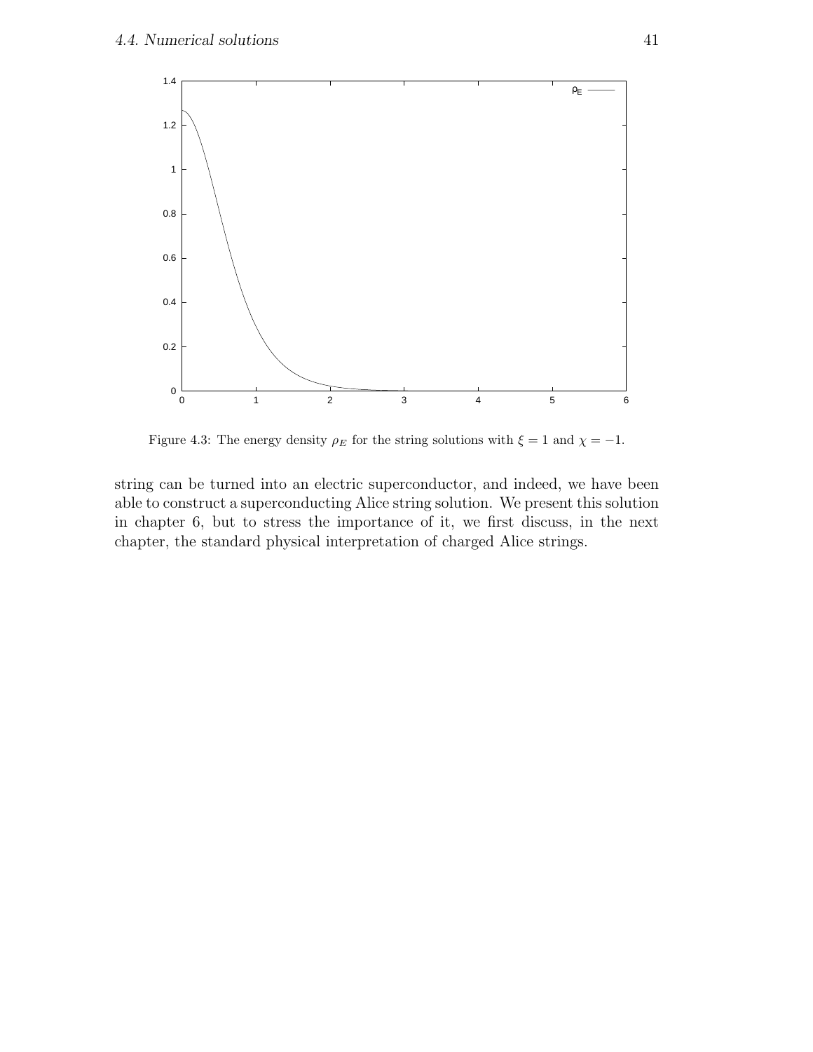Figure 4.3: The energy density $\rho_E$ for the string solutions with $\xi = 1$ and $\chi = -1$.

string can be turned into an electric superconductor, and indeed, we have been able to construct a superconducting Alice string solution. We present this solution in chapter 6, but to stress the importance of it, we first discuss, in the next chapter, the standard physical interpretation of charged Alice strings.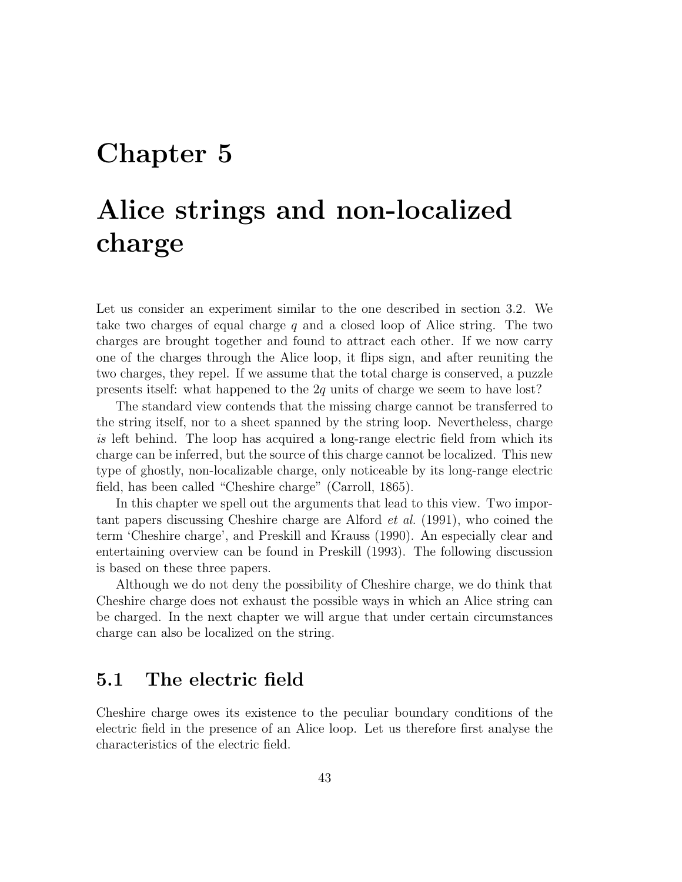# Chapter 5

# Alice strings and non-localized charge

Let us consider an experiment similar to the one described in section 3.2. We take two charges of equal charge $q$ and a closed loop of Alice string. The two charges are brought together and found to attract each other. If we now carry one of the charges through the Alice loop, it flips sign, and after reuniting the two charges, they repel. If we assume that the total charge is conserved, a puzzle presents itself: what happened to the $2q$ units of charge we seem to have lost?

The standard view contends that the missing charge cannot be transferred to the string itself, nor to a sheet spanned by the string loop. Nevertheless, charge *is* left behind. The loop has acquired a long-range electric field from which its charge can be inferred, but the source of this charge cannot be localized. This new type of ghostly, non-localizable charge, only noticeable by its long-range electric field, has been called "Cheshire charge" (Carroll, 1865).

In this chapter we spell out the arguments that lead to this view. Two important papers discussing Cheshire charge are Alford *et al.* (1991), who coined the term 'Cheshire charge', and Preskill and Krauss (1990). An especially clear and entertaining overview can be found in Preskill (1993). The following discussion is based on these three papers.

Although we do not deny the possibility of Cheshire charge, we do think that Cheshire charge does not exhaust the possible ways in which an Alice string can be charged. In the next chapter we will argue that under certain circumstances charge can also be localized on the string.

## 5.1 The electric field

Cheshire charge owes its existence to the peculiar boundary conditions of the electric field in the presence of an Alice loop. Let us therefore first analyse the characteristics of the electric field.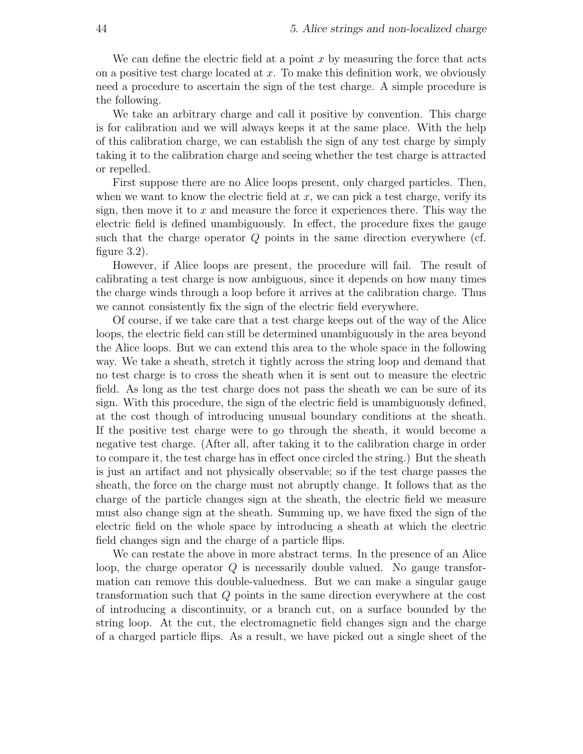We can define the electric field at a point $x$ by measuring the force that acts on a positive test charge located at $x$. To make this definition work, we obviously need a procedure to ascertain the sign of the test charge. A simple procedure is the following.

We take an arbitrary charge and call it positive by convention. This charge is for calibration and we will always keeps it at the same place. With the help of this calibration charge, we can establish the sign of any test charge by simply taking it to the calibration charge and seeing whether the test charge is attracted or repelled.

First suppose there are no Alice loops present, only charged particles. Then, when we want to know the electric field at $x$, we can pick a test charge, verify its sign, then move it to $x$ and measure the force it experiences there. This way the electric field is defined unambiguously. In effect, the procedure fixes the gauge such that the charge operator $Q$ points in the same direction everywhere (cf. figure 3.2).

However, if Alice loops are present, the procedure will fail. The result of calibrating a test charge is now ambiguous, since it depends on how many times the charge winds through a loop before it arrives at the calibration charge. Thus we cannot consistently fix the sign of the electric field everywhere.

Of course, if we take care that a test charge keeps out of the way of the Alice loops, the electric field can still be determined unambiguously in the area beyond the Alice loops. But we can extend this area to the whole space in the following way. We take a sheath, stretch it tightly across the string loop and demand that no test charge is to cross the sheath when it is sent out to measure the electric field. As long as the test charge does not pass the sheath we can be sure of its sign. With this procedure, the sign of the electric field is unambiguously defined, at the cost though of introducing unusual boundary conditions at the sheath. If the positive test charge were to go through the sheath, it would become a negative test charge. (After all, after taking it to the calibration charge in order to compare it, the test charge has in effect once circled the string.) But the sheath is just an artifact and not physically observable; so if the test charge passes the sheath, the force on the charge must not abruptly change. It follows that as the charge of the particle changes sign at the sheath, the electric field we measure must also change sign at the sheath. Summing up, we have fixed the sign of the electric field on the whole space by introducing a sheath at which the electric field changes sign and the charge of a particle flips.

We can restate the above in more abstract terms. In the presence of an Alice loop, the charge operator $Q$ is necessarily double valued. No gauge transformation can remove this double-valuedness. But we can make a singular gauge transformation such that $Q$ points in the same direction everywhere at the cost of introducing a discontinuity, or a branch cut, on a surface bounded by the string loop. At the cut, the electromagnetic field changes sign and the charge of a charged particle flips. As a result, we have picked out a single sheet of the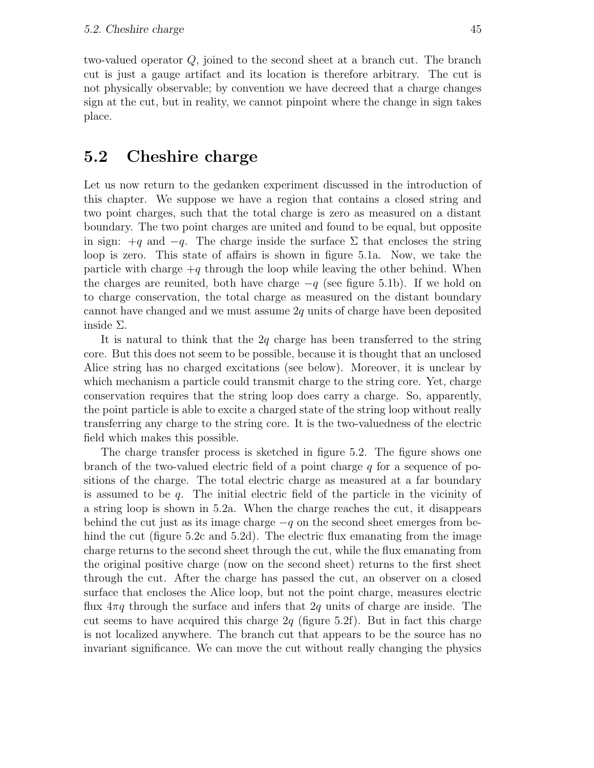two-valued operator $Q$, joined to the second sheet at a branch cut. The branch cut is just a gauge artifact and its location is therefore arbitrary. The cut is not physically observable; by convention we have decreed that a charge changes sign at the cut, but in reality, we cannot pinpoint where the change in sign takes place.

## 5.2 Cheshire charge

Let us now return to the gedanken experiment discussed in the introduction of this chapter. We suppose we have a region that contains a closed string and two point charges, such that the total charge is zero as measured on a distant boundary. The two point charges are united and found to be equal, but opposite in sign: $+q$ and $-q$. The charge inside the surface $\Sigma$ that encloses the string loop is zero. This state of affairs is shown in figure 5.1a. Now, we take the particle with charge $+q$ through the loop while leaving the other behind. When the charges are reunited, both have charge $-q$ (see figure 5.1b). If we hold on to charge conservation, the total charge as measured on the distant boundary cannot have changed and we must assume $2q$ units of charge have been deposited inside $\Sigma$.

It is natural to think that the $2q$ charge has been transferred to the string core. But this does not seem to be possible, because it is thought that an unclosed Alice string has no charged excitations (see below). Moreover, it is unclear by which mechanism a particle could transmit charge to the string core. Yet, charge conservation requires that the string loop does carry a charge. So, apparently, the point particle is able to excite a charged state of the string loop without really transferring any charge to the string core. It is the two-valuedness of the electric field which makes this possible.

The charge transfer process is sketched in figure 5.2. The figure shows one branch of the two-valued electric field of a point charge $q$ for a sequence of positions of the charge. The total electric charge as measured at a far boundary is assumed to be $q$. The initial electric field of the particle in the vicinity of a string loop is shown in 5.2a. When the charge reaches the cut, it disappears behind the cut just as its image charge $-q$ on the second sheet emerges from behind the cut (figure 5.2c and 5.2d). The electric flux emanating from the image charge returns to the second sheet through the cut, while the flux emanating from the original positive charge (now on the second sheet) returns to the first sheet through the cut. After the charge has passed the cut, an observer on a closed surface that encloses the Alice loop, but not the point charge, measures electric flux $4\pi q$ through the surface and infers that $2q$ units of charge are inside. The cut seems to have acquired this charge $2q$ (figure 5.2f). But in fact this charge is not localized anywhere. The branch cut that appears to be the source has no invariant significance. We can move the cut without really changing the physics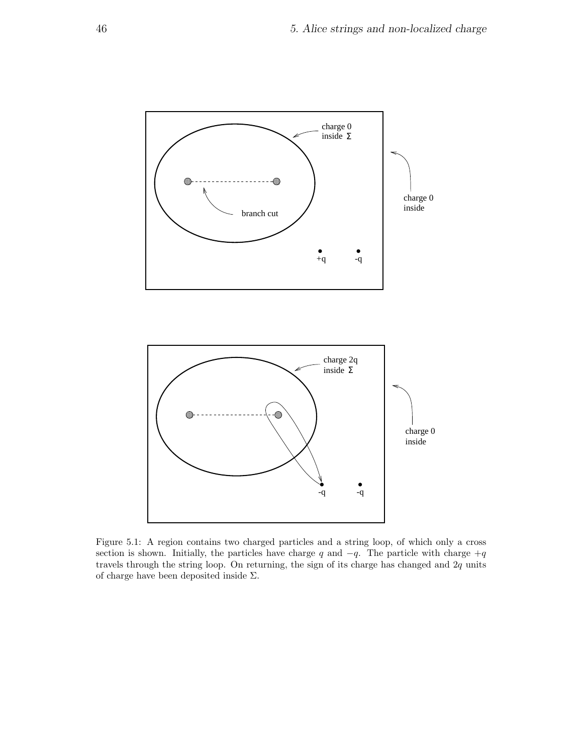Figure 5.1: A region contains two charged particles and a string loop, of which only a cross section is shown. Initially, the particles have charge $q$ and $-q$. The particle with charge $+q$ travels through the string loop. On returning, the sign of its charge has changed and $2q$ units of charge have been deposited inside $\Sigma$.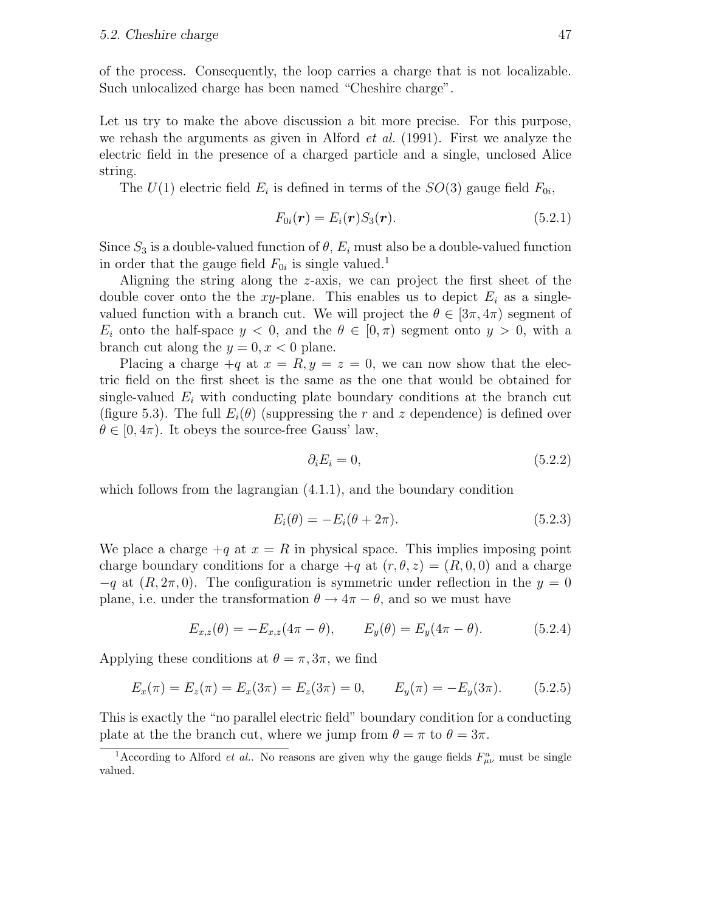of the process. Consequently, the loop carries a charge that is not localizable. Such unlocalized charge has been named "Cheshire charge".

Let us try to make the above discussion a bit more precise. For this purpose, we rehash the arguments as given in Alford *et al.* (1991). First we analyze the electric field in the presence of a charged particle and a single, unclosed Alice string.

The $U(1)$ electric field $E_i$ is defined in terms of the $SO(3)$ gauge field $F_{0i}$,

$$F_{0i}(\boldsymbol{r}) = E_i(\boldsymbol{r}) S_3(\boldsymbol{r}). \tag{5.2.1}$$

Since $S_3$ is a double-valued function of $\theta$, $E_i$ must also be a double-valued function in order that the gauge field $F_{0i}$ is single valued.[1]

Aligning the string along the $z$-axis, we can project the first sheet of the double cover onto the the $xy$-plane. This enables us to depict $E_i$ as a single-valued function with a branch cut. We will project the $\theta \in [3\pi, 4\pi)$ segment of $E_i$ onto the half-space $y < 0$, and the $\theta \in [0, \pi)$ segment onto $y > 0$, with a branch cut along the $y = 0, x < 0$ plane.

Placing a charge $+q$ at $x = R, y = z = 0$, we can now show that the electric field on the first sheet is the same as the one that would be obtained for single-valued $E_i$ with conducting plate boundary conditions at the branch cut (figure 5.3). The full $E_i(\theta)$ (suppressing the $r$ and $z$ dependence) is defined over $\theta \in [0, 4\pi)$. It obeys the source-free Gauss' law,

$$\partial_i E_i = 0, \tag{5.2.2}$$

which follows from the lagrangian (4.1.1), and the boundary condition

$$E_i(\theta) = -E_i(\theta + 2\pi). \tag{5.2.3}$$

We place a charge $+q$ at $x = R$ in physical space. This implies imposing point charge boundary conditions for a charge $+q$ at $(r, \theta, z) = (R, 0, 0)$ and a charge $-q$ at $(R, 2\pi, 0)$. The configuration is symmetric under reflection in the $y = 0$ plane, i.e. under the transformation $\theta \to 4\pi - \theta$, and so we must have

$$E_{x,z}(\theta) = -E_{x,z}(4\pi - \theta), \qquad E_y(\theta) = E_y(4\pi - \theta). \tag{5.2.4}$$

Applying these conditions at $\theta = \pi, 3\pi$, we find

$$E_x(\pi) = E_z(\pi) = E_x(3\pi) = E_z(3\pi) = 0, \qquad E_y(\pi) = -E_y(3\pi). \tag{5.2.5}$$

This is exactly the "no parallel electric field" boundary condition for a conducting plate at the the branch cut, where we jump from $\theta = \pi$ to $\theta = 3\pi$.

[1] According to Alford *et al.*. No reasons are given why the gauge fields $F^a_{\mu\nu}$ must be single valued.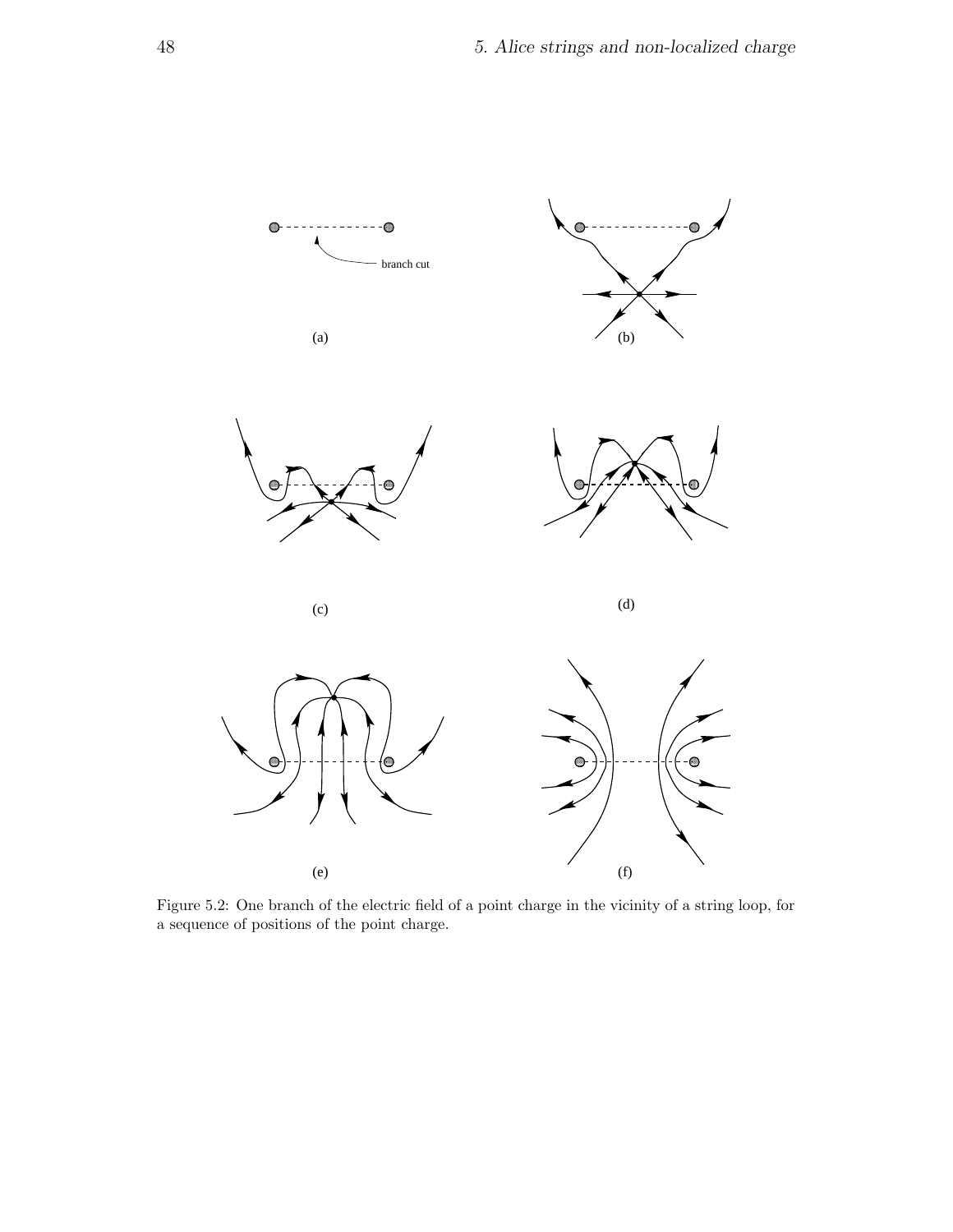Figure 5.2: One branch of the electric field of a point charge in the vicinity of a string loop, for a sequence of positions of the point charge.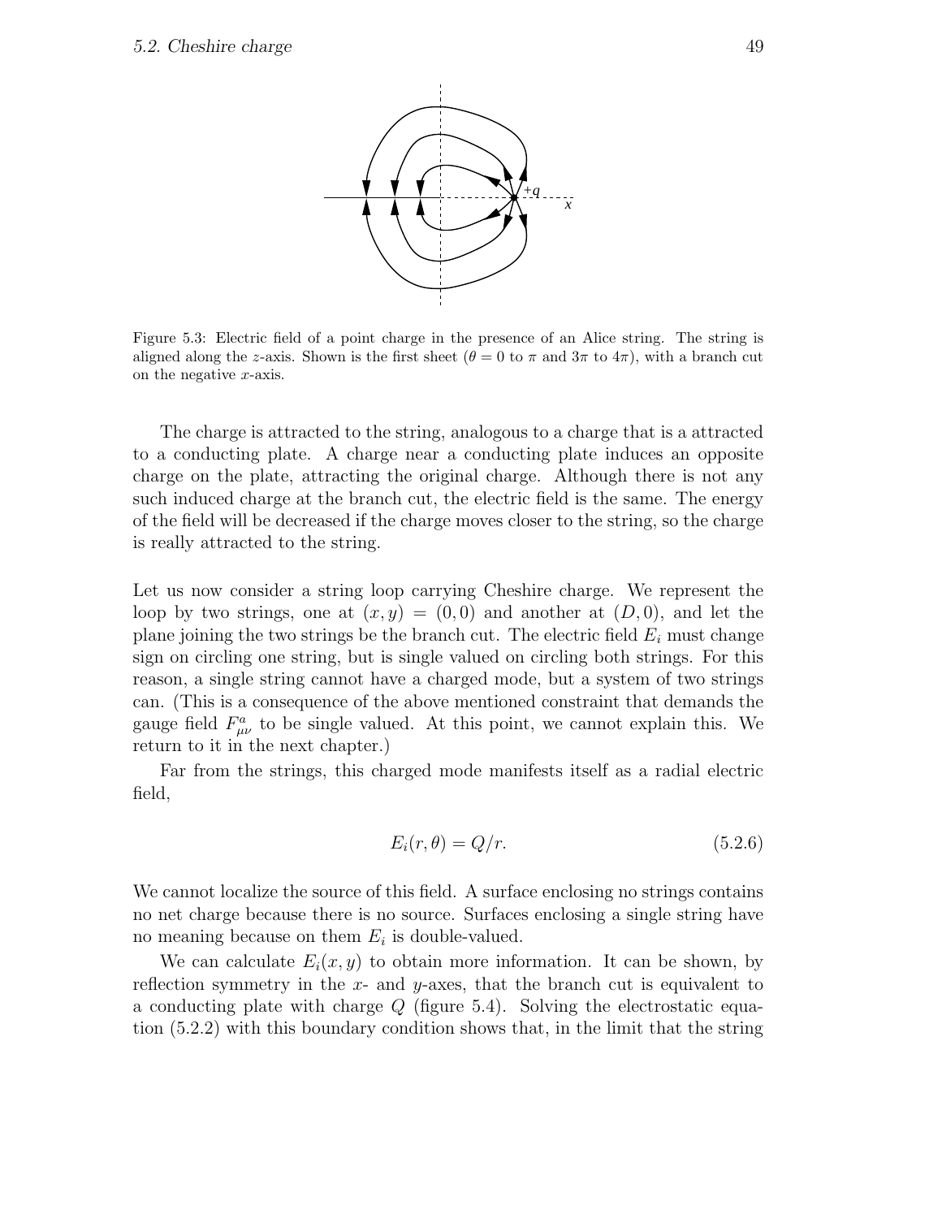Figure 5.3: Electric field of a point charge in the presence of an Alice string. The string is aligned along the $z$-axis. Shown is the first sheet ($\theta = 0$ to $\pi$ and $3\pi$ to $4\pi$), with a branch cut on the negative $x$-axis.

The charge is attracted to the string, analogous to a charge that is a attracted to a conducting plate. A charge near a conducting plate induces an opposite charge on the plate, attracting the original charge. Although there is not any such induced charge at the branch cut, the electric field is the same. The energy of the field will be decreased if the charge moves closer to the string, so the charge is really attracted to the string.

Let us now consider a string loop carrying Cheshire charge. We represent the loop by two strings, one at $(x, y) = (0, 0)$ and another at $(D, 0)$, and let the plane joining the two strings be the branch cut. The electric field $E_i$ must change sign on circling one string, but is single valued on circling both strings. For this reason, a single string cannot have a charged mode, but a system of two strings can. (This is a consequence of the above mentioned constraint that demands the gauge field $F^a_{\mu\nu}$ to be single valued. At this point, we cannot explain this. We return to it in the next chapter.)

Far from the strings, this charged mode manifests itself as a radial electric field,

$$E_i(r, \theta) = Q/r. \tag{5.2.6}$$

We cannot localize the source of this field. A surface enclosing no strings contains no net charge because there is no source. Surfaces enclosing a single string have no meaning because on them $E_i$ is double-valued.

We can calculate $E_i(x, y)$ to obtain more information. It can be shown, by reflection symmetry in the $x$- and $y$-axes, that the branch cut is equivalent to a conducting plate with charge $Q$ (figure 5.4). Solving the electrostatic equation (5.2.2) with this boundary condition shows that, in the limit that the string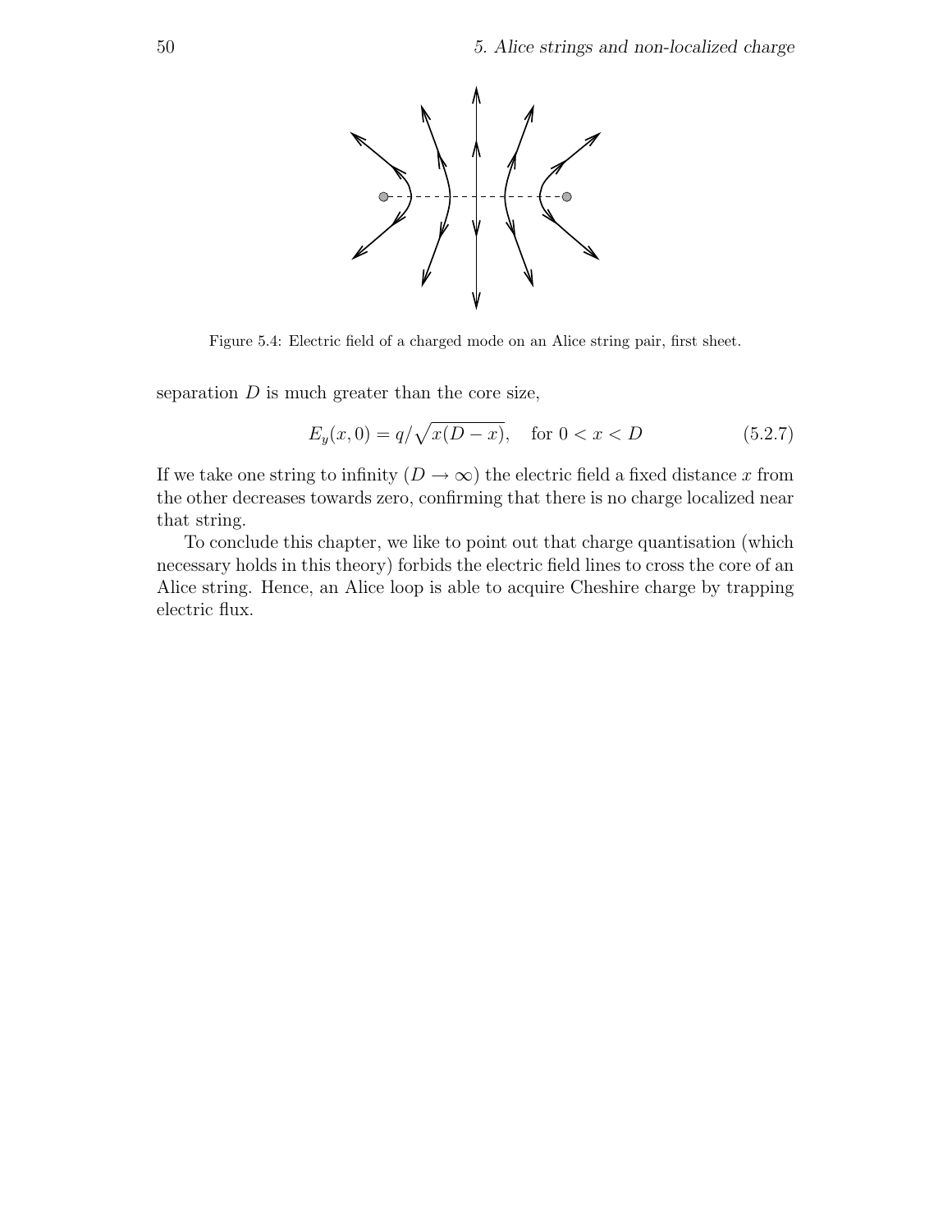Figure 5.4: Electric field of a charged mode on an Alice string pair, first sheet.

separation $D$ is much greater than the core size,

$$E_y(x, 0) = q/\sqrt{x(D-x)}, \quad \text{for } 0 < x < D \tag{5.2.7}$$

If we take one string to infinity ($D \to \infty$) the electric field a fixed distance $x$ from the other decreases towards zero, confirming that there is no charge localized near that string.

To conclude this chapter, we like to point out that charge quantisation (which necessary holds in this theory) forbids the electric field lines to cross the core of an Alice string. Hence, an Alice loop is able to acquire Cheshire charge by trapping electric flux.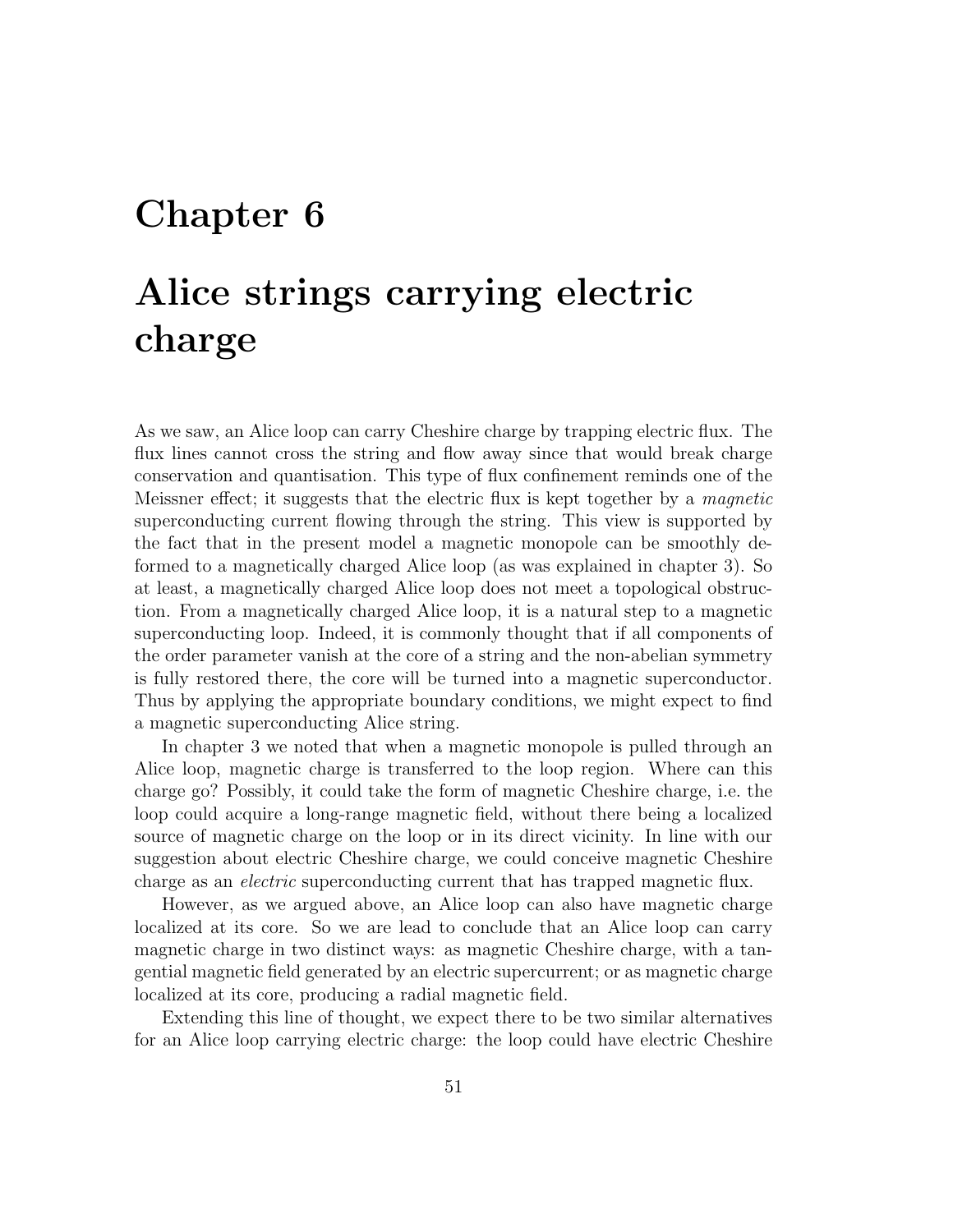# Chapter 6

# Alice strings carrying electric charge

As we saw, an Alice loop can carry Cheshire charge by trapping electric flux. The flux lines cannot cross the string and flow away since that would break charge conservation and quantisation. This type of flux confinement reminds one of the Meissner effect; it suggests that the electric flux is kept together by a *magnetic* superconducting current flowing through the string. This view is supported by the fact that in the present model a magnetic monopole can be smoothly deformed to a magnetically charged Alice loop (as was explained in chapter 3). So at least, a magnetically charged Alice loop does not meet a topological obstruction. From a magnetically charged Alice loop, it is a natural step to a magnetic superconducting loop. Indeed, it is commonly thought that if all components of the order parameter vanish at the core of a string and the non-abelian symmetry is fully restored there, the core will be turned into a magnetic superconductor. Thus by applying the appropriate boundary conditions, we might expect to find a magnetic superconducting Alice string.

In chapter 3 we noted that when a magnetic monopole is pulled through an Alice loop, magnetic charge is transferred to the loop region. Where can this charge go? Possibly, it could take the form of magnetic Cheshire charge, i.e. the loop could acquire a long-range magnetic field, without there being a localized source of magnetic charge on the loop or in its direct vicinity. In line with our suggestion about electric Cheshire charge, we could conceive magnetic Cheshire charge as an *electric* superconducting current that has trapped magnetic flux.

However, as we argued above, an Alice loop can also have magnetic charge localized at its core. So we are lead to conclude that an Alice loop can carry magnetic charge in two distinct ways: as magnetic Cheshire charge, with a tangential magnetic field generated by an electric supercurrent; or as magnetic charge localized at its core, producing a radial magnetic field.

Extending this line of thought, we expect there to be two similar alternatives for an Alice loop carrying electric charge: the loop could have electric Cheshire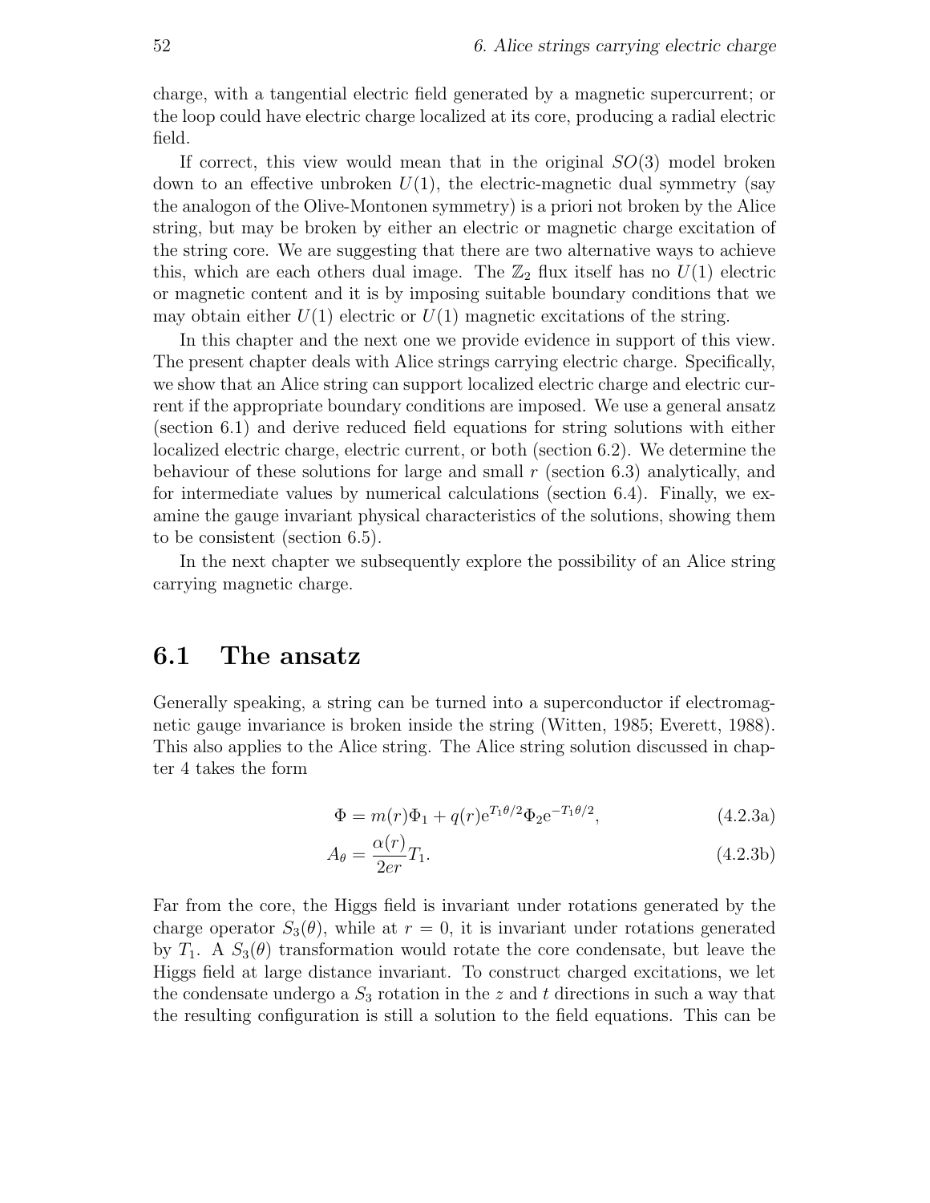charge, with a tangential electric field generated by a magnetic supercurrent; or the loop could have electric charge localized at its core, producing a radial electric field.

If correct, this view would mean that in the original $SO(3)$ model broken down to an effective unbroken $U(1)$, the electric-magnetic dual symmetry (say the analogon of the Olive-Montonen symmetry) is a priori not broken by the Alice string, but may be broken by either an electric or magnetic charge excitation of the string core. We are suggesting that there are two alternative ways to achieve this, which are each others dual image. The $\mathbb{Z}_2$ flux itself has no $U(1)$ electric or magnetic content and it is by imposing suitable boundary conditions that we may obtain either $U(1)$ electric or $U(1)$ magnetic excitations of the string.

In this chapter and the next one we provide evidence in support of this view. The present chapter deals with Alice strings carrying electric charge. Specifically, we show that an Alice string can support localized electric charge and electric current if the appropriate boundary conditions are imposed. We use a general ansatz (section 6.1) and derive reduced field equations for string solutions with either localized electric charge, electric current, or both (section 6.2). We determine the behaviour of these solutions for large and small $r$ (section 6.3) analytically, and for intermediate values by numerical calculations (section 6.4). Finally, we examine the gauge invariant physical characteristics of the solutions, showing them to be consistent (section 6.5).

In the next chapter we subsequently explore the possibility of an Alice string carrying magnetic charge.

## 6.1 The ansatz

Generally speaking, a string can be turned into a superconductor if electromagnetic gauge invariance is broken inside the string (Witten, 1985; Everett, 1988). This also applies to the Alice string. The Alice string solution discussed in chapter 4 takes the form

$$\Phi = m(r)\Phi_1 + q(r)\mathrm{e}^{T_1\theta/2}\Phi_2\mathrm{e}^{-T_1\theta/2}, \tag{4.2.3a}$$

$$A_\theta = \frac{\alpha(r)}{2er}T_1. \tag{4.2.3b}$$

Far from the core, the Higgs field is invariant under rotations generated by the charge operator $S_3(\theta)$, while at $r = 0$, it is invariant under rotations generated by $T_1$. A $S_3(\theta)$ transformation would rotate the core condensate, but leave the Higgs field at large distance invariant. To construct charged excitations, we let the condensate undergo a $S_3$ rotation in the $z$ and $t$ directions in such a way that the resulting configuration is still a solution to the field equations. This can be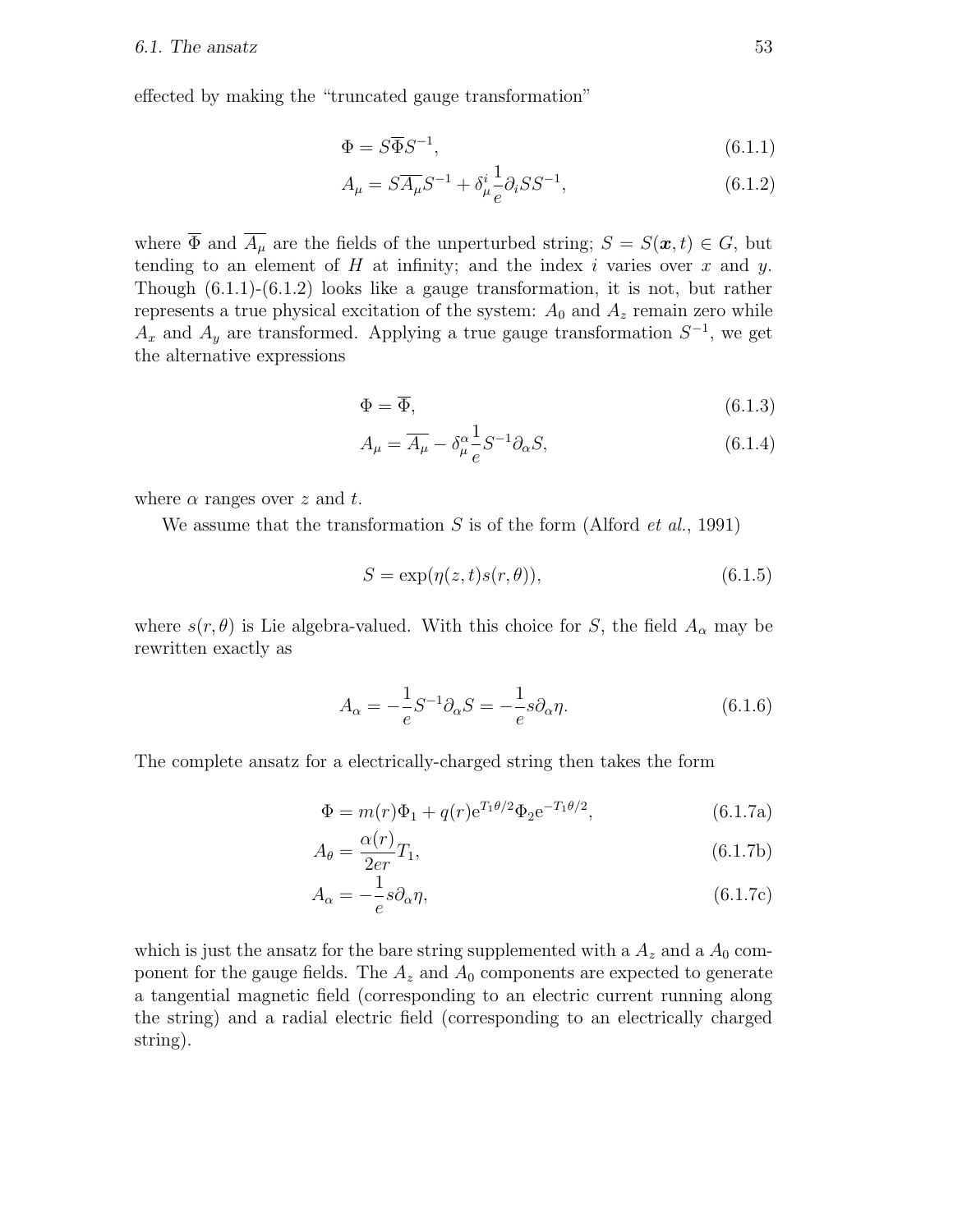effected by making the "truncated gauge transformation"

$$\Phi = S\overline{\Phi}S^{-1}, \tag{6.1.1}$$

$$A_\mu = S\overline{A_\mu}S^{-1} + \delta^i_\mu \frac{1}{e}\partial_i S S^{-1}, \tag{6.1.2}$$

where $\overline{\Phi}$ and $\overline{A_\mu}$ are the fields of the unperturbed string; $S = S(\boldsymbol{x}, t) \in G$, but tending to an element of $H$ at infinity; and the index $i$ varies over $x$ and $y$. Though (6.1.1)-(6.1.2) looks like a gauge transformation, it is not, but rather represents a true physical excitation of the system: $A_0$ and $A_z$ remain zero while $A_x$ and $A_y$ are transformed. Applying a true gauge transformation $S^{-1}$, we get the alternative expressions

$$\Phi = \overline{\Phi}, \tag{6.1.3}$$

$$A_\mu = \overline{A_\mu} - \delta^\alpha_\mu \frac{1}{e} S^{-1}\partial_\alpha S, \tag{6.1.4}$$

where $\alpha$ ranges over $z$ and $t$.

We assume that the transformation $S$ is of the form (Alford *et al.*, 1991)

$$S = \exp(\eta(z,t)s(r,\theta)), \tag{6.1.5}$$

where $s(r,\theta)$ is Lie algebra-valued. With this choice for $S$, the field $A_\alpha$ may be rewritten exactly as

$$A_\alpha = -\frac{1}{e}S^{-1}\partial_\alpha S = -\frac{1}{e}s\partial_\alpha \eta. \tag{6.1.6}$$

The complete ansatz for a electrically-charged string then takes the form

$$\Phi = m(r)\Phi_1 + q(r)\mathrm{e}^{T_1\theta/2}\Phi_2\mathrm{e}^{-T_1\theta/2}, \tag{6.1.7a}$$

$$A_\theta = \frac{\alpha(r)}{2er}T_1, \tag{6.1.7b}$$

$$A_\alpha = -\frac{1}{e}s\partial_\alpha\eta, \tag{6.1.7c}$$

which is just the ansatz for the bare string supplemented with a $A_z$ and a $A_0$ component for the gauge fields. The $A_z$ and $A_0$ components are expected to generate a tangential magnetic field (corresponding to an electric current running along the string) and a radial electric field (corresponding to an electrically charged string).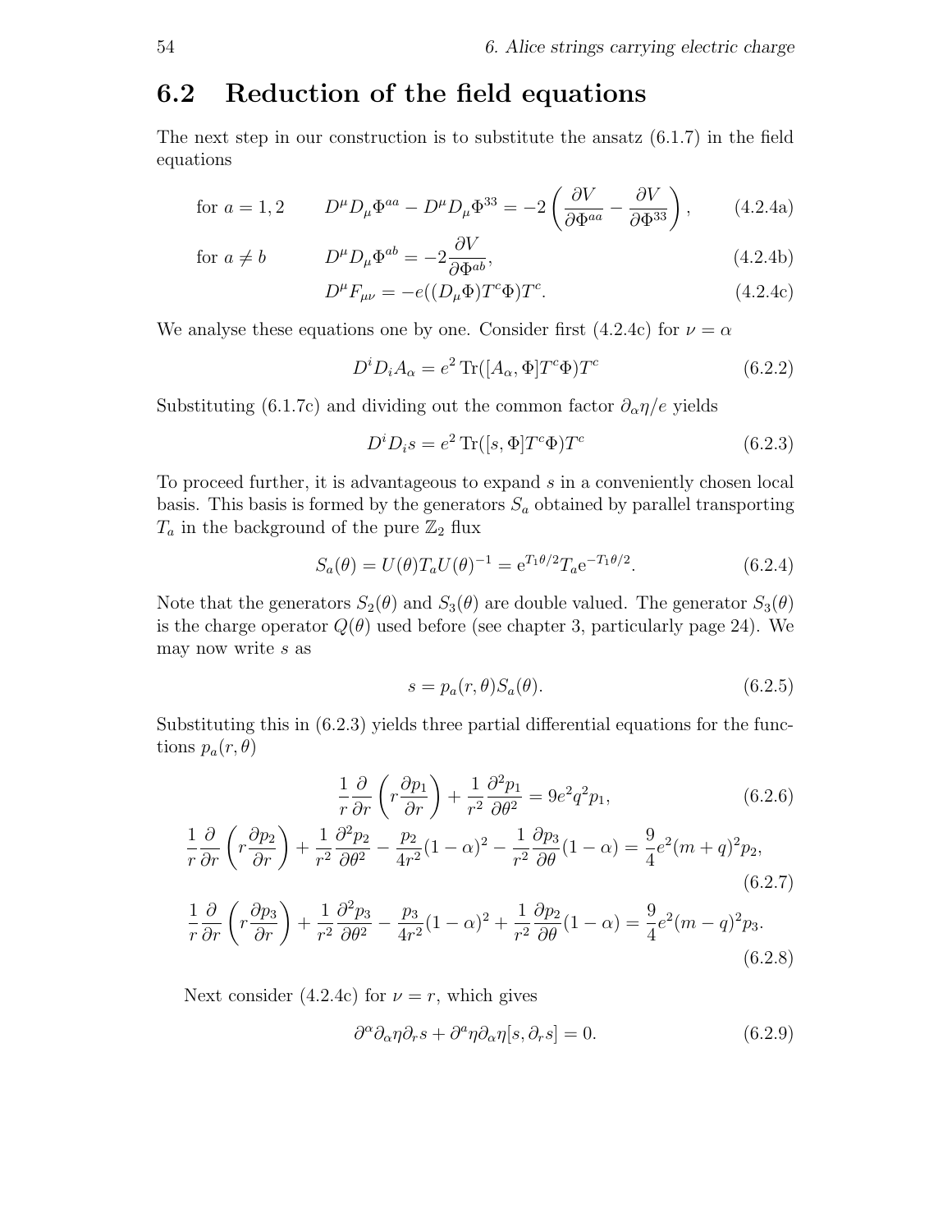## 6.2 Reduction of the field equations

The next step in our construction is to substitute the ansatz (6.1.7) in the field equations

$$\text{for } a = 1,2 \qquad D^\mu D_\mu \Phi^{aa} - D^\mu D_\mu \Phi^{33} = -2\left(\frac{\partial V}{\partial \Phi^{aa}} - \frac{\partial V}{\partial \Phi^{33}}\right), \tag{4.2.4a}$$

$$\text{for } a \neq b \qquad D^\mu D_\mu \Phi^{ab} = -2\frac{\partial V}{\partial \Phi^{ab}}, \tag{4.2.4b}$$

$$D^\mu F_{\mu\nu} = -e((D_\mu \Phi)T^c \Phi)T^c. \tag{4.2.4c}$$

We analyse these equations one by one. Consider first (4.2.4c) for $\nu = \alpha$

$$D^i D_i A_\alpha = e^2 \operatorname{Tr}([A_\alpha, \Phi]T^c \Phi)T^c \tag{6.2.2}$$

Substituting (6.1.7c) and dividing out the common factor $\partial_\alpha \eta / e$ yields

$$D^i D_i s = e^2 \operatorname{Tr}([s, \Phi]T^c \Phi)T^c \tag{6.2.3}$$

To proceed further, it is advantageous to expand $s$ in a conveniently chosen local basis. This basis is formed by the generators $S_a$ obtained by parallel transporting $T_a$ in the background of the pure $\mathbb{Z}_2$ flux

$$S_a(\theta) = U(\theta)T_a U(\theta)^{-1} = \mathrm{e}^{T_1\theta/2} T_a \mathrm{e}^{-T_1\theta/2}. \tag{6.2.4}$$

Note that the generators $S_2(\theta)$ and $S_3(\theta)$ are double valued. The generator $S_3(\theta)$ is the charge operator $Q(\theta)$ used before (see chapter 3, particularly page 24). We may now write $s$ as

$$s = p_a(r,\theta) S_a(\theta). \tag{6.2.5}$$

Substituting this in (6.2.3) yields three partial differential equations for the functions $p_a(r,\theta)$

$$\frac{1}{r}\frac{\partial}{\partial r}\left(r\frac{\partial p_1}{\partial r}\right) + \frac{1}{r^2}\frac{\partial^2 p_1}{\partial \theta^2} = 9e^2 q^2 p_1, \tag{6.2.6}$$

$$\frac{1}{r}\frac{\partial}{\partial r}\left(r\frac{\partial p_2}{\partial r}\right) + \frac{1}{r^2}\frac{\partial^2 p_2}{\partial \theta^2} - \frac{p_2}{4r^2}(1-\alpha)^2 - \frac{1}{r^2}\frac{\partial p_3}{\partial \theta}(1-\alpha) = \frac{9}{4}e^2(m+q)^2 p_2, \tag{6.2.7}$$

$$\frac{1}{r}\frac{\partial}{\partial r}\left(r\frac{\partial p_3}{\partial r}\right) + \frac{1}{r^2}\frac{\partial^2 p_3}{\partial \theta^2} - \frac{p_3}{4r^2}(1-\alpha)^2 + \frac{1}{r^2}\frac{\partial p_2}{\partial \theta}(1-\alpha) = \frac{9}{4}e^2(m-q)^2 p_3. \tag{6.2.8}$$

Next consider (4.2.4c) for $\nu = r$, which gives

$$\partial^\alpha \partial_\alpha \eta \partial_r s + \partial^a \eta \partial_\alpha \eta [s, \partial_r s] = 0. \tag{6.2.9}$$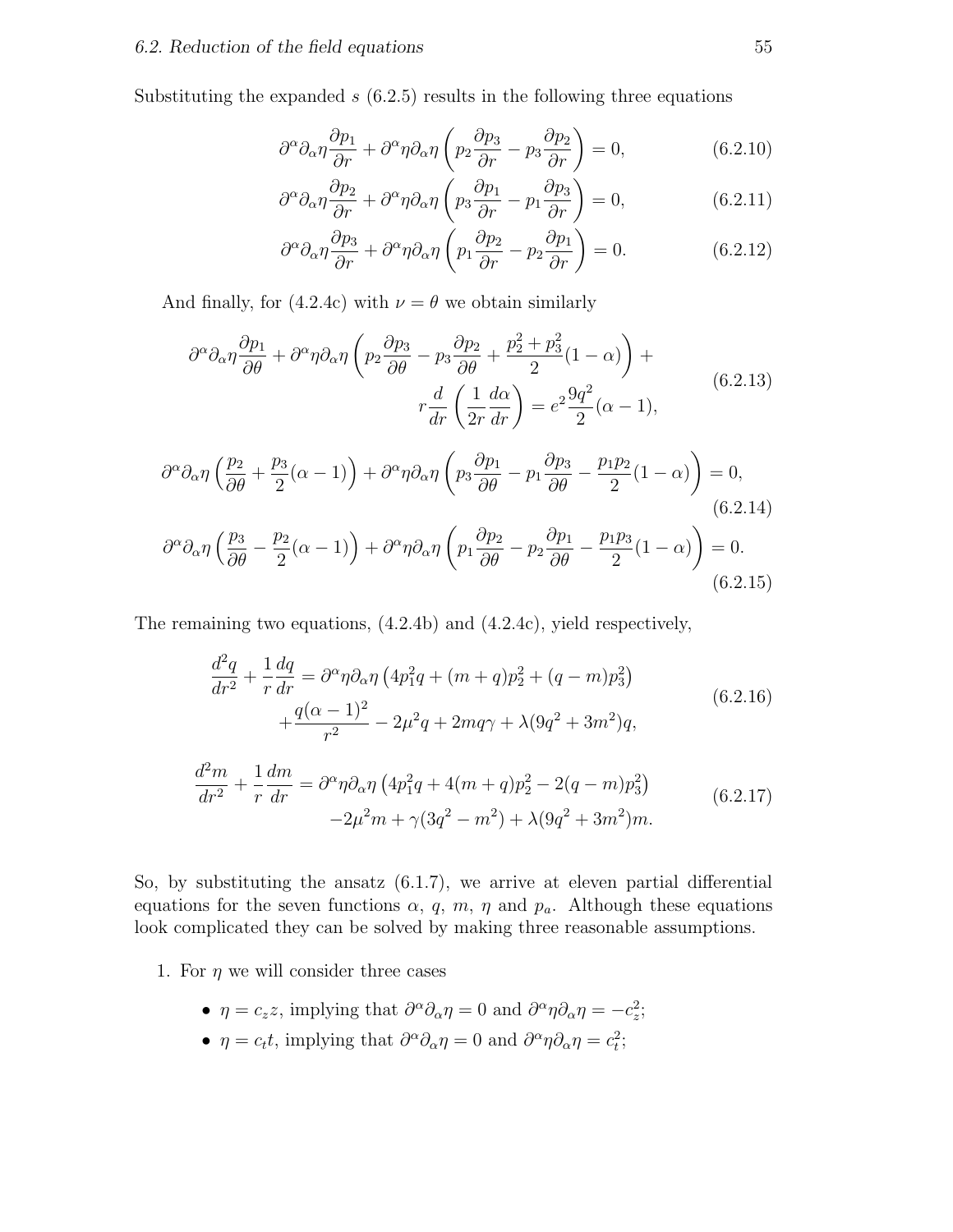Substituting the expanded $s$ (6.2.5) results in the following three equations

$$\partial^\alpha\partial_\alpha\eta\frac{\partial p_1}{\partial r} + \partial^\alpha\eta\partial_\alpha\eta\left(p_2\frac{\partial p_3}{\partial r} - p_3\frac{\partial p_2}{\partial r}\right) = 0, \tag{6.2.10}$$

$$\partial^\alpha\partial_\alpha\eta\frac{\partial p_2}{\partial r} + \partial^\alpha\eta\partial_\alpha\eta\left(p_3\frac{\partial p_1}{\partial r} - p_1\frac{\partial p_3}{\partial r}\right) = 0, \tag{6.2.11}$$

$$\partial^\alpha\partial_\alpha\eta\frac{\partial p_3}{\partial r} + \partial^\alpha\eta\partial_\alpha\eta\left(p_1\frac{\partial p_2}{\partial r} - p_2\frac{\partial p_1}{\partial r}\right) = 0. \tag{6.2.12}$$

And finally, for (4.2.4c) with $\nu = \theta$ we obtain similarly

$$\partial^\alpha\partial_\alpha\eta\frac{\partial p_1}{\partial \theta} + \partial^\alpha\eta\partial_\alpha\eta\left(p_2\frac{\partial p_3}{\partial \theta} - p_3\frac{\partial p_2}{\partial \theta} + \frac{p_2^2 + p_3^2}{2}(1-\alpha)\right) + r\frac{d}{dr}\left(\frac{1}{2r}\frac{d\alpha}{dr}\right) = e^2\frac{9q^2}{2}(\alpha - 1), \tag{6.2.13}$$

$$\partial^\alpha\partial_\alpha\eta\left(\frac{p_2}{\partial\theta} + \frac{p_3}{2}(\alpha-1)\right) + \partial^\alpha\eta\partial_\alpha\eta\left(p_3\frac{\partial p_1}{\partial\theta} - p_1\frac{\partial p_3}{\partial\theta} - \frac{p_1p_2}{2}(1-\alpha)\right) = 0, \tag{6.2.14}$$

$$\partial^\alpha\partial_\alpha\eta\left(\frac{p_3}{\partial\theta} - \frac{p_2}{2}(\alpha-1)\right) + \partial^\alpha\eta\partial_\alpha\eta\left(p_1\frac{\partial p_2}{\partial\theta} - p_2\frac{\partial p_1}{\partial\theta} - \frac{p_1p_3}{2}(1-\alpha)\right) = 0. \tag{6.2.15}$$

The remaining two equations, (4.2.4b) and (4.2.4c), yield respectively,

$$\frac{d^2q}{dr^2} + \frac{1}{r}\frac{dq}{dr} = \partial^\alpha\eta\partial_\alpha\eta\left(4p_1^2q + (m+q)p_2^2 + (q-m)p_3^2\right) + \frac{q(\alpha-1)^2}{r^2} - 2\mu^2q + 2mq\gamma + \lambda(9q^2 + 3m^2)q, \tag{6.2.16}$$

$$\frac{d^2m}{dr^2} + \frac{1}{r}\frac{dm}{dr} = \partial^\alpha\eta\partial_\alpha\eta\left(4p_1^2q + 4(m+q)p_2^2 - 2(q-m)p_3^2\right) - 2\mu^2m + \gamma(3q^2 - m^2) + \lambda(9q^2 + 3m^2)m. \tag{6.2.17}$$

So, by substituting the ansatz (6.1.7), we arrive at eleven partial differential equations for the seven functions $\alpha$, $q$, $m$, $\eta$ and $p_a$. Although these equations look complicated they can be solved by making three reasonable assumptions.

1. For $\eta$ we will consider three cases
   - $\eta = c_z z$, implying that $\partial^\alpha\partial_\alpha\eta = 0$ and $\partial^\alpha\eta\partial_\alpha\eta = -c_z^2$;
   - $\eta = c_t t$, implying that $\partial^\alpha\partial_\alpha\eta = 0$ and $\partial^\alpha\eta\partial_\alpha\eta = c_t^2$;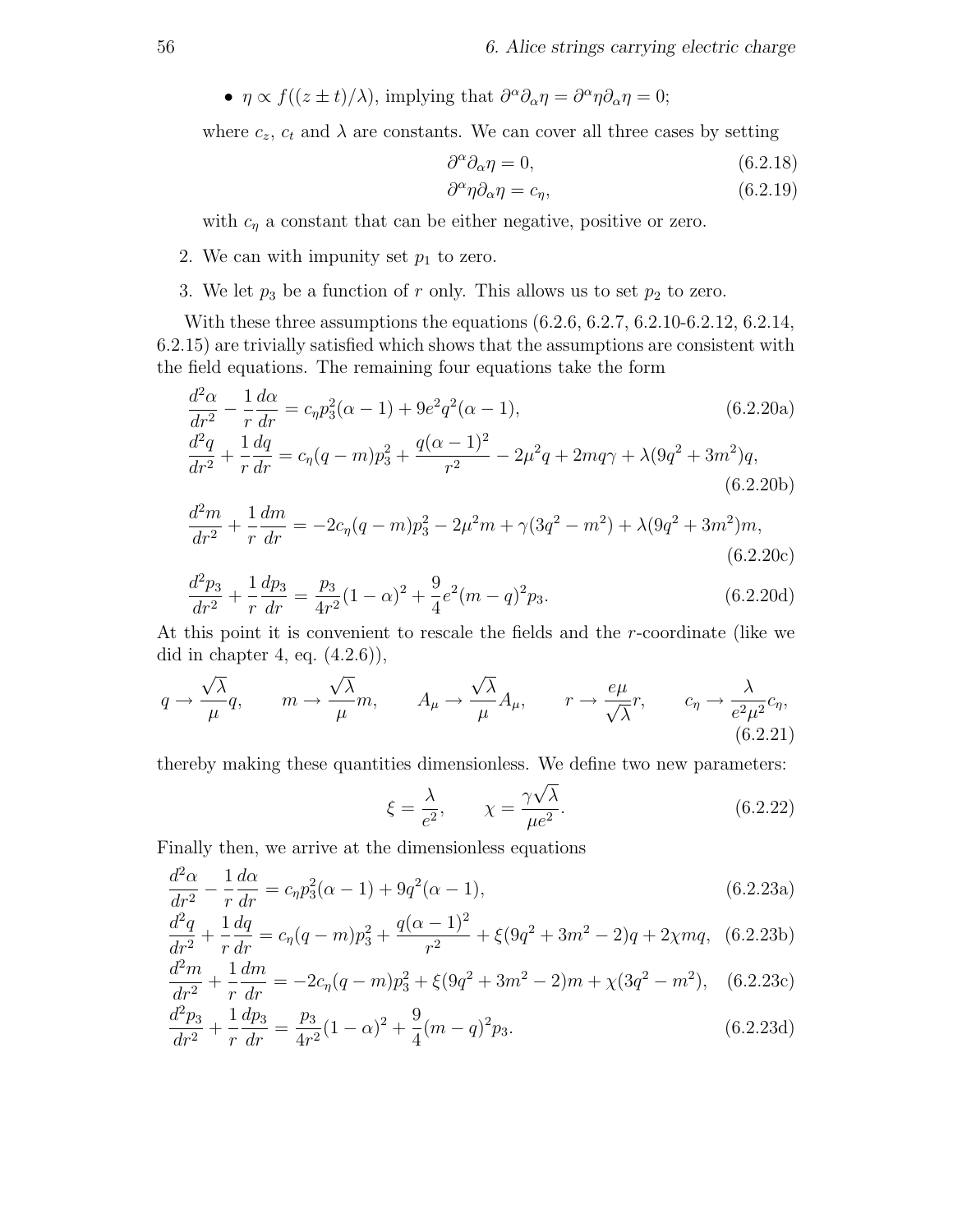- $\eta \propto f((z \pm t)/\lambda)$, implying that $\partial^\alpha \partial_\alpha \eta = \partial^\alpha \eta \partial_\alpha \eta = 0$;

where $c_z$, $c_t$ and $\lambda$ are constants. We can cover all three cases by setting

$$\partial^\alpha \partial_\alpha \eta = 0, \tag{6.2.18}$$

$$\partial^\alpha \eta \partial_\alpha \eta = c_\eta, \tag{6.2.19}$$

with $c_\eta$ a constant that can be either negative, positive or zero.

2. We can with impunity set $p_1$ to zero.

3. We let $p_3$ be a function of $r$ only. This allows us to set $p_2$ to zero.

With these three assumptions the equations (6.2.6, 6.2.7, 6.2.10-6.2.12, 6.2.14, 6.2.15) are trivially satisfied which shows that the assumptions are consistent with the field equations. The remaining four equations take the form

$$\frac{d^2\alpha}{dr^2} - \frac{1}{r}\frac{d\alpha}{dr} = c_\eta p_3^2(\alpha - 1) + 9e^2 q^2(\alpha - 1), \tag{6.2.20a}$$

$$\frac{d^2 q}{dr^2} + \frac{1}{r}\frac{dq}{dr} = c_\eta (q - m) p_3^2 + \frac{q(\alpha - 1)^2}{r^2} - 2\mu^2 q + 2mq\gamma + \lambda(9q^2 + 3m^2)q, \tag{6.2.20b}$$

$$\frac{d^2 m}{dr^2} + \frac{1}{r}\frac{dm}{dr} = -2c_\eta (q - m) p_3^2 - 2\mu^2 m + \gamma(3q^2 - m^2) + \lambda(9q^2 + 3m^2)m, \tag{6.2.20c}$$

$$\frac{d^2 p_3}{dr^2} + \frac{1}{r}\frac{dp_3}{dr} = \frac{p_3}{4r^2}(1 - \alpha)^2 + \frac{9}{4}e^2(m - q)^2 p_3. \tag{6.2.20d}$$

At this point it is convenient to rescale the fields and the $r$-coordinate (like we did in chapter 4, eq. (4.2.6)),

$$q \to \frac{\sqrt{\lambda}}{\mu} q, \qquad m \to \frac{\sqrt{\lambda}}{\mu} m, \qquad A_\mu \to \frac{\sqrt{\lambda}}{\mu} A_\mu, \qquad r \to \frac{e\mu}{\sqrt{\lambda}} r, \qquad c_\eta \to \frac{\lambda}{e^2 \mu^2} c_\eta, \tag{6.2.21}$$

thereby making these quantities dimensionless. We define two new parameters:

$$\xi = \frac{\lambda}{e^2}, \qquad \chi = \frac{\gamma \sqrt{\lambda}}{\mu e^2}. \tag{6.2.22}$$

Finally then, we arrive at the dimensionless equations

$$\frac{d^2\alpha}{dr^2} - \frac{1}{r}\frac{d\alpha}{dr} = c_\eta p_3^2(\alpha - 1) + 9q^2(\alpha - 1), \tag{6.2.23a}$$

$$\frac{d^2 q}{dr^2} + \frac{1}{r}\frac{dq}{dr} = c_\eta (q - m) p_3^2 + \frac{q(\alpha - 1)^2}{r^2} + \xi(9q^2 + 3m^2 - 2)q + 2\chi mq, \tag{6.2.23b}$$

$$\frac{d^2 m}{dr^2} + \frac{1}{r}\frac{dm}{dr} = -2c_\eta (q - m) p_3^2 + \xi(9q^2 + 3m^2 - 2)m + \chi(3q^2 - m^2), \tag{6.2.23c}$$

$$\frac{d^2 p_3}{dr^2} + \frac{1}{r}\frac{dp_3}{dr} = \frac{p_3}{4r^2}(1 - \alpha)^2 + \frac{9}{4}(m - q)^2 p_3. \tag{6.2.23d}$$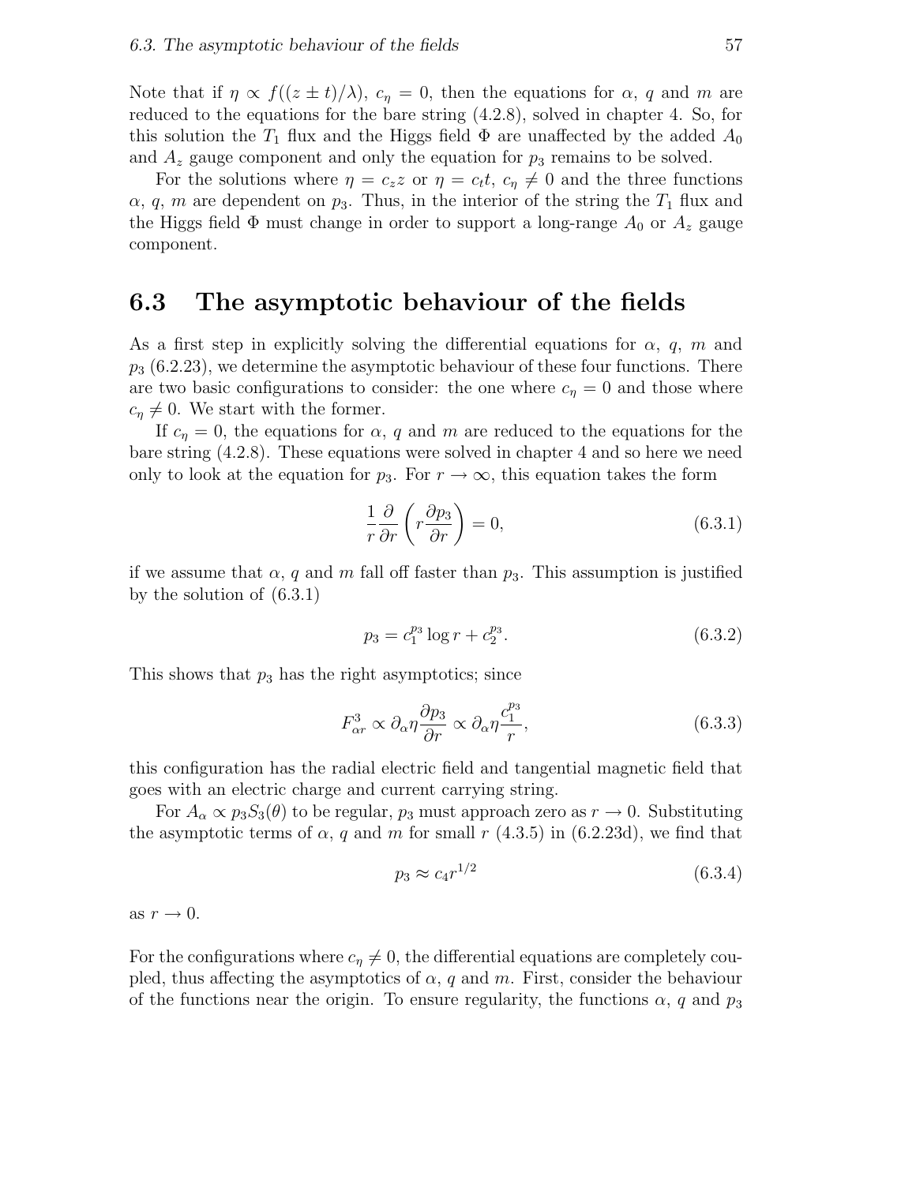Note that if $\eta \propto f((z \pm t)/\lambda)$, $c_\eta = 0$, then the equations for $\alpha$, $q$ and $m$ are reduced to the equations for the bare string (4.2.8), solved in chapter 4. So, for this solution the $T_1$ flux and the Higgs field $\Phi$ are unaffected by the added $A_0$ and $A_z$ gauge component and only the equation for $p_3$ remains to be solved.

For the solutions where $\eta = c_z z$ or $\eta = c_t t$, $c_\eta \neq 0$ and the three functions $\alpha$, $q$, $m$ are dependent on $p_3$. Thus, in the interior of the string the $T_1$ flux and the Higgs field $\Phi$ must change in order to support a long-range $A_0$ or $A_z$ gauge component.

## 6.3 The asymptotic behaviour of the fields

As a first step in explicitly solving the differential equations for $\alpha$, $q$, $m$ and $p_3$ (6.2.23), we determine the asymptotic behaviour of these four functions. There are two basic configurations to consider: the one where $c_\eta = 0$ and those where $c_\eta \neq 0$. We start with the former.

If $c_\eta = 0$, the equations for $\alpha$, $q$ and $m$ are reduced to the equations for the bare string (4.2.8). These equations were solved in chapter 4 and so here we need only to look at the equation for $p_3$. For $r \to \infty$, this equation takes the form

$$\frac{1}{r}\frac{\partial}{\partial r}\left(r\frac{\partial p_3}{\partial r}\right) = 0, \tag{6.3.1}$$

if we assume that $\alpha$, $q$ and $m$ fall off faster than $p_3$. This assumption is justified by the solution of (6.3.1)

$$p_3 = c_1^{p_3} \log r + c_2^{p_3}. \tag{6.3.2}$$

This shows that $p_3$ has the right asymptotics; since

$$F^3_{\alpha r} \propto \partial_\alpha \eta \frac{\partial p_3}{\partial r} \propto \partial_\alpha \eta \frac{c_1^{p_3}}{r}, \tag{6.3.3}$$

this configuration has the radial electric field and tangential magnetic field that goes with an electric charge and current carrying string.

For $A_\alpha \propto p_3 S_3(\theta)$ to be regular, $p_3$ must approach zero as $r \to 0$. Substituting the asymptotic terms of $\alpha$, $q$ and $m$ for small $r$ (4.3.5) in (6.2.23d), we find that

$$p_3 \approx c_4 r^{1/2} \tag{6.3.4}$$

as $r \to 0$.

For the configurations where $c_\eta \neq 0$, the differential equations are completely coupled, thus affecting the asymptotics of $\alpha$, $q$ and $m$. First, consider the behaviour of the functions near the origin. To ensure regularity, the functions $\alpha$, $q$ and $p_3$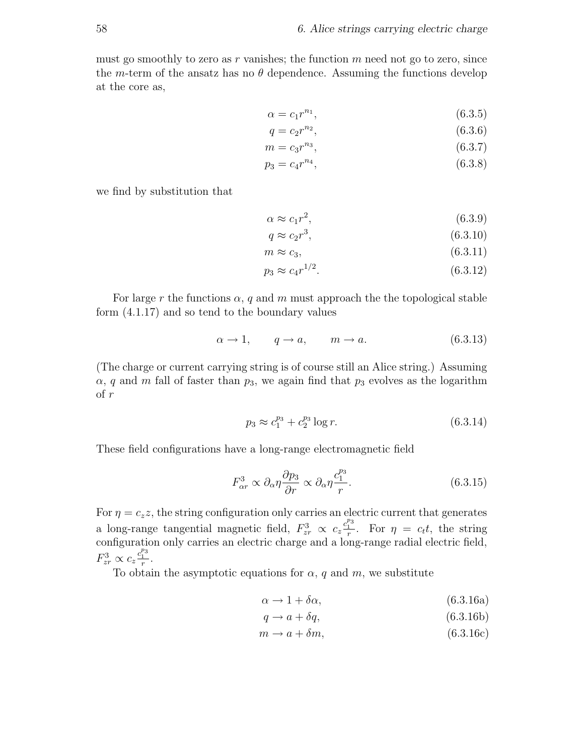must go smoothly to zero as $r$ vanishes; the function $m$ need not go to zero, since the $m$-term of the ansatz has no $\theta$ dependence. Assuming the functions develop at the core as,

$$\alpha = c_1 r^{n_1}, \tag{6.3.5}$$

$$q = c_2 r^{n_2}, \tag{6.3.6}$$

$$m = c_3 r^{n_3}, \tag{6.3.7}$$

$$p_3 = c_4 r^{n_4}, \tag{6.3.8}$$

we find by substitution that

$$\alpha \approx c_1 r^2, \tag{6.3.9}$$

$$q \approx c_2 r^3, \tag{6.3.10}$$

$$m \approx c_3, \tag{6.3.11}$$

$$p_3 \approx c_4 r^{1/2}. \tag{6.3.12}$$

For large $r$ the functions $\alpha$, $q$ and $m$ must approach the the topological stable form (4.1.17) and so tend to the boundary values

$$\alpha \to 1, \qquad q \to a, \qquad m \to a. \tag{6.3.13}$$

(The charge or current carrying string is of course still an Alice string.) Assuming $\alpha$, $q$ and $m$ fall of faster than $p_3$, we again find that $p_3$ evolves as the logarithm of $r$

$$p_3 \approx c_1^{p_3} + c_2^{p_3} \log r. \tag{6.3.14}$$

These field configurations have a long-range electromagnetic field

$$F^3_{\alpha r} \propto \partial_\alpha \eta \frac{\partial p_3}{\partial r} \propto \partial_\alpha \eta \frac{c_1^{p_3}}{r}. \tag{6.3.15}$$

For $\eta = c_z z$, the string configuration only carries an electric current that generates a long-range tangential magnetic field, $F^3_{zr} \propto c_z \frac{c_1^{p_3}}{r}$. For $\eta = c_t t$, the string configuration only carries an electric charge and a long-range radial electric field, $F^3_{zr} \propto c_z \frac{c_1^{p_3}}{r}$.

To obtain the asymptotic equations for $\alpha$, $q$ and $m$, we substitute

$$\alpha \to 1 + \delta\alpha, \tag{6.3.16a}$$

$$q \to a + \delta q, \tag{6.3.16b}$$

$$m \to a + \delta m, \tag{6.3.16c}$$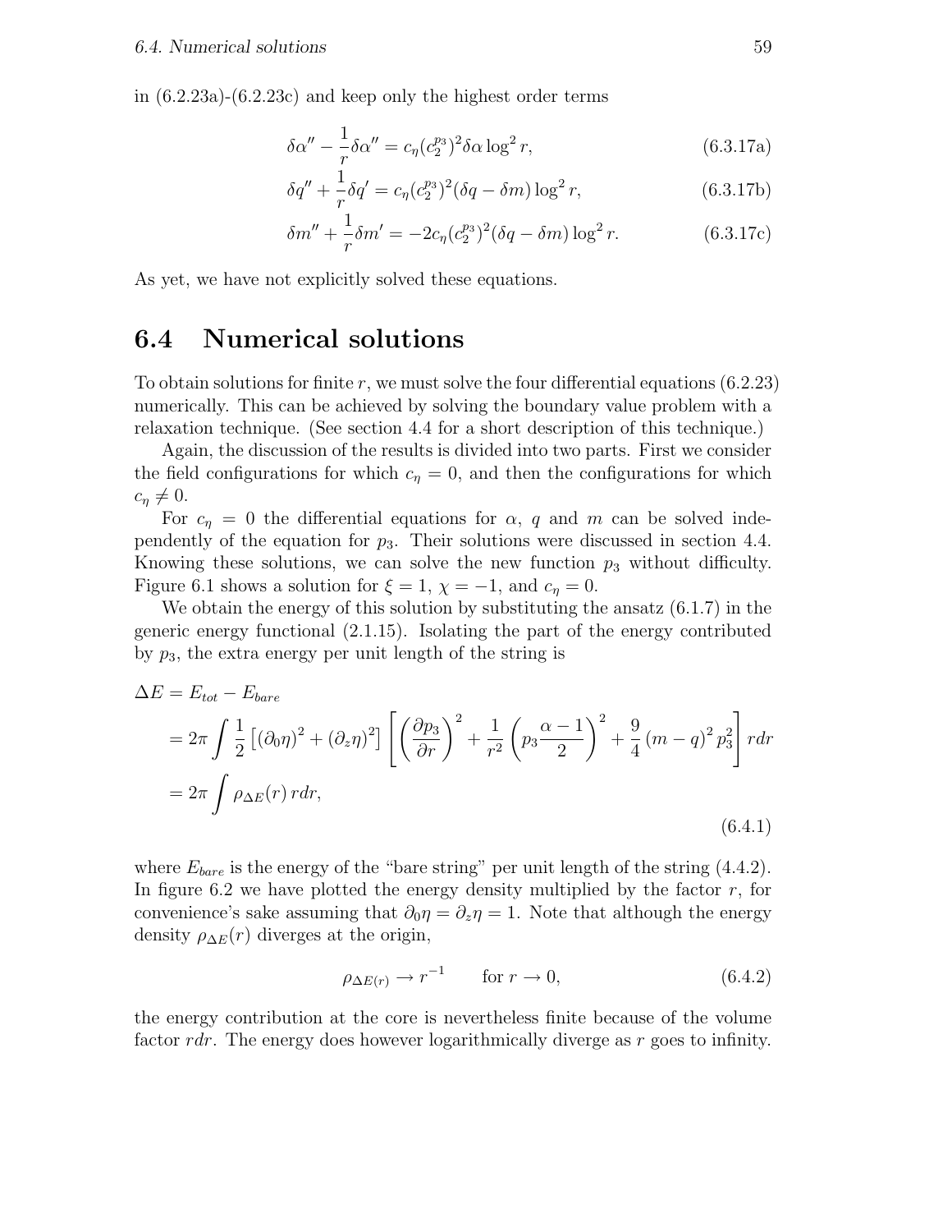in (6.2.23a)-(6.2.23c) and keep only the highest order terms

$$\delta\alpha'' - \frac{1}{r}\delta\alpha'' = c_\eta (c_2^{p_3})^2 \delta\alpha \log^2 r, \tag{6.3.17a}$$

$$\delta q'' + \frac{1}{r}\delta q' = c_\eta (c_2^{p_3})^2 (\delta q - \delta m) \log^2 r, \tag{6.3.17b}$$

$$\delta m'' + \frac{1}{r}\delta m' = -2c_\eta (c_2^{p_3})^2 (\delta q - \delta m) \log^2 r. \tag{6.3.17c}$$

As yet, we have not explicitly solved these equations.

## 6.4 Numerical solutions

To obtain solutions for finite $r$, we must solve the four differential equations (6.2.23) numerically. This can be achieved by solving the boundary value problem with a relaxation technique. (See section 4.4 for a short description of this technique.)

Again, the discussion of the results is divided into two parts. First we consider the field configurations for which $c_\eta = 0$, and then the configurations for which $c_\eta \neq 0$.

For $c_\eta = 0$ the differential equations for $\alpha$, $q$ and $m$ can be solved independently of the equation for $p_3$. Their solutions were discussed in section 4.4. Knowing these solutions, we can solve the new function $p_3$ without difficulty. Figure 6.1 shows a solution for $\xi = 1$, $\chi = -1$, and $c_\eta = 0$.

We obtain the energy of this solution by substituting the ansatz (6.1.7) in the generic energy functional (2.1.15). Isolating the part of the energy contributed by $p_3$, the extra energy per unit length of the string is

$$\begin{aligned}
\Delta E &= E_{tot} - E_{bare} \\
&= 2\pi \int \frac{1}{2}\left[(\partial_0 \eta)^2 + (\partial_z \eta)^2\right] \left[ \left(\frac{\partial p_3}{\partial r}\right)^2 + \frac{1}{r^2}\left(p_3 \frac{\alpha - 1}{2}\right)^2 + \frac{9}{4}\left(m - q\right)^2 p_3^2 \right] r dr \\
&= 2\pi \int \rho_{\Delta E}(r)\, r dr,
\end{aligned} \tag{6.4.1}$$

where $E_{bare}$ is the energy of the "bare string" per unit length of the string (4.4.2). In figure 6.2 we have plotted the energy density multiplied by the factor $r$, for convenience's sake assuming that $\partial_0 \eta = \partial_z \eta = 1$. Note that although the energy density $\rho_{\Delta E}(r)$ diverges at the origin,

$$\rho_{\Delta E(r)} \to r^{-1} \qquad \text{for } r \to 0, \tag{6.4.2}$$

the energy contribution at the core is nevertheless finite because of the volume factor $r dr$. The energy does however logarithmically diverge as $r$ goes to infinity.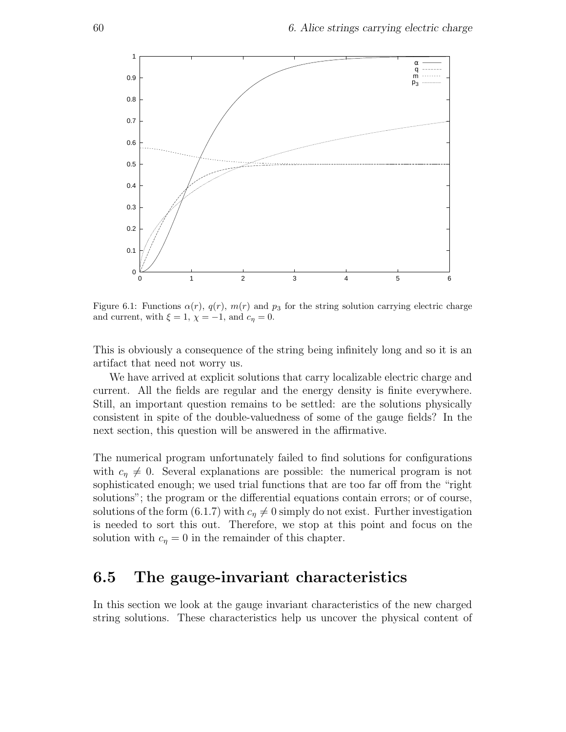Figure 6.1: Functions $\alpha(r)$, $q(r)$, $m(r)$ and $p_3$ for the string solution carrying electric charge and current, with $\xi = 1$, $\chi = -1$, and $c_\eta = 0$.

This is obviously a consequence of the string being infinitely long and so it is an artifact that need not worry us.

We have arrived at explicit solutions that carry localizable electric charge and current. All the fields are regular and the energy density is finite everywhere. Still, an important question remains to be settled: are the solutions physically consistent in spite of the double-valuedness of some of the gauge fields? In the next section, this question will be answered in the affirmative.

The numerical program unfortunately failed to find solutions for configurations with $c_\eta \neq 0$. Several explanations are possible: the numerical program is not sophisticated enough; we used trial functions that are too far off from the "right solutions"; the program or the differential equations contain errors; or of course, solutions of the form (6.1.7) with $c_\eta \neq 0$ simply do not exist. Further investigation is needed to sort this out. Therefore, we stop at this point and focus on the solution with $c_\eta = 0$ in the remainder of this chapter.

## 6.5 The gauge-invariant characteristics

In this section we look at the gauge invariant characteristics of the new charged string solutions. These characteristics help us uncover the physical content of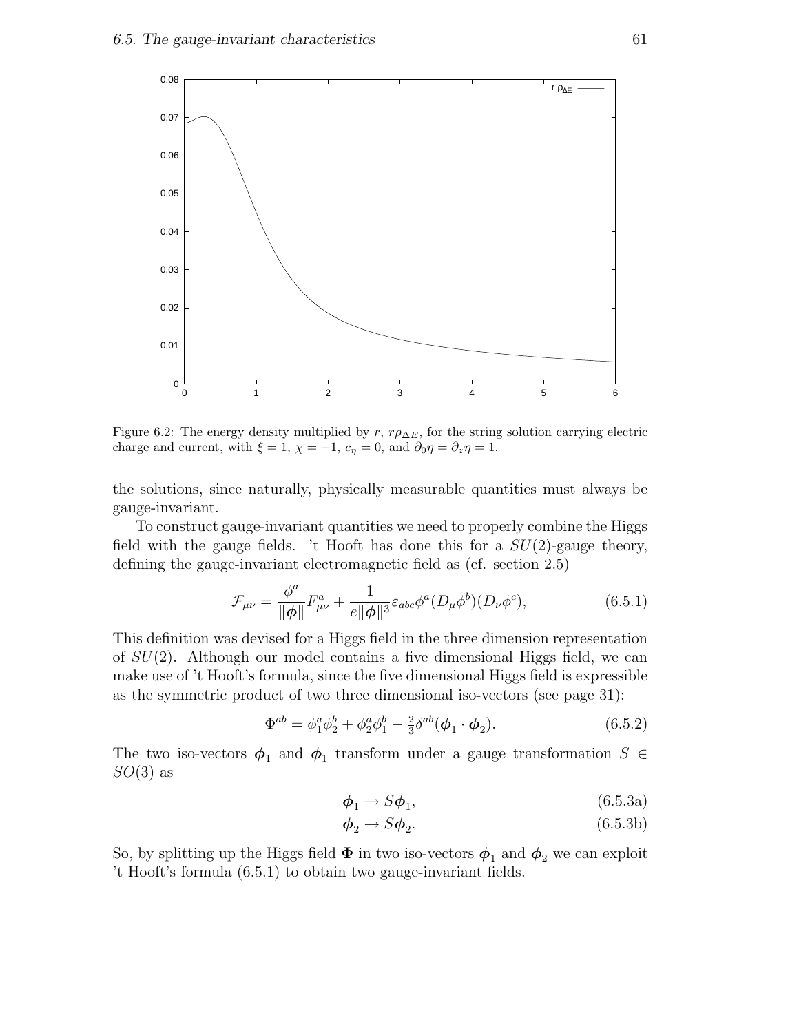Figure 6.2: The energy density multiplied by $r$, $r\rho_{\Delta E}$, for the string solution carrying electric charge and current, with $\xi = 1$, $\chi = -1$, $c_\eta = 0$, and $\partial_0 \eta = \partial_z \eta = 1$.

the solutions, since naturally, physically measurable quantities must always be gauge-invariant.

To construct gauge-invariant quantities we need to properly combine the Higgs field with the gauge fields. 't Hooft has done this for a $SU(2)$-gauge theory, defining the gauge-invariant electromagnetic field as (cf. section 2.5)

$$\mathcal{F}_{\mu\nu} = \frac{\phi^a}{\|\boldsymbol{\phi}\|} F^a_{\mu\nu} + \frac{1}{e\|\boldsymbol{\phi}\|^3} \varepsilon_{abc} \phi^a (D_\mu \phi^b)(D_\nu \phi^c), \tag{6.5.1}$$

This definition was devised for a Higgs field in the three dimension representation of $SU(2)$. Although our model contains a five dimensional Higgs field, we can make use of 't Hooft's formula, since the five dimensional Higgs field is expressible as the symmetric product of two three dimensional iso-vectors (see page 31):

$$\Phi^{ab} = \phi_1^a \phi_2^b + \phi_2^a \phi_1^b - \tfrac{2}{3} \delta^{ab} (\boldsymbol{\phi}_1 \cdot \boldsymbol{\phi}_2). \tag{6.5.2}$$

The two iso-vectors $\boldsymbol{\phi}_1$ and $\boldsymbol{\phi}_1$ transform under a gauge transformation $S \in SO(3)$ as

$$\boldsymbol{\phi}_1 \to S\boldsymbol{\phi}_1, \tag{6.5.3a}$$

$$\boldsymbol{\phi}_2 \to S\boldsymbol{\phi}_2. \tag{6.5.3b}$$

So, by splitting up the Higgs field $\boldsymbol{\Phi}$ in two iso-vectors $\boldsymbol{\phi}_1$ and $\boldsymbol{\phi}_2$ we can exploit 't Hooft's formula (6.5.1) to obtain two gauge-invariant fields.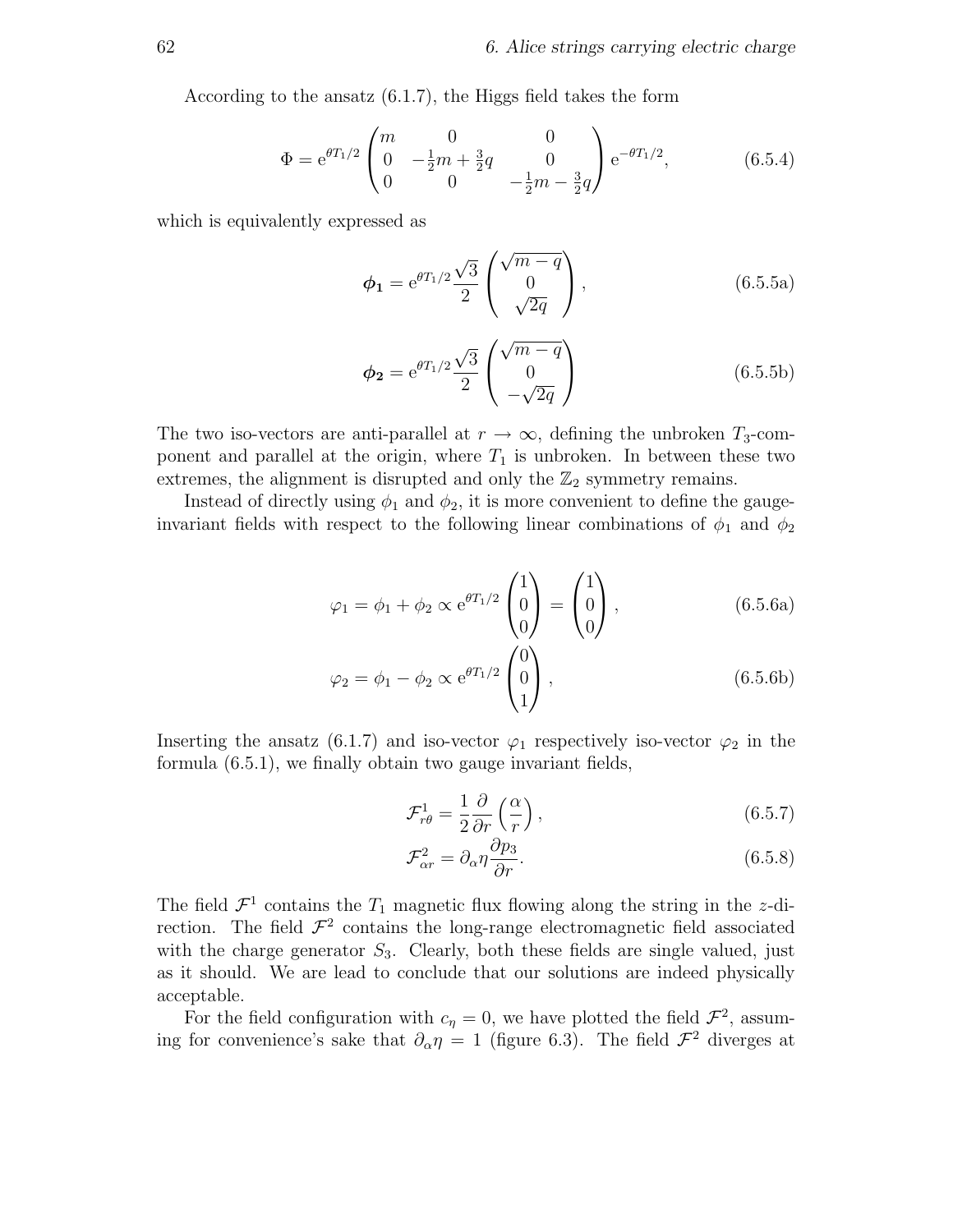According to the ansatz (6.1.7), the Higgs field takes the form

$$\Phi = \mathrm{e}^{\theta T_1/2} \begin{pmatrix} m & 0 & 0 \\ 0 & -\frac{1}{2}m + \frac{3}{2}q & 0 \\ 0 & 0 & -\frac{1}{2}m - \frac{3}{2}q \end{pmatrix} \mathrm{e}^{-\theta T_1/2}, \tag{6.5.4}$$

which is equivalently expressed as

$$\boldsymbol{\phi_1} = \mathrm{e}^{\theta T_1/2} \frac{\sqrt{3}}{2} \begin{pmatrix} \sqrt{m-q} \\ 0 \\ \sqrt{2q} \end{pmatrix}, \tag{6.5.5a}$$

$$\boldsymbol{\phi_2} = \mathrm{e}^{\theta T_1/2} \frac{\sqrt{3}}{2} \begin{pmatrix} \sqrt{m-q} \\ 0 \\ -\sqrt{2q} \end{pmatrix} \tag{6.5.5b}$$

The two iso-vectors are anti-parallel at $r \to \infty$, defining the unbroken $T_3$-component and parallel at the origin, where $T_1$ is unbroken. In between these two extremes, the alignment is disrupted and only the $\mathbb{Z}_2$ symmetry remains.

Instead of directly using $\phi_1$ and $\phi_2$, it is more convenient to define the gauge-invariant fields with respect to the following linear combinations of $\phi_1$ and $\phi_2$

$$\varphi_1 = \phi_1 + \phi_2 \propto \mathrm{e}^{\theta T_1/2} \begin{pmatrix} 1 \\ 0 \\ 0 \end{pmatrix} = \begin{pmatrix} 1 \\ 0 \\ 0 \end{pmatrix}, \tag{6.5.6a}$$

$$\varphi_2 = \phi_1 - \phi_2 \propto \mathrm{e}^{\theta T_1/2} \begin{pmatrix} 0 \\ 0 \\ 1 \end{pmatrix}, \tag{6.5.6b}$$

Inserting the ansatz (6.1.7) and iso-vector $\varphi_1$ respectively iso-vector $\varphi_2$ in the formula (6.5.1), we finally obtain two gauge invariant fields,

$$\mathcal{F}^1_{r\theta} = \frac{1}{2} \frac{\partial}{\partial r} \left( \frac{\alpha}{r} \right), \tag{6.5.7}$$

$$\mathcal{F}^2_{\alpha r} = \partial_\alpha \eta \frac{\partial p_3}{\partial r}. \tag{6.5.8}$$

The field $\mathcal{F}^1$ contains the $T_1$ magnetic flux flowing along the string in the $z$-direction. The field $\mathcal{F}^2$ contains the long-range electromagnetic field associated with the charge generator $S_3$. Clearly, both these fields are single valued, just as it should. We are lead to conclude that our solutions are indeed physically acceptable.

For the field configuration with $c_\eta = 0$, we have plotted the field $\mathcal{F}^2$, assuming for convenience's sake that $\partial_\alpha \eta = 1$ (figure 6.3). The field $\mathcal{F}^2$ diverges at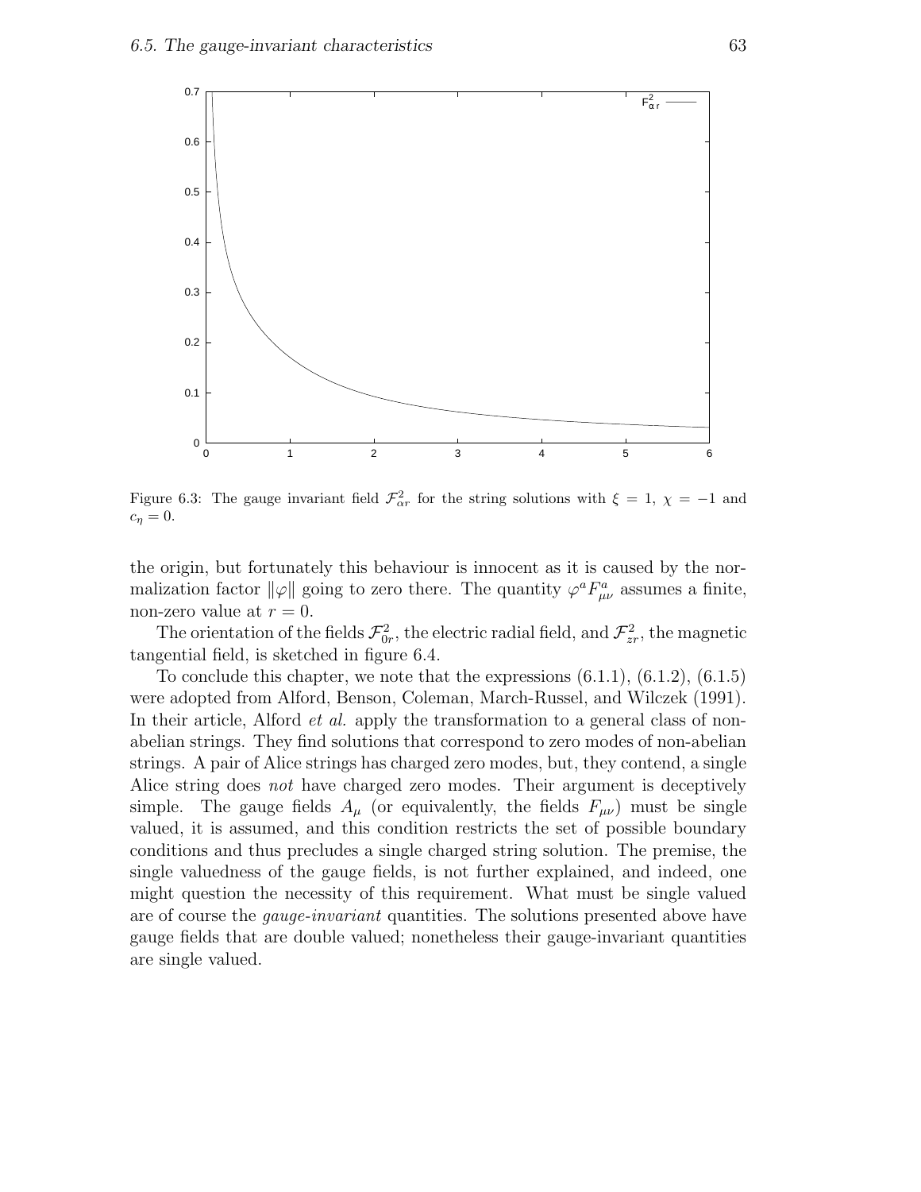Figure 6.3: The gauge invariant field $\mathcal{F}^2_{\alpha r}$ for the string solutions with $\xi = 1$, $\chi = -1$ and $c_\eta = 0$.

the origin, but fortunately this behaviour is innocent as it is caused by the normalization factor $\|\varphi\|$ going to zero there. The quantity $\varphi^a F^a_{\mu\nu}$ assumes a finite, non-zero value at $r = 0$.

The orientation of the fields $\mathcal{F}^2_{0r}$, the electric radial field, and $\mathcal{F}^2_{zr}$, the magnetic tangential field, is sketched in figure 6.4.

To conclude this chapter, we note that the expressions (6.1.1), (6.1.2), (6.1.5) were adopted from Alford, Benson, Coleman, March-Russel, and Wilczek (1991). In their article, Alford *et al.* apply the transformation to a general class of non-abelian strings. They find solutions that correspond to zero modes of non-abelian strings. A pair of Alice strings has charged zero modes, but, they contend, a single Alice string does *not* have charged zero modes. Their argument is deceptively simple. The gauge fields $A_\mu$ (or equivalently, the fields $F_{\mu\nu}$) must be single valued, it is assumed, and this condition restricts the set of possible boundary conditions and thus precludes a single charged string solution. The premise, the single valuedness of the gauge fields, is not further explained, and indeed, one might question the necessity of this requirement. What must be single valued are of course the *gauge-invariant* quantities. The solutions presented above have gauge fields that are double valued; nonetheless their gauge-invariant quantities are single valued.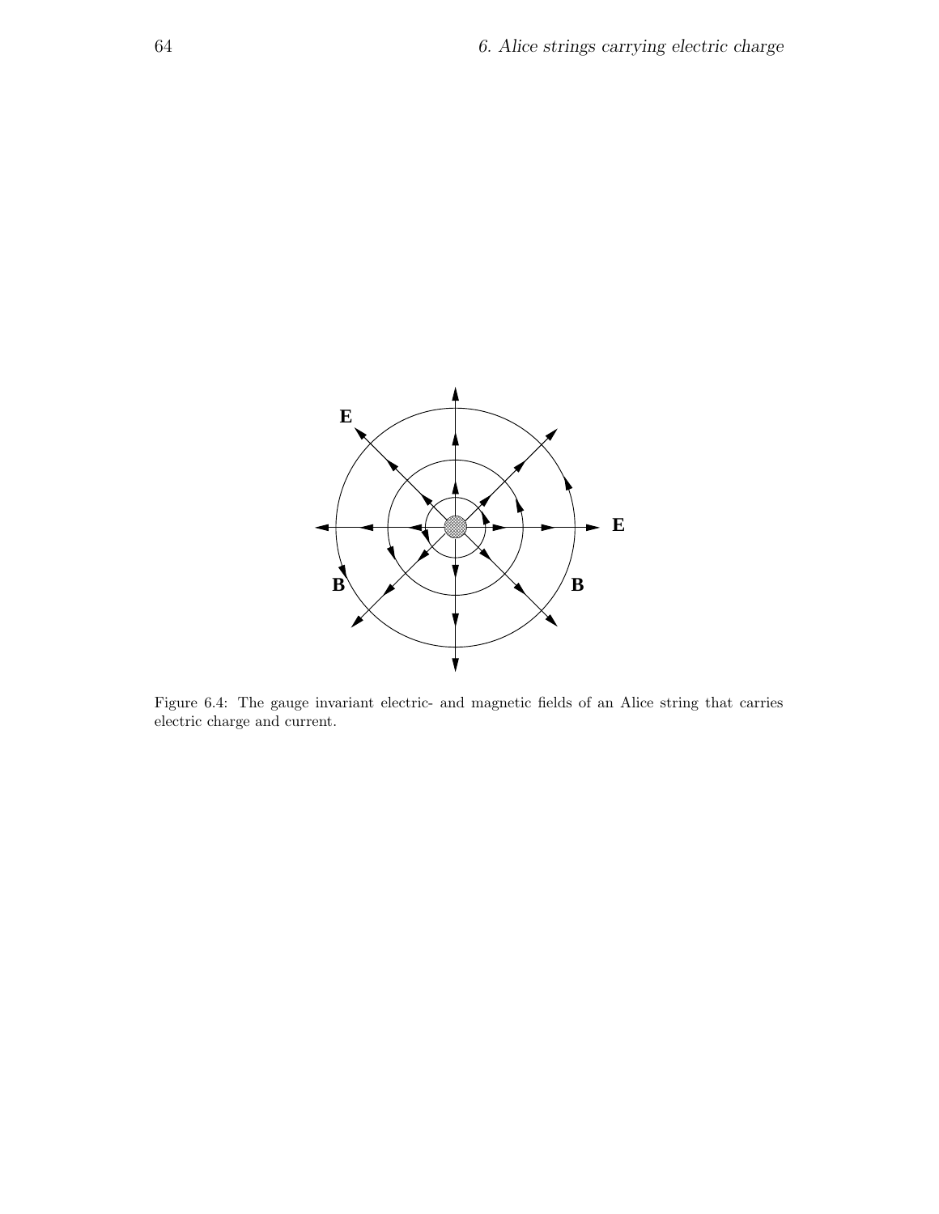Figure 6.4: The gauge invariant electric- and magnetic fields of an Alice string that carries electric charge and current.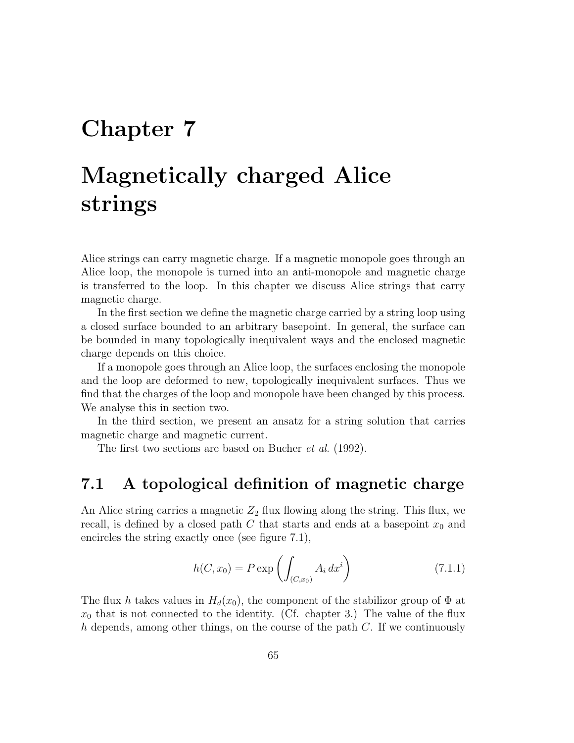# Chapter 7

# Magnetically charged Alice strings

Alice strings can carry magnetic charge. If a magnetic monopole goes through an Alice loop, the monopole is turned into an anti-monopole and magnetic charge is transferred to the loop. In this chapter we discuss Alice strings that carry magnetic charge.

In the first section we define the magnetic charge carried by a string loop using a closed surface bounded to an arbitrary basepoint. In general, the surface can be bounded in many topologically inequivalent ways and the enclosed magnetic charge depends on this choice.

If a monopole goes through an Alice loop, the surfaces enclosing the monopole and the loop are deformed to new, topologically inequivalent surfaces. Thus we find that the charges of the loop and monopole have been changed by this process. We analyse this in section two.

In the third section, we present an ansatz for a string solution that carries magnetic charge and magnetic current.

The first two sections are based on Bucher *et al.* (1992).

## 7.1 A topological definition of magnetic charge

An Alice string carries a magnetic $Z_2$ flux flowing along the string. This flux, we recall, is defined by a closed path $C$ that starts and ends at a basepoint $x_0$ and encircles the string exactly once (see figure 7.1),

$$h(C, x_0) = P \exp \left( \int_{(C,x_0)} A_i \, dx^i \right) \tag{7.1.1}$$

The flux $h$ takes values in $H_d(x_0)$, the component of the stabilizor group of $\Phi$ at $x_0$ that is not connected to the identity. (Cf. chapter 3.) The value of the flux $h$ depends, among other things, on the course of the path $C$. If we continuously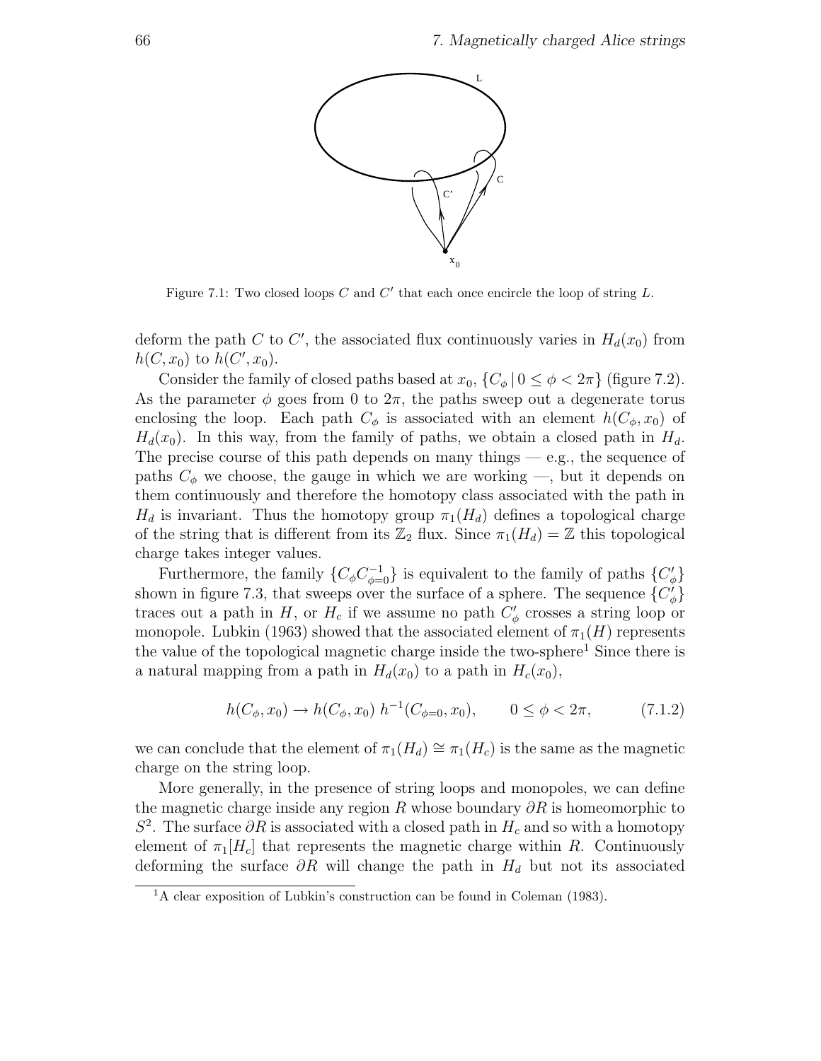Figure 7.1: Two closed loops $C$ and $C'$ that each once encircle the loop of string $L$.

deform the path $C$ to $C'$, the associated flux continuously varies in $H_d(x_0)$ from $h(C, x_0)$ to $h(C', x_0)$.

Consider the family of closed paths based at $x_0$, $\{C_\phi \,|\, 0 \leq \phi < 2\pi\}$ (figure 7.2). As the parameter $\phi$ goes from 0 to $2\pi$, the paths sweep out a degenerate torus enclosing the loop. Each path $C_\phi$ is associated with an element $h(C_\phi, x_0)$ of $H_d(x_0)$. In this way, from the family of paths, we obtain a closed path in $H_d$. The precise course of this path depends on many things — e.g., the sequence of paths $C_\phi$ we choose, the gauge in which we are working —, but it depends on them continuously and therefore the homotopy class associated with the path in $H_d$ is invariant. Thus the homotopy group $\pi_1(H_d)$ defines a topological charge of the string that is different from its $\mathbb{Z}_2$ flux. Since $\pi_1(H_d) = \mathbb{Z}$ this topological charge takes integer values.

Furthermore, the family $\{C_\phi C_{\phi=0}^{-1}\}$ is equivalent to the family of paths $\{C'_\phi\}$ shown in figure 7.3, that sweeps over the surface of a sphere. The sequence $\{C'_\phi\}$ traces out a path in $H$, or $H_c$ if we assume no path $C'_\phi$ crosses a string loop or monopole. Lubkin (1963) showed that the associated element of $\pi_1(H)$ represents the value of the topological magnetic charge inside the two-sphere[1] Since there is a natural mapping from a path in $H_d(x_0)$ to a path in $H_c(x_0)$,

$$h(C_\phi, x_0) \to h(C_\phi, x_0)\; h^{-1}(C_{\phi=0}, x_0), \qquad 0 \leq \phi < 2\pi, \tag{7.1.2}$$

we can conclude that the element of $\pi_1(H_d) \cong \pi_1(H_c)$ is the same as the magnetic charge on the string loop.

More generally, in the presence of string loops and monopoles, we can define the magnetic charge inside any region $R$ whose boundary $\partial R$ is homeomorphic to $S^2$. The surface $\partial R$ is associated with a closed path in $H_c$ and so with a homotopy element of $\pi_1[H_c]$ that represents the magnetic charge within $R$. Continuously deforming the surface $\partial R$ will change the path in $H_d$ but not its associated

[1] A clear exposition of Lubkin's construction can be found in Coleman (1983).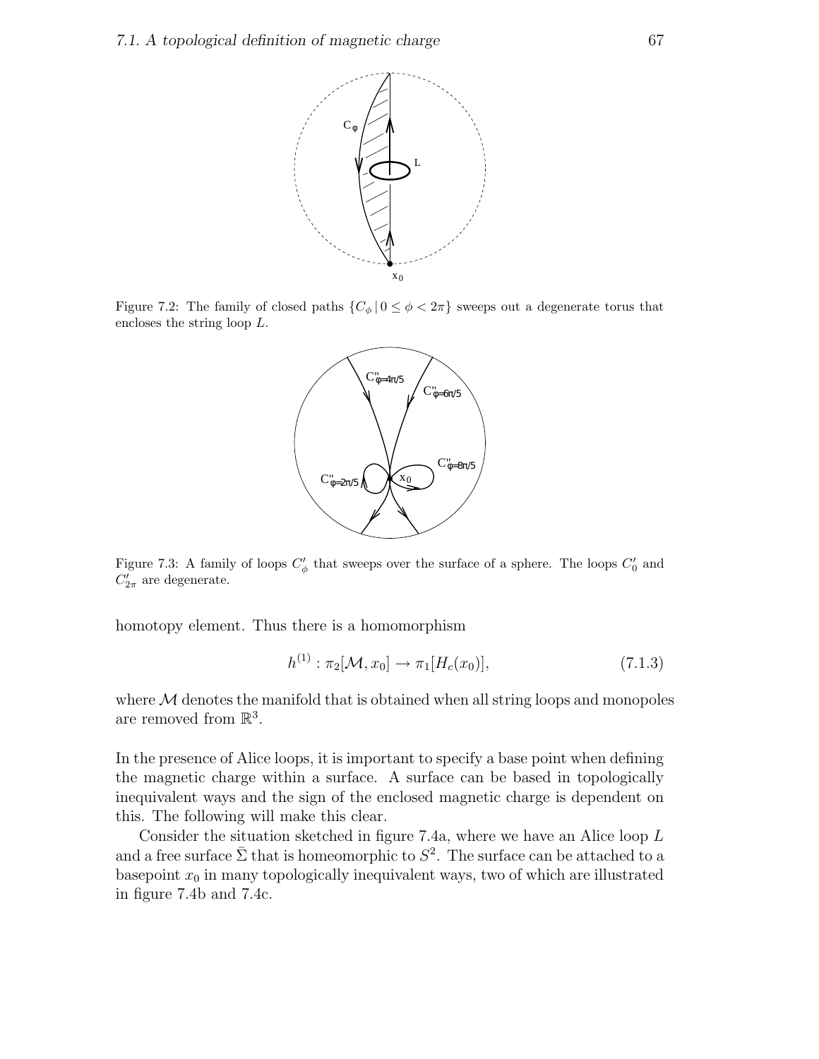Figure 7.2: The family of closed paths $\{C_\phi \,|\, 0 \leq \phi < 2\pi\}$ sweeps out a degenerate torus that encloses the string loop $L$.

Figure 7.3: A family of loops $C'_\phi$ that sweeps over the surface of a sphere. The loops $C'_0$ and $C'_{2\pi}$ are degenerate.

homotopy element. Thus there is a homomorphism

$$h^{(1)} : \pi_2[\mathcal{M}, x_0] \to \pi_1[H_c(x_0)], \tag{7.1.3}$$

where $\mathcal{M}$ denotes the manifold that is obtained when all string loops and monopoles are removed from $\mathbb{R}^3$.

In the presence of Alice loops, it is important to specify a base point when defining the magnetic charge within a surface. A surface can be based in topologically inequivalent ways and the sign of the enclosed magnetic charge is dependent on this. The following will make this clear.

Consider the situation sketched in figure 7.4a, where we have an Alice loop $L$ and a free surface $\bar{\Sigma}$ that is homeomorphic to $S^2$. The surface can be attached to a basepoint $x_0$ in many topologically inequivalent ways, two of which are illustrated in figure 7.4b and 7.4c.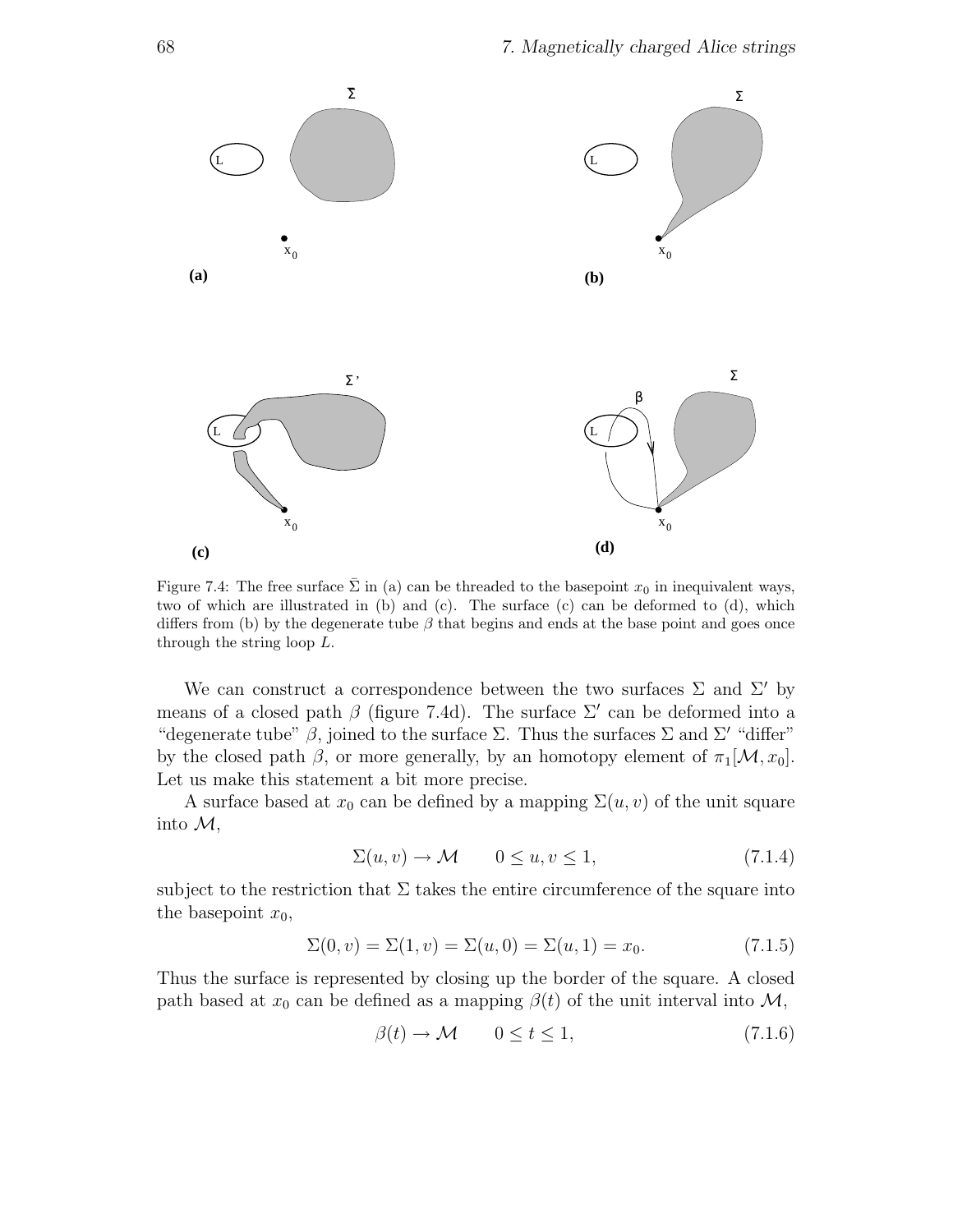Figure 7.4: The free surface $\bar{\Sigma}$ in (a) can be threaded to the basepoint $x_0$ in inequivalent ways, two of which are illustrated in (b) and (c). The surface (c) can be deformed to (d), which differs from (b) by the degenerate tube $\beta$ that begins and ends at the base point and goes once through the string loop $L$.

We can construct a correspondence between the two surfaces $\Sigma$ and $\Sigma'$ by means of a closed path $\beta$ (figure 7.4d). The surface $\Sigma'$ can be deformed into a "degenerate tube" $\beta$, joined to the surface $\Sigma$. Thus the surfaces $\Sigma$ and $\Sigma'$ "differ" by the closed path $\beta$, or more generally, by an homotopy element of $\pi_1[\mathcal{M}, x_0]$. Let us make this statement a bit more precise.

A surface based at $x_0$ can be defined by a mapping $\Sigma(u, v)$ of the unit square into $\mathcal{M}$,

$$\Sigma(u, v) \to \mathcal{M} \qquad 0 \le u, v \le 1, \tag{7.1.4}$$

subject to the restriction that $\Sigma$ takes the entire circumference of the square into the basepoint $x_0$,

$$\Sigma(0, v) = \Sigma(1, v) = \Sigma(u, 0) = \Sigma(u, 1) = x_0. \tag{7.1.5}$$

Thus the surface is represented by closing up the border of the square. A closed path based at $x_0$ can be defined as a mapping $\beta(t)$ of the unit interval into $\mathcal{M}$,

$$\beta(t) \to \mathcal{M} \qquad 0 \le t \le 1, \tag{7.1.6}$$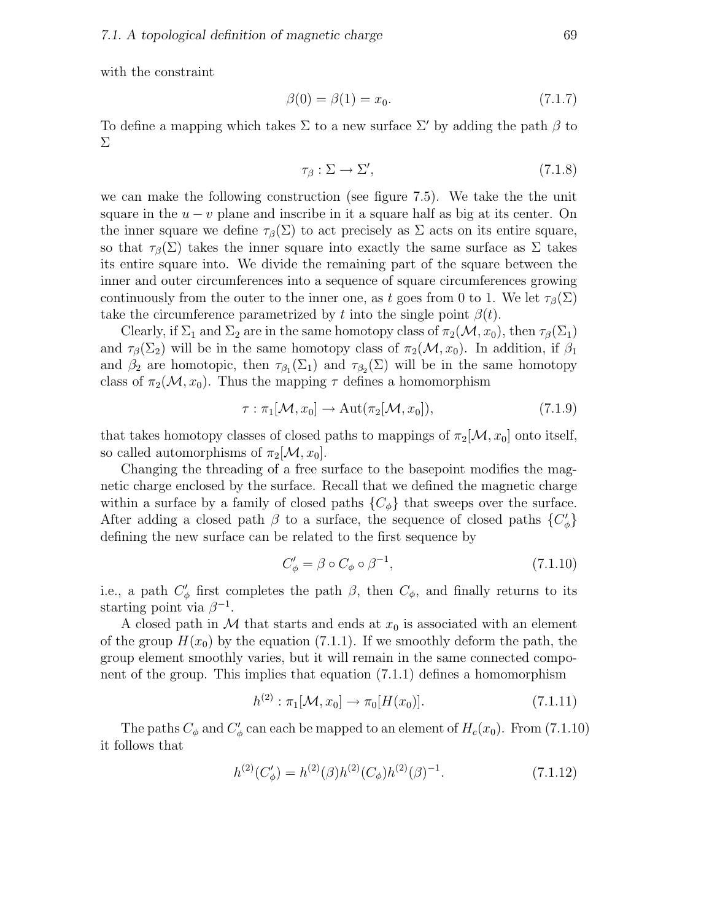with the constraint

$$\beta(0) = \beta(1) = x_0. \tag{7.1.7}$$

To define a mapping which takes $\Sigma$ to a new surface $\Sigma'$ by adding the path $\beta$ to $\Sigma$

$$\tau_\beta : \Sigma \to \Sigma', \tag{7.1.8}$$

we can make the following construction (see figure 7.5). We take the the unit square in the $u-v$ plane and inscribe in it a square half as big at its center. On the inner square we define $\tau_\beta(\Sigma)$ to act precisely as $\Sigma$ acts on its entire square, so that $\tau_\beta(\Sigma)$ takes the inner square into exactly the same surface as $\Sigma$ takes its entire square into. We divide the remaining part of the square between the inner and outer circumferences into a sequence of square circumferences growing continuously from the outer to the inner one, as $t$ goes from 0 to 1. We let $\tau_\beta(\Sigma)$ take the circumference parametrized by $t$ into the single point $\beta(t)$.

Clearly, if $\Sigma_1$ and $\Sigma_2$ are in the same homotopy class of $\pi_2(\mathcal{M}, x_0)$, then $\tau_\beta(\Sigma_1)$ and $\tau_\beta(\Sigma_2)$ will be in the same homotopy class of $\pi_2(\mathcal{M}, x_0)$. In addition, if $\beta_1$ and $\beta_2$ are homotopic, then $\tau_{\beta_1}(\Sigma_1)$ and $\tau_{\beta_2}(\Sigma)$ will be in the same homotopy class of $\pi_2(\mathcal{M}, x_0)$. Thus the mapping $\tau$ defines a homomorphism

$$\tau : \pi_1[\mathcal{M}, x_0] \to \mathrm{Aut}(\pi_2[\mathcal{M}, x_0]), \tag{7.1.9}$$

that takes homotopy classes of closed paths to mappings of $\pi_2[\mathcal{M}, x_0]$ onto itself, so called automorphisms of $\pi_2[\mathcal{M}, x_0]$.

Changing the threading of a free surface to the basepoint modifies the magnetic charge enclosed by the surface. Recall that we defined the magnetic charge within a surface by a family of closed paths $\{C_\phi\}$ that sweeps over the surface. After adding a closed path $\beta$ to a surface, the sequence of closed paths $\{C'_\phi\}$ defining the new surface can be related to the first sequence by

$$C'_\phi = \beta \circ C_\phi \circ \beta^{-1}, \tag{7.1.10}$$

i.e., a path $C'_\phi$ first completes the path $\beta$, then $C_\phi$, and finally returns to its starting point via $\beta^{-1}$.

A closed path in $\mathcal{M}$ that starts and ends at $x_0$ is associated with an element of the group $H(x_0)$ by the equation (7.1.1). If we smoothly deform the path, the group element smoothly varies, but it will remain in the same connected component of the group. This implies that equation (7.1.1) defines a homomorphism

$$h^{(2)} : \pi_1[\mathcal{M}, x_0] \to \pi_0[H(x_0)]. \tag{7.1.11}$$

The paths $C_\phi$ and $C'_\phi$ can each be mapped to an element of $H_c(x_0)$. From (7.1.10) it follows that

$$h^{(2)}(C'_\phi) = h^{(2)}(\beta) h^{(2)}(C_\phi) h^{(2)}(\beta)^{-1}. \tag{7.1.12}$$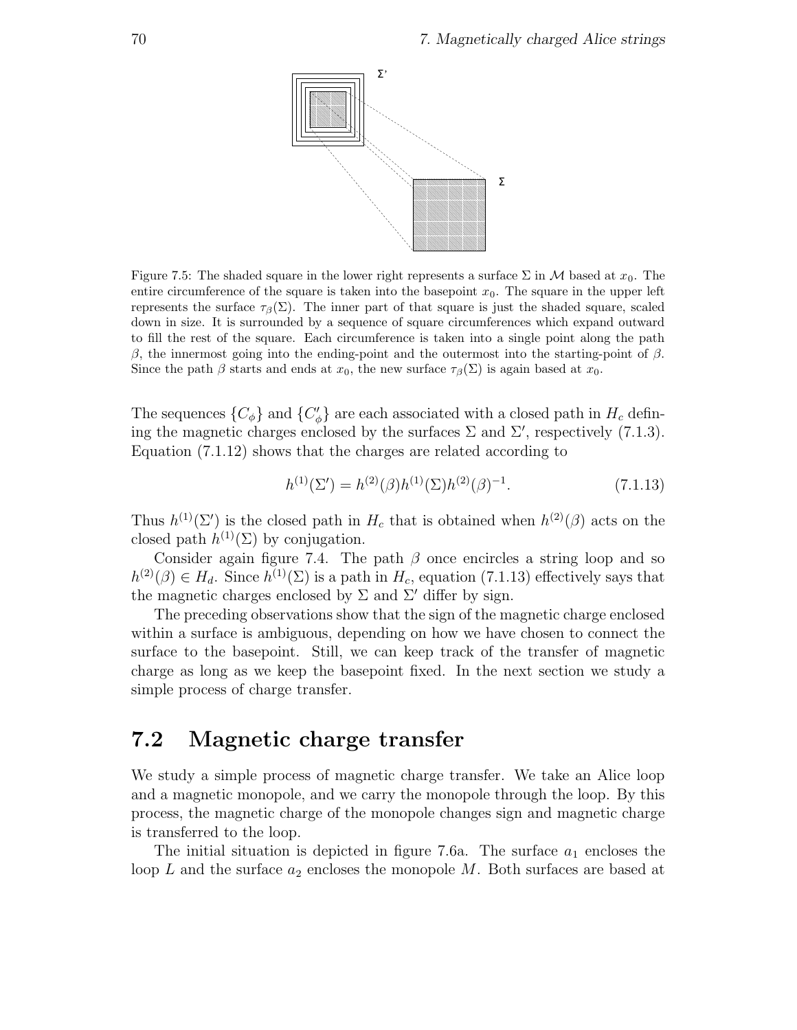Figure 7.5: The shaded square in the lower right represents a surface $\Sigma$ in $\mathcal{M}$ based at $x_0$. The entire circumference of the square is taken into the basepoint $x_0$. The square in the upper left represents the surface $\tau_\beta(\Sigma)$. The inner part of that square is just the shaded square, scaled down in size. It is surrounded by a sequence of square circumferences which expand outward to fill the rest of the square. Each circumference is taken into a single point along the path $\beta$, the innermost going into the ending-point and the outermost into the starting-point of $\beta$. Since the path $\beta$ starts and ends at $x_0$, the new surface $\tau_\beta(\Sigma)$ is again based at $x_0$.

The sequences $\{C_\phi\}$ and $\{C'_\phi\}$ are each associated with a closed path in $H_c$ defining the magnetic charges enclosed by the surfaces $\Sigma$ and $\Sigma'$, respectively (7.1.3). Equation (7.1.12) shows that the charges are related according to

$$h^{(1)}(\Sigma') = h^{(2)}(\beta)h^{(1)}(\Sigma)h^{(2)}(\beta)^{-1}. \tag{7.1.13}$$

Thus $h^{(1)}(\Sigma')$ is the closed path in $H_c$ that is obtained when $h^{(2)}(\beta)$ acts on the closed path $h^{(1)}(\Sigma)$ by conjugation.

Consider again figure 7.4. The path $\beta$ once encircles a string loop and so $h^{(2)}(\beta) \in H_d$. Since $h^{(1)}(\Sigma)$ is a path in $H_c$, equation (7.1.13) effectively says that the magnetic charges enclosed by $\Sigma$ and $\Sigma'$ differ by sign.

The preceding observations show that the sign of the magnetic charge enclosed within a surface is ambiguous, depending on how we have chosen to connect the surface to the basepoint. Still, we can keep track of the transfer of magnetic charge as long as we keep the basepoint fixed. In the next section we study a simple process of charge transfer.

## 7.2 Magnetic charge transfer

We study a simple process of magnetic charge transfer. We take an Alice loop and a magnetic monopole, and we carry the monopole through the loop. By this process, the magnetic charge of the monopole changes sign and magnetic charge is transferred to the loop.

The initial situation is depicted in figure 7.6a. The surface $a_1$ encloses the loop $L$ and the surface $a_2$ encloses the monopole $M$. Both surfaces are based at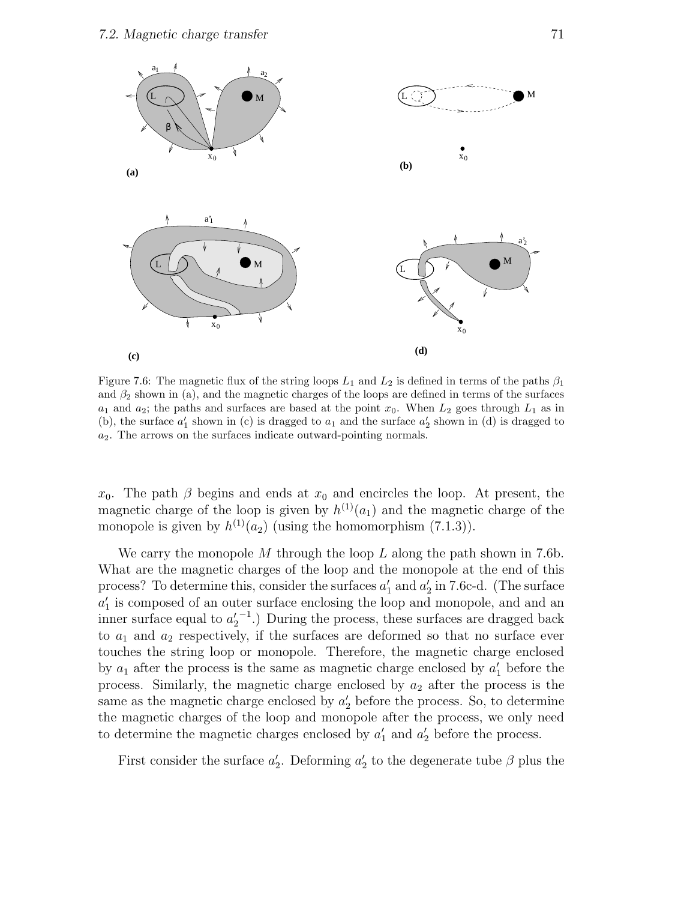Figure 7.6: The magnetic flux of the string loops $L_1$ and $L_2$ is defined in terms of the paths $\beta_1$ and $\beta_2$ shown in (a), and the magnetic charges of the loops are defined in terms of the surfaces $a_1$ and $a_2$; the paths and surfaces are based at the point $x_0$. When $L_2$ goes through $L_1$ as in (b), the surface $a_1'$ shown in (c) is dragged to $a_1$ and the surface $a_2'$ shown in (d) is dragged to $a_2$. The arrows on the surfaces indicate outward-pointing normals.

$x_0$. The path $\beta$ begins and ends at $x_0$ and encircles the loop. At present, the magnetic charge of the loop is given by $h^{(1)}(a_1)$ and the magnetic charge of the monopole is given by $h^{(1)}(a_2)$ (using the homomorphism (7.1.3)).

We carry the monopole $M$ through the loop $L$ along the path shown in 7.6b. What are the magnetic charges of the loop and the monopole at the end of this process? To determine this, consider the surfaces $a_1'$ and $a_2'$ in 7.6c-d. (The surface $a_1'$ is composed of an outer surface enclosing the loop and monopole, and and an inner surface equal to ${a_2'}^{-1}$.) During the process, these surfaces are dragged back to $a_1$ and $a_2$ respectively, if the surfaces are deformed so that no surface ever touches the string loop or monopole. Therefore, the magnetic charge enclosed by $a_1$ after the process is the same as magnetic charge enclosed by $a_1'$ before the process. Similarly, the magnetic charge enclosed by $a_2$ after the process is the same as the magnetic charge enclosed by $a_2'$ before the process. So, to determine the magnetic charges of the loop and monopole after the process, we only need to determine the magnetic charges enclosed by $a_1'$ and $a_2'$ before the process.

First consider the surface $a_2'$. Deforming $a_2'$ to the degenerate tube $\beta$ plus the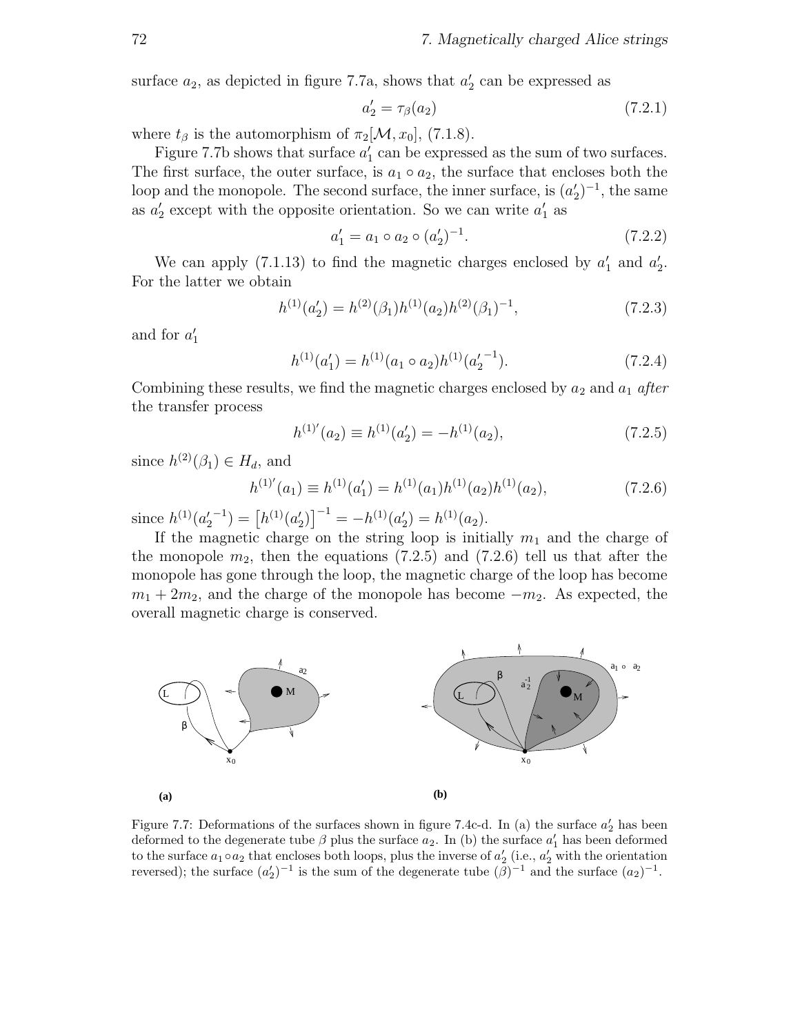surface $a_2$, as depicted in figure 7.7a, shows that $a_2'$ can be expressed as

$$a_2' = \tau_\beta(a_2) \tag{7.2.1}$$

where $t_\beta$ is the automorphism of $\pi_2[\mathcal{M}, x_0]$, (7.1.8).

Figure 7.7b shows that surface $a_1'$ can be expressed as the sum of two surfaces. The first surface, the outer surface, is $a_1 \circ a_2$, the surface that encloses both the loop and the monopole. The second surface, the inner surface, is $(a_2')^{-1}$, the same as $a_2'$ except with the opposite orientation. So we can write $a_1'$ as

$$a_1' = a_1 \circ a_2 \circ (a_2')^{-1}. \tag{7.2.2}$$

We can apply (7.1.13) to find the magnetic charges enclosed by $a_1'$ and $a_2'$. For the latter we obtain

$$h^{(1)}(a_2') = h^{(2)}(\beta_1) h^{(1)}(a_2) h^{(2)}(\beta_1)^{-1}, \tag{7.2.3}$$

and for $a_1'$

$$h^{(1)}(a_1') = h^{(1)}(a_1 \circ a_2) h^{(1)}({a_2'}^{-1}). \tag{7.2.4}$$

Combining these results, we find the magnetic charges enclosed by $a_2$ and $a_1$ *after* the transfer process

$$h^{(1)'}(a_2) \equiv h^{(1)}(a_2') = -h^{(1)}(a_2), \tag{7.2.5}$$

since $h^{(2)}(\beta_1) \in H_d$, and

$$h^{(1)'}(a_1) \equiv h^{(1)}(a_1') = h^{(1)}(a_1) h^{(1)}(a_2) h^{(1)}(a_2), \tag{7.2.6}$$

since $h^{(1)}({a_2'}^{-1}) = \left[h^{(1)}(a_2')\right]^{-1} = -h^{(1)}(a_2') = h^{(1)}(a_2)$.

If the magnetic charge on the string loop is initially $m_1$ and the charge of the monopole $m_2$, then the equations (7.2.5) and (7.2.6) tell us that after the monopole has gone through the loop, the magnetic charge of the loop has become $m_1 + 2m_2$, and the charge of the monopole has become $-m_2$. As expected, the overall magnetic charge is conserved.

Figure 7.7: Deformations of the surfaces shown in figure 7.4c-d. In (a) the surface $a_2'$ has been deformed to the degenerate tube $\beta$ plus the surface $a_2$. In (b) the surface $a_1'$ has been deformed to the surface $a_1 \circ a_2$ that encloses both loops, plus the inverse of $a_2'$ (i.e., $a_2'$ with the orientation reversed); the surface $(a_2')^{-1}$ is the sum of the degenerate tube $(\beta)^{-1}$ and the surface $(a_2)^{-1}$.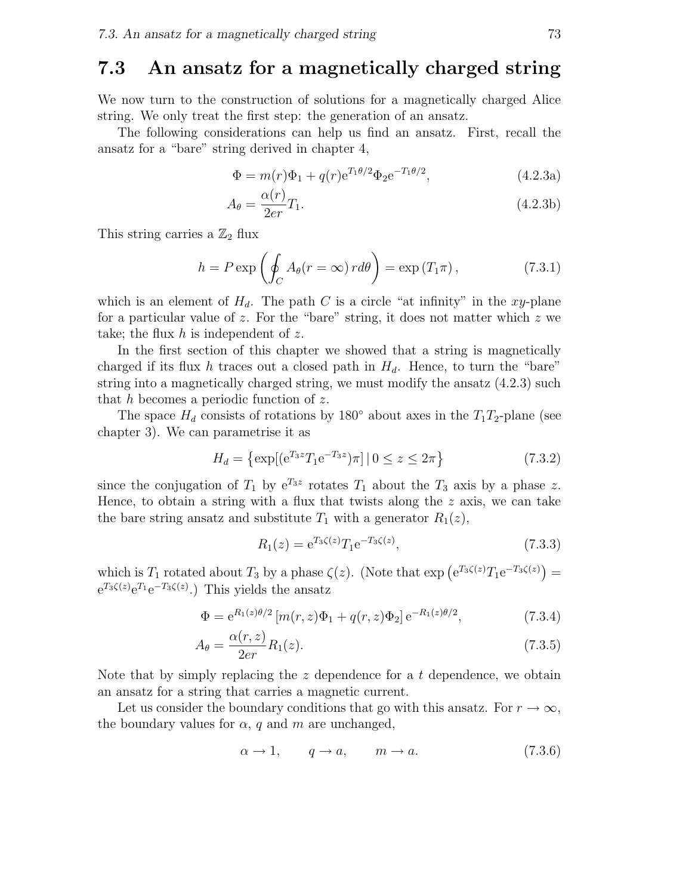## 7.3 An ansatz for a magnetically charged string

We now turn to the construction of solutions for a magnetically charged Alice string. We only treat the first step: the generation of an ansatz.

The following considerations can help us find an ansatz. First, recall the ansatz for a "bare" string derived in chapter 4,

$$\Phi = m(r)\Phi_1 + q(r)\mathrm{e}^{T_1\theta/2}\Phi_2\mathrm{e}^{-T_1\theta/2}, \tag{4.2.3a}$$

$$A_\theta = \frac{\alpha(r)}{2er}T_1. \tag{4.2.3b}$$

This string carries a $\mathbb{Z}_2$ flux

$$h = P\exp\left(\oint_C A_\theta(r=\infty)\, r d\theta\right) = \exp\left(T_1\pi\right), \tag{7.3.1}$$

which is an element of $H_d$. The path $C$ is a circle "at infinity" in the $xy$-plane for a particular value of $z$. For the "bare" string, it does not matter which $z$ we take; the flux $h$ is independent of $z$.

In the first section of this chapter we showed that a string is magnetically charged if its flux $h$ traces out a closed path in $H_d$. Hence, to turn the "bare" string into a magnetically charged string, we must modify the ansatz (4.2.3) such that $h$ becomes a periodic function of $z$.

The space $H_d$ consists of rotations by 180° about axes in the $T_1T_2$-plane (see chapter 3). We can parametrise it as

$$H_d = \left\{\exp[(\mathrm{e}^{T_3 z}T_1\mathrm{e}^{-T_3 z})\pi]\,|\, 0 \le z \le 2\pi\right\} \tag{7.3.2}$$

since the conjugation of $T_1$ by $\mathrm{e}^{T_3 z}$ rotates $T_1$ about the $T_3$ axis by a phase $z$. Hence, to obtain a string with a flux that twists along the $z$ axis, we can take the bare string ansatz and substitute $T_1$ with a generator $R_1(z)$,

$$R_1(z) = \mathrm{e}^{T_3\zeta(z)}T_1\mathrm{e}^{-T_3\zeta(z)}, \tag{7.3.3}$$

which is $T_1$ rotated about $T_3$ by a phase $\zeta(z)$. (Note that $\exp\left(\mathrm{e}^{T_3\zeta(z)}T_1\mathrm{e}^{-T_3\zeta(z)}\right) = \mathrm{e}^{T_3\zeta(z)}\mathrm{e}^{T_1}\mathrm{e}^{-T_3\zeta(z)}$.) This yields the ansatz

$$\Phi = \mathrm{e}^{R_1(z)\theta/2}\left[m(r,z)\Phi_1 + q(r,z)\Phi_2\right]\mathrm{e}^{-R_1(z)\theta/2}, \tag{7.3.4}$$

$$A_\theta = \frac{\alpha(r,z)}{2er}R_1(z). \tag{7.3.5}$$

Note that by simply replacing the $z$ dependence for a $t$ dependence, we obtain an ansatz for a string that carries a magnetic current.

Let us consider the boundary conditions that go with this ansatz. For $r \to \infty$, the boundary values for $\alpha$, $q$ and $m$ are unchanged,

$$\alpha \to 1, \qquad q \to a, \qquad m \to a. \tag{7.3.6}$$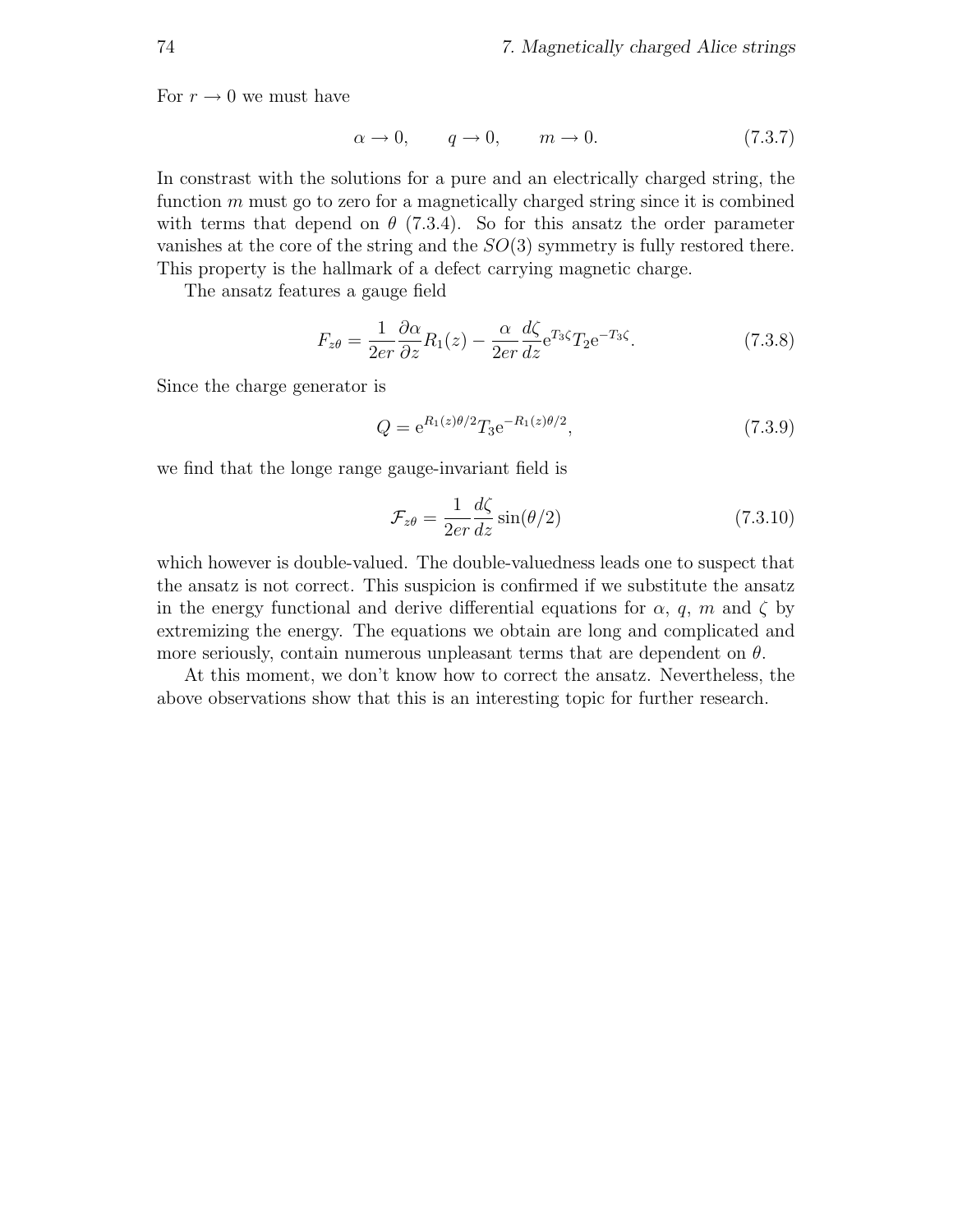For $r \to 0$ we must have

$$\alpha \to 0, \qquad q \to 0, \qquad m \to 0. \tag{7.3.7}$$

In constrast with the solutions for a pure and an electrically charged string, the function $m$ must go to zero for a magnetically charged string since it is combined with terms that depend on $\theta$ (7.3.4). So for this ansatz the order parameter vanishes at the core of the string and the $SO(3)$ symmetry is fully restored there. This property is the hallmark of a defect carrying magnetic charge.

The ansatz features a gauge field

$$F_{z\theta} = \frac{1}{2er}\frac{\partial \alpha}{\partial z} R_1(z) - \frac{\alpha}{2er}\frac{d\zeta}{dz} \mathrm{e}^{T_3\zeta} T_2 \mathrm{e}^{-T_3\zeta}. \tag{7.3.8}$$

Since the charge generator is

$$Q = \mathrm{e}^{R_1(z)\theta/2} T_3 \mathrm{e}^{-R_1(z)\theta/2}, \tag{7.3.9}$$

we find that the longe range gauge-invariant field is

$$\mathcal{F}_{z\theta} = \frac{1}{2er}\frac{d\zeta}{dz}\sin(\theta/2) \tag{7.3.10}$$

which however is double-valued. The double-valuedness leads one to suspect that the ansatz is not correct. This suspicion is confirmed if we substitute the ansatz in the energy functional and derive differential equations for $\alpha$, $q$, $m$ and $\zeta$ by extremizing the energy. The equations we obtain are long and complicated and more seriously, contain numerous unpleasant terms that are dependent on $\theta$.

At this moment, we don't know how to correct the ansatz. Nevertheless, the above observations show that this is an interesting topic for further research.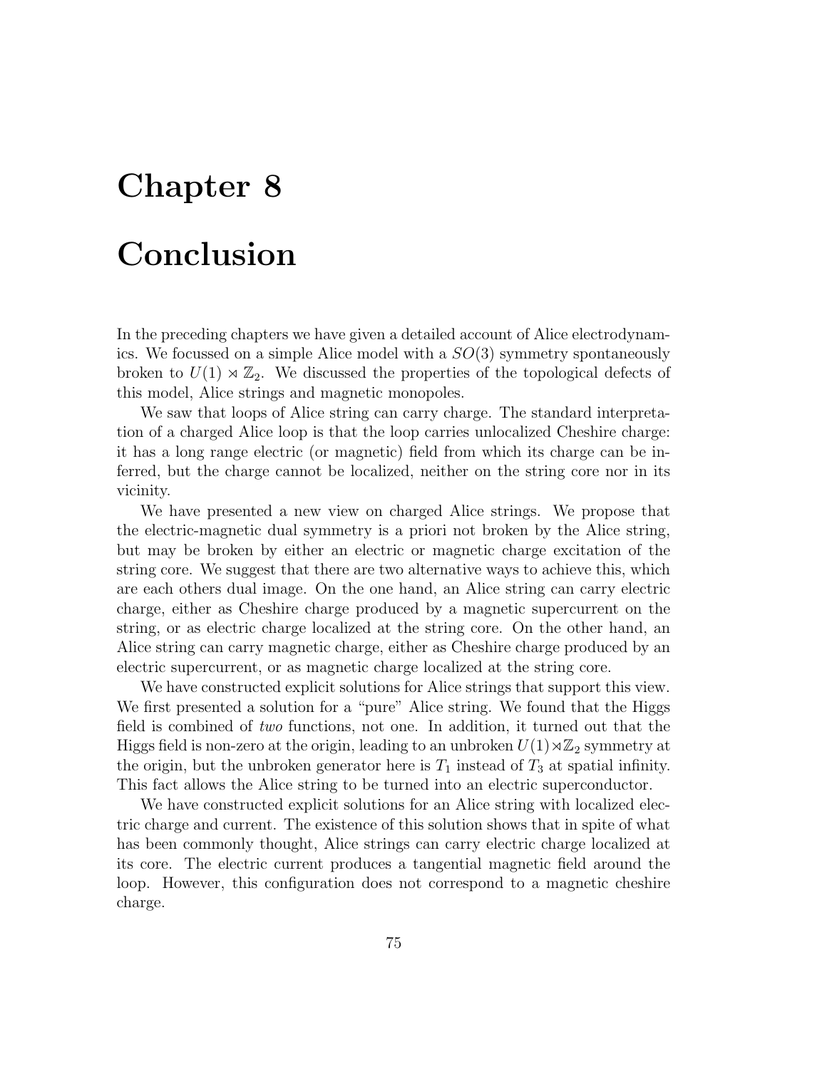# Chapter 8

# Conclusion

In the preceding chapters we have given a detailed account of Alice electrodynamics. We focussed on a simple Alice model with a $SO(3)$ symmetry spontaneously broken to $U(1) \rtimes \mathbb{Z}_2$. We discussed the properties of the topological defects of this model, Alice strings and magnetic monopoles.

We saw that loops of Alice string can carry charge. The standard interpretation of a charged Alice loop is that the loop carries unlocalized Cheshire charge: it has a long range electric (or magnetic) field from which its charge can be inferred, but the charge cannot be localized, neither on the string core nor in its vicinity.

We have presented a new view on charged Alice strings. We propose that the electric-magnetic dual symmetry is a priori not broken by the Alice string, but may be broken by either an electric or magnetic charge excitation of the string core. We suggest that there are two alternative ways to achieve this, which are each others dual image. On the one hand, an Alice string can carry electric charge, either as Cheshire charge produced by a magnetic supercurrent on the string, or as electric charge localized at the string core. On the other hand, an Alice string can carry magnetic charge, either as Cheshire charge produced by an electric supercurrent, or as magnetic charge localized at the string core.

We have constructed explicit solutions for Alice strings that support this view. We first presented a solution for a "pure" Alice string. We found that the Higgs field is combined of *two* functions, not one. In addition, it turned out that the Higgs field is non-zero at the origin, leading to an unbroken $U(1) \rtimes \mathbb{Z}_2$ symmetry at the origin, but the unbroken generator here is $T_1$ instead of $T_3$ at spatial infinity. This fact allows the Alice string to be turned into an electric superconductor.

We have constructed explicit solutions for an Alice string with localized electric charge and current. The existence of this solution shows that in spite of what has been commonly thought, Alice strings can carry electric charge localized at its core. The electric current produces a tangential magnetic field around the loop. However, this configuration does not correspond to a magnetic cheshire charge.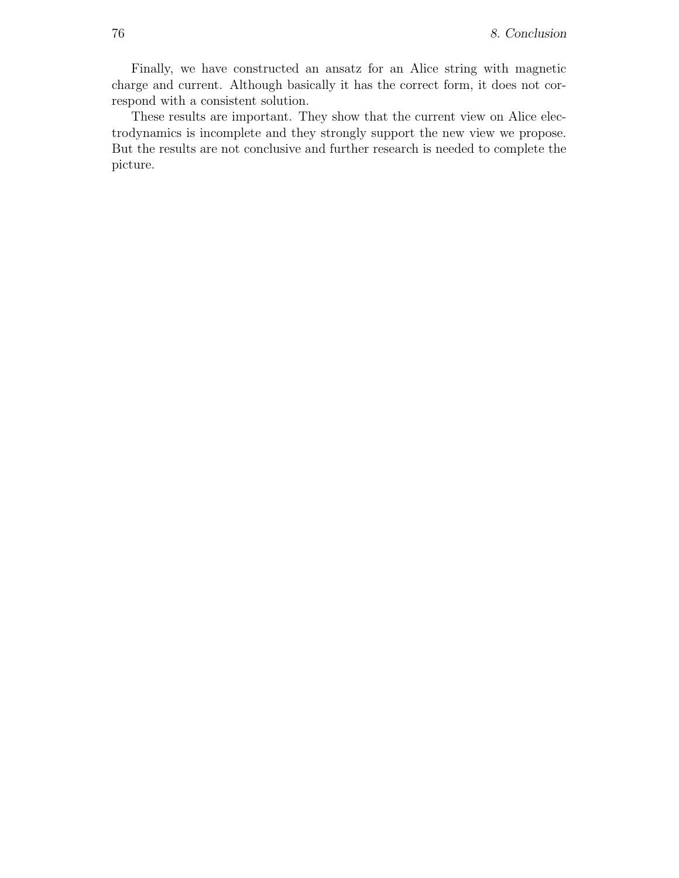Finally, we have constructed an ansatz for an Alice string with magnetic charge and current. Although basically it has the correct form, it does not correspond with a consistent solution.

These results are important. They show that the current view on Alice electrodynamics is incomplete and they strongly support the new view we propose. But the results are not conclusive and further research is needed to complete the picture.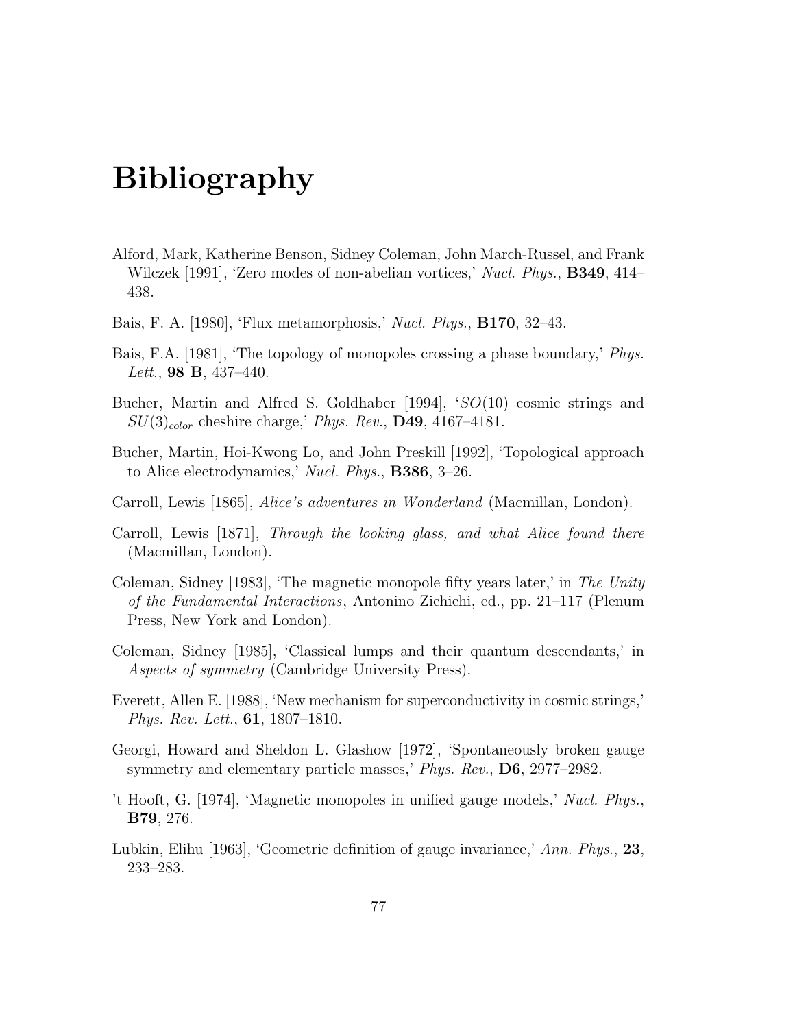# Bibliography

Alford, Mark, Katherine Benson, Sidney Coleman, John March-Russel, and Frank Wilczek [1991], 'Zero modes of non-abelian vortices,' *Nucl. Phys.*, **B349**, 414–438.

Bais, F. A. [1980], 'Flux metamorphosis,' *Nucl. Phys.*, **B170**, 32–43.

Bais, F.A. [1981], 'The topology of monopoles crossing a phase boundary,' *Phys. Lett.*, **98 B**, 437–440.

Bucher, Martin and Alfred S. Goldhaber [1994], '$SO(10)$ cosmic strings and $SU(3)_{color}$ cheshire charge,' *Phys. Rev.*, **D49**, 4167–4181.

Bucher, Martin, Hoi-Kwong Lo, and John Preskill [1992], 'Topological approach to Alice electrodynamics,' *Nucl. Phys.*, **B386**, 3–26.

Carroll, Lewis [1865], *Alice's adventures in Wonderland* (Macmillan, London).

Carroll, Lewis [1871], *Through the looking glass, and what Alice found there* (Macmillan, London).

Coleman, Sidney [1983], 'The magnetic monopole fifty years later,' in *The Unity of the Fundamental Interactions*, Antonino Zichichi, ed., pp. 21–117 (Plenum Press, New York and London).

Coleman, Sidney [1985], 'Classical lumps and their quantum descendants,' in *Aspects of symmetry* (Cambridge University Press).

Everett, Allen E. [1988], 'New mechanism for superconductivity in cosmic strings,' *Phys. Rev. Lett.*, **61**, 1807–1810.

Georgi, Howard and Sheldon L. Glashow [1972], 'Spontaneously broken gauge symmetry and elementary particle masses,' *Phys. Rev.*, **D6**, 2977–2982.

't Hooft, G. [1974], 'Magnetic monopoles in unified gauge models,' *Nucl. Phys.*, **B79**, 276.

Lubkin, Elihu [1963], 'Geometric definition of gauge invariance,' *Ann. Phys.*, **23**, 233–283.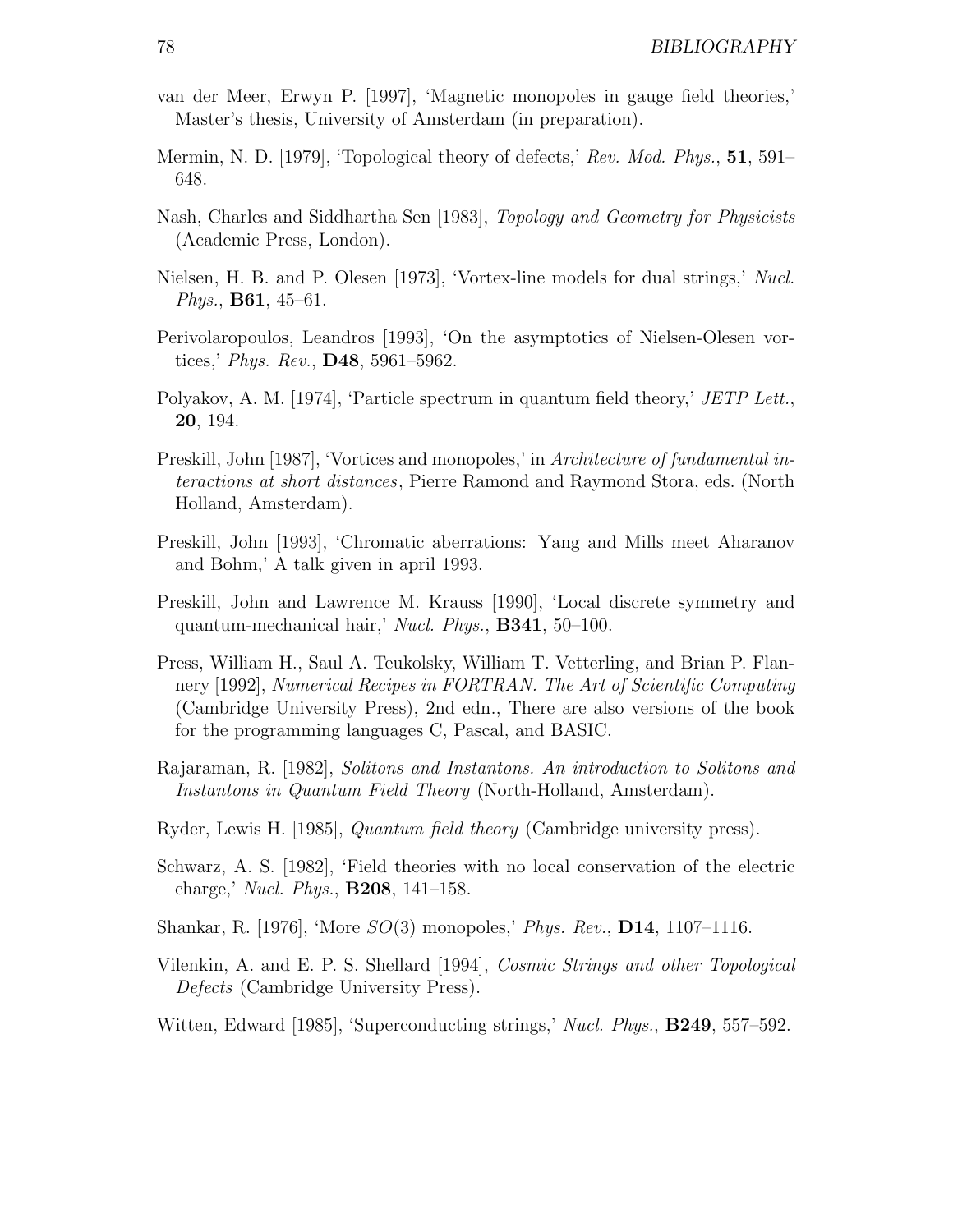van der Meer, Erwyn P. [1997], 'Magnetic monopoles in gauge field theories,' Master's thesis, University of Amsterdam (in preparation).

Mermin, N. D. [1979], 'Topological theory of defects,' *Rev. Mod. Phys.*, **51**, 591–648.

Nash, Charles and Siddhartha Sen [1983], *Topology and Geometry for Physicists* (Academic Press, London).

Nielsen, H. B. and P. Olesen [1973], 'Vortex-line models for dual strings,' *Nucl. Phys.*, **B61**, 45–61.

Perivolaropoulos, Leandros [1993], 'On the asymptotics of Nielsen-Olesen vortices,' *Phys. Rev.*, **D48**, 5961–5962.

Polyakov, A. M. [1974], 'Particle spectrum in quantum field theory,' *JETP Lett.*, **20**, 194.

Preskill, John [1987], 'Vortices and monopoles,' in *Architecture of fundamental interactions at short distances*, Pierre Ramond and Raymond Stora, eds. (North Holland, Amsterdam).

Preskill, John [1993], 'Chromatic aberrations: Yang and Mills meet Aharanov and Bohm,' A talk given in april 1993.

Preskill, John and Lawrence M. Krauss [1990], 'Local discrete symmetry and quantum-mechanical hair,' *Nucl. Phys.*, **B341**, 50–100.

Press, William H., Saul A. Teukolsky, William T. Vetterling, and Brian P. Flannery [1992], *Numerical Recipes in FORTRAN. The Art of Scientific Computing* (Cambridge University Press), 2nd edn., There are also versions of the book for the programming languages C, Pascal, and BASIC.

Rajaraman, R. [1982], *Solitons and Instantons. An introduction to Solitons and Instantons in Quantum Field Theory* (North-Holland, Amsterdam).

Ryder, Lewis H. [1985], *Quantum field theory* (Cambridge university press).

Schwarz, A. S. [1982], 'Field theories with no local conservation of the electric charge,' *Nucl. Phys.*, **B208**, 141–158.

Shankar, R. [1976], 'More $SO(3)$ monopoles,' *Phys. Rev.*, **D14**, 1107–1116.

Vilenkin, A. and E. P. S. Shellard [1994], *Cosmic Strings and other Topological Defects* (Cambridge University Press).

Witten, Edward [1985], 'Superconducting strings,' *Nucl. Phys.*, **B249**, 557–592.